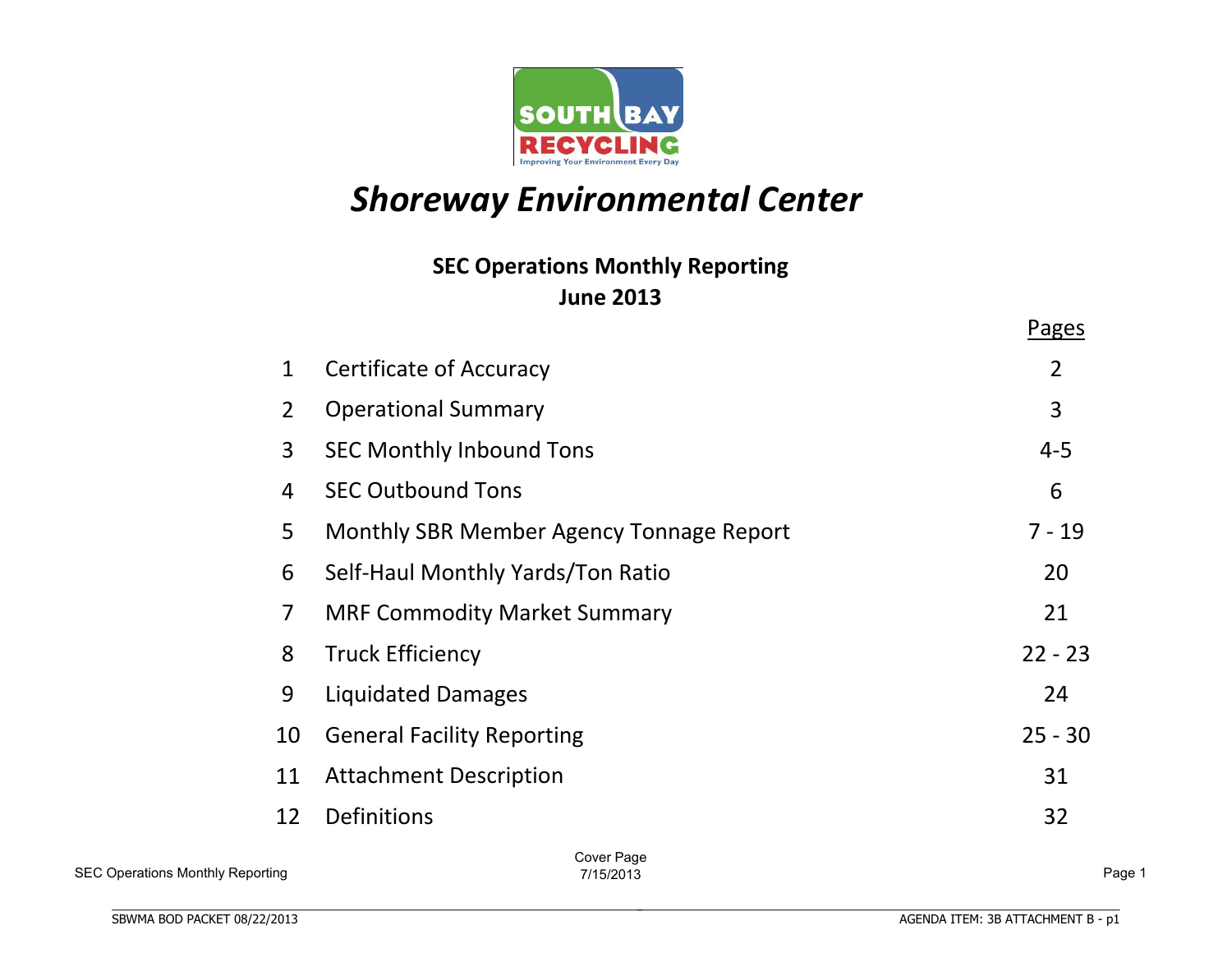SOUTH BAY RECYCLING

Improving Your Environment Every Day

# *Shoreway Environmental Center*

## SEC Operations Monthly Reporting
## June 2013

| | | Pages |
|---|---|---|
| 1 | Certificate of Accuracy | 2 |
| 2 | Operational Summary | 3 |
| 3 | SEC Monthly Inbound Tons | 4-5 |
| 4 | SEC Outbound Tons | 6 |
| 5 | Monthly SBR Member Agency Tonnage Report | 7 - 19 |
| 6 | Self-Haul Monthly Yards/Ton Ratio | 20 |
| 7 | MRF Commodity Market Summary | 21 |
| 8 | Truck Efficiency | 22 - 23 |
| 9 | Liquidated Damages | 24 |
| 10 | General Facility Reporting | 25 - 30 |
| 11 | Attachment Description | 31 |
| 12 | Definitions | 32 |

Cover Page
7/15/2013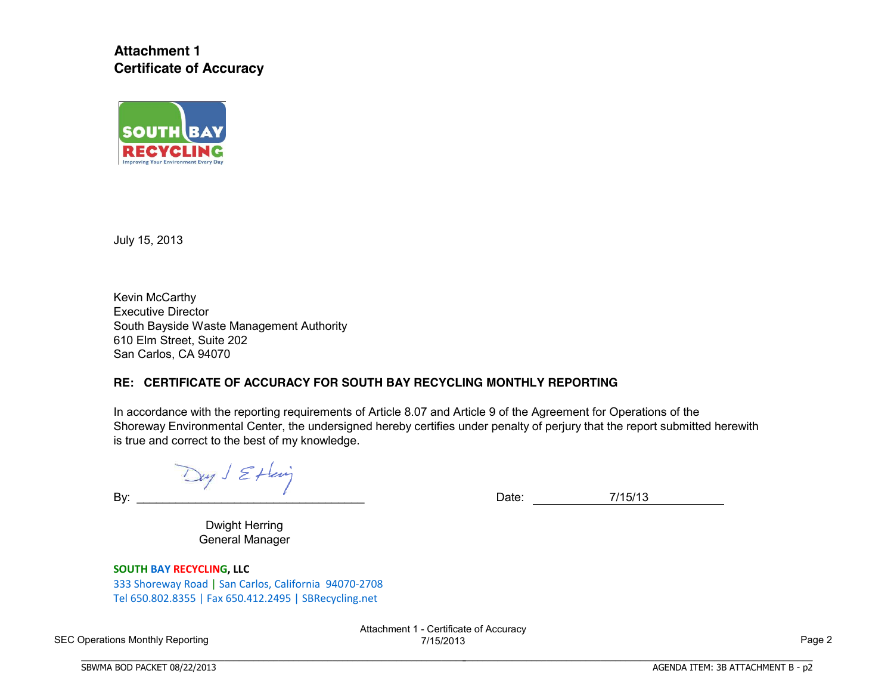**Attachment 1**
**Certificate of Accuracy**

SOUTH BAY RECYCLING
Improving Your Environment Every Day

July 15, 2013

Kevin McCarthy
Executive Director
South Bayside Waste Management Authority
610 Elm Street, Suite 202
San Carlos, CA 94070

**RE: CERTIFICATE OF ACCURACY FOR SOUTH BAY RECYCLING MONTHLY REPORTING**

In accordance with the reporting requirements of Article 8.07 and Article 9 of the Agreement for Operations of the Shoreway Environmental Center, the undersigned hereby certifies under penalty of perjury that the report submitted herewith is true and correct to the best of my knowledge.

By: ________________________________ Date: 7/15/13

Dwight Herring
General Manager

**SOUTH BAY RECYCLING, LLC**
333 Shoreway Road | San Carlos, California 94070-2708
Tel 650.802.8355 | Fax 650.412.2495 | SBRecycling.net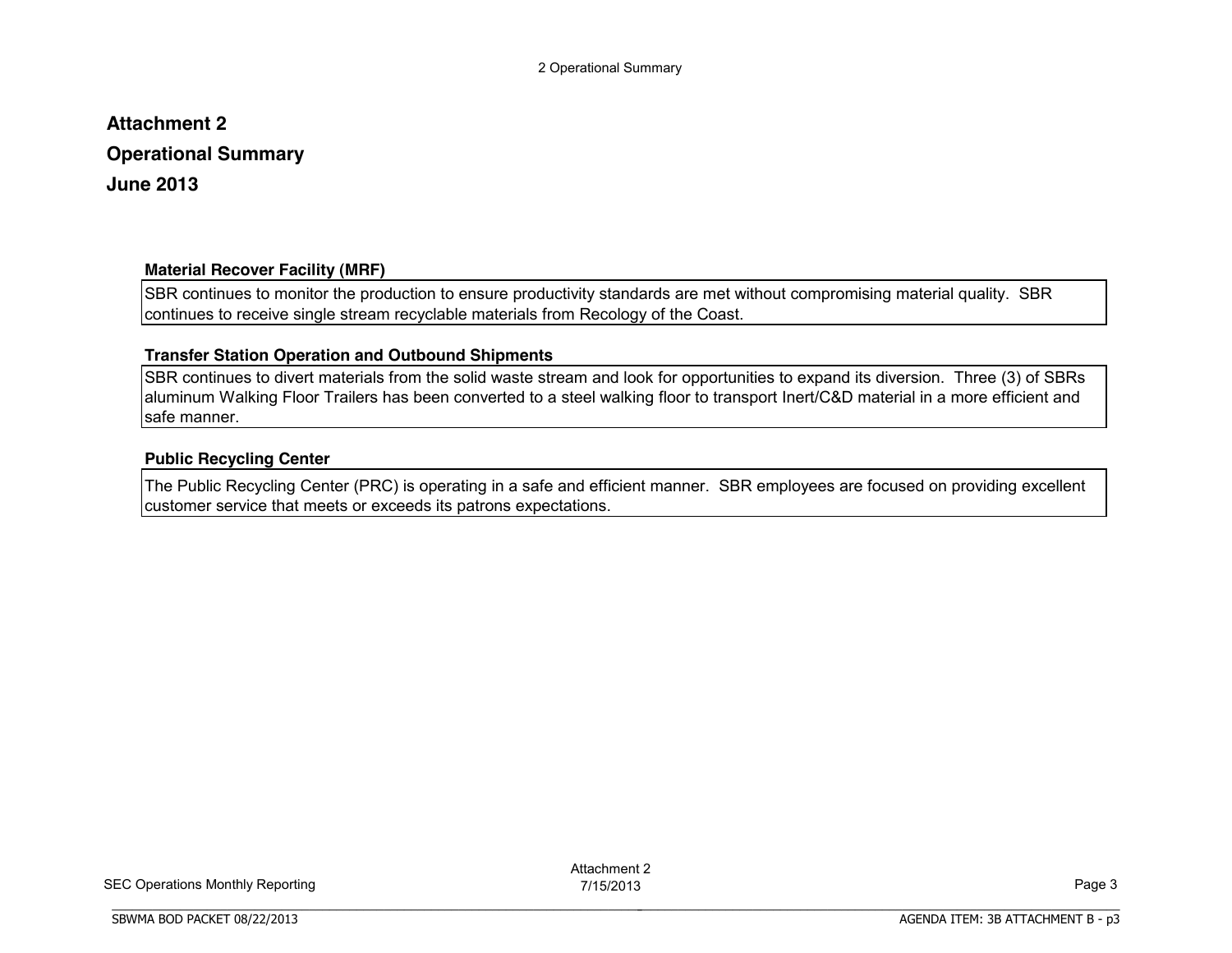# Attachment 2

# Operational Summary

# June 2013

### Material Recover Facility (MRF)

SBR continues to monitor the production to ensure productivity standards are met without compromising material quality. SBR continues to receive single stream recyclable materials from Recology of the Coast.

### Transfer Station Operation and Outbound Shipments

SBR continues to divert materials from the solid waste stream and look for opportunities to expand its diversion. Three (3) of SBRs aluminum Walking Floor Trailers has been converted to a steel walking floor to transport Inert/C&D material in a more efficient and safe manner.

### Public Recycling Center

The Public Recycling Center (PRC) is operating in a safe and efficient manner. SBR employees are focused on providing excellent customer service that meets or exceeds its patrons expectations.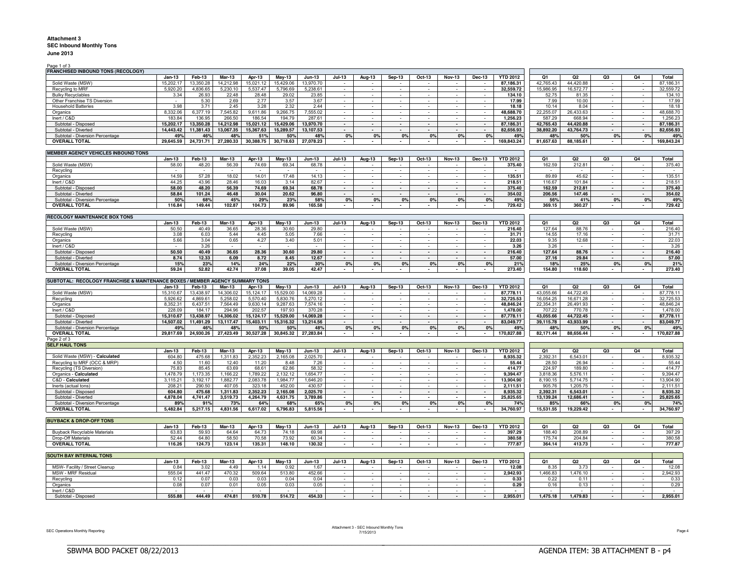**Attachment 3**
**SEC Inbound Monthly Tons**
**June 2013**

Page 1 of 3

**FRANCHISED INBOUND TONS (RECOLOGY)**

| | Jan-13 | Feb-13 | Mar-13 | Apr-13 | May-13 | Jun-13 | Jul-13 | Aug-13 | Sep-13 | Oct-13 | Nov-13 | Dec-13 | YTD 2012 | Q1 | Q2 | Q3 | Q4 | Total |
|---|---|---|---|---|---|---|---|---|---|---|---|---|---|---|---|---|---|---|
| Solid Waste (MSW) | 15,202.17 | 13,350.28 | 14,212.98 | 15,021.12 | 15,429.06 | 13,970.70 | - | - | - | - | - | - | 87,186.31 | 42,765.43 | 44,420.88 | - | - | 87,186.31 |
| Recycling to MRF | 5,920.20 | 4,836.65 | 5,230.10 | 5,537.47 | 5,796.69 | 5,238.61 | - | - | - | - | - | - | 32,559.72 | 15,986.95 | 16,572.77 | - | - | 32,559.72 |
| Bulky Recyclables | 3.34 | 26.93 | 22.48 | 28.48 | 29.02 | 23.85 | - | - | - | - | - | - | 134.10 | 52.75 | 81.35 | - | - | 134.10 |
| Other Franchise TS Diversion | - | 5.30 | 2.69 | 2.77 | 3.57 | 3.67 | - | - | - | - | - | - | 17.99 | 7.99 | 10.00 | - | - | 17.99 |
| Household Batteries | 3.98 | 3.71 | 2.45 | 3.28 | 2.32 | 2.44 | - | - | - | - | - | - | 18.18 | 10.14 | 8.04 | - | - | 18.18 |
| Organics | 8,332.06 | 6,377.19 | 7,545.82 | 9,611.86 | 9,266.75 | 7,555.02 | - | - | - | - | - | - | 48,688.70 | 22,255.07 | 26,433.63 | - | - | 48,688.70 |
| Inert / C&D | 183.84 | 136.95 | 266.50 | 186.54 | 194.79 | 287.61 | - | - | - | - | - | - | 1,256.23 | 587.29 | 668.94 | - | - | 1,256.23 |
| **Subtotal - Disposed** | **15,202.17** | **13,350.28** | **14,212.98** | **15,021.12** | **15,429.06** | **13,970.70** | **-** | **-** | **-** | **-** | **-** | **-** | **87,186.31** | **42,765.43** | **44,420.88** | **-** | **-** | **87,186.31** |
| **Subtotal - Diverted** | **14,443.42** | **11,381.43** | **13,067.35** | **15,367.63** | **15,289.57** | **13,107.53** | **-** | **-** | **-** | **-** | **-** | **-** | **82,656.93** | **38,892.20** | **43,764.73** | **-** | **-** | **82,656.93** |
| **Subtotal - Diversion Percentage** | **49%** | **46%** | **48%** | **51%** | **50%** | **48%** | **0%** | **0%** | **0%** | **0%** | **0%** | **0%** | **49%** | **48%** | **50%** | **0%** | **0%** | **49%** |
| **OVERALL TOTAL** | **29,645.59** | **24,731.71** | **27,280.33** | **30,388.75** | **30,718.63** | **27,078.23** | **-** | **-** | **-** | **-** | **-** | **-** | **169,843.24** | **81,657.63** | **88,185.61** | **-** | **-** | **169,843.24** |

**MEMBER AGENCY VEHICLES INBOUND TONS**

| | Jan-13 | Feb-13 | Mar-13 | Apr-13 | May-13 | Jun-13 | Jul-13 | Aug-13 | Sep-13 | Oct-13 | Nov-13 | Dec-13 | YTD 2012 | Q1 | Q2 | Q3 | Q4 | Total |
|---|---|---|---|---|---|---|---|---|---|---|---|---|---|---|---|---|---|---|
| Solid Waste (MSW) | 58.00 | 48.20 | 56.39 | 74.69 | 69.34 | 68.78 | - | - | - | - | - | - | 375.40 | 162.59 | 212.81 | - | - | 375.40 |
| Recycling | - | - | - | - | - | - | - | - | - | - | - | - | - | - | - | - | - | - |
| Organics | 14.59 | 57.28 | 18.02 | 14.01 | 17.48 | 14.13 | - | - | - | - | - | - | 135.51 | 89.89 | 45.62 | - | - | 135.51 |
| Inert / C&D | 44.25 | 43.96 | 28.46 | 16.03 | 3.14 | 82.67 | - | - | - | - | - | - | 218.51 | 116.67 | 101.84 | - | - | 218.51 |
| **Subtotal - Disposed** | **58.00** | **48.20** | **56.39** | **74.69** | **69.34** | **68.78** | **-** | **-** | **-** | **-** | **-** | **-** | **375.40** | **162.59** | **212.81** | **-** | **-** | **375.40** |
| **Subtotal - Diverted** | **58.84** | **101.24** | **46.48** | **30.04** | **20.62** | **96.80** | **-** | **-** | **-** | **-** | **-** | **-** | **354.02** | **206.56** | **147.46** | **-** | **-** | **354.02** |
| **Subtotal - Diversion Percentage** | **50%** | **68%** | **45%** | **29%** | **23%** | **58%** | **0%** | **0%** | **0%** | **0%** | **0%** | **0%** | **49%** | **56%** | **41%** | **0%** | **0%** | **49%** |
| **OVERALL TOTAL** | **116.84** | **149.44** | **102.87** | **104.73** | **89.96** | **165.58** | **-** | **-** | **-** | **-** | **-** | **-** | **729.42** | **369.15** | **360.27** | **-** | **-** | **729.42** |

**RECOLOGY MAINTENANCE BOX TONS**

| | Jan-13 | Feb-13 | Mar-13 | Apr-13 | May-13 | Jun-13 | Jul-13 | Aug-13 | Sep-13 | Oct-13 | Nov-13 | Dec-13 | YTD 2012 | Q1 | Q2 | Q3 | Q4 | Total |
|---|---|---|---|---|---|---|---|---|---|---|---|---|---|---|---|---|---|---|
| Solid Waste (MSW) | 50.50 | 40.49 | 36.65 | 28.36 | 30.60 | 29.80 | - | - | - | - | - | - | 216.40 | 127.64 | 88.76 | - | - | 216.40 |
| Recycling | 3.08 | 6.03 | 5.44 | 4.45 | 5.05 | 7.66 | - | - | - | - | - | - | 31.71 | 14.55 | 17.16 | - | - | 31.71 |
| Organics | 5.66 | 3.04 | 0.65 | 4.27 | 3.40 | 5.01 | - | - | - | - | - | - | 22.03 | 9.35 | 12.68 | - | - | 22.03 |
| Inert / C&D | - | 3.26 | - | - | - | - | - | - | - | - | - | - | 3.26 | 3.26 | - | - | - | 3.26 |
| **Subtotal - Disposed** | **50.50** | **40.49** | **36.65** | **28.36** | **30.60** | **29.80** | **-** | **-** | **-** | **-** | **-** | **-** | **216.40** | **127.64** | **88.76** | **-** | **-** | **216.40** |
| **Subtotal - Diverted** | **8.74** | **12.33** | **6.09** | **8.72** | **8.45** | **12.67** | **-** | **-** | **-** | **-** | **-** | **-** | **57.00** | **27.16** | **29.84** | **-** | **-** | **57.00** |
| **Subtotal - Diversion Percentage** | **15%** | **23%** | **14%** | **24%** | **22%** | **30%** | **0%** | **0%** | **0%** | **0%** | **0%** | **0%** | **21%** | **18%** | **25%** | **0%** | **0%** | **21%** |
| **OVERALL TOTAL** | **59.24** | **52.82** | **42.74** | **37.08** | **39.05** | **42.47** | **-** | **-** | **-** | **-** | **-** | **-** | **273.40** | **154.80** | **118.60** | **-** | **-** | **273.40** |

**SUBTOTAL: RECOLOGY FRANCHISE & MAINTENANCE BOXES / MEMBER AGENCY SUMMARY TONS**

| | Jan-13 | Feb-13 | Mar-13 | Apr-13 | May-13 | Jun-13 | Jul-13 | Aug-13 | Sep-13 | Oct-13 | Nov-13 | Dec-13 | YTD 2012 | Q1 | Q2 | Q3 | Q4 | Total |
|---|---|---|---|---|---|---|---|---|---|---|---|---|---|---|---|---|---|---|
| Solid Waste (MSW) | 15,310.67 | 13,438.97 | 14,306.02 | 15,124.17 | 15,529.00 | 14,069.28 | - | - | - | - | - | - | 87,778.11 | 43,055.66 | 44,722.45 | - | - | 87,778.11 |
| Recycling | 5,926.62 | 4,869.61 | 5,258.02 | 5,570.40 | 5,830.76 | 5,270.12 | - | - | - | - | - | - | 32,725.53 | 16,054.25 | 16,671.28 | - | - | 32,725.53 |
| Organics | 8,352.31 | 6,437.51 | 7,564.49 | 9,630.14 | 9,287.63 | 7,574.16 | - | - | - | - | - | - | 48,846.24 | 22,354.31 | 26,491.93 | - | - | 48,846.24 |
| Inert / C&D | 228.09 | 184.17 | 294.96 | 202.57 | 197.93 | 370.28 | - | - | - | - | - | - | 1,478.00 | 707.22 | 770.78 | - | - | 1,478.00 |
| **Subtotal - Disposed** | **15,310.67** | **13,438.97** | **14,306.02** | **15,124.17** | **15,529.00** | **14,069.28** | **-** | **-** | **-** | **-** | **-** | **-** | **87,778.11** | **43,055.66** | **44,722.45** | **-** | **-** | **87,778.11** |
| **Subtotal - Diverted** | **14,507.02** | **11,491.29** | **13,117.47** | **15,403.11** | **15,316.32** | **13,214.56** | **-** | **-** | **-** | **-** | **-** | **-** | **83,049.77** | **39,115.78** | **43,933.99** | **-** | **-** | **83,049.77** |
| **Subtotal - Diversion Percentage** | **49%** | **46%** | **48%** | **50%** | **50%** | **48%** | **0%** | **0%** | **0%** | **0%** | **0%** | **0%** | **49%** | **48%** | **50%** | **0%** | **0%** | **49%** |
| **OVERALL TOTAL** | **29,817.69** | **24,930.26** | **27,423.49** | **30,527.28** | **30,845.32** | **27,283.84** | **-** | **-** | **-** | **-** | **-** | **-** | **170,827.88** | **82,171.44** | **88,656.44** | **-** | **-** | **170,827.88** |

Page 2 of 3

**SELF HAUL TONS**

| | Jan-13 | Feb-13 | Mar-13 | Apr-13 | May-13 | Jun-13 | Jul-13 | Aug-13 | Sep-13 | Oct-13 | Nov-13 | Dec-13 | YTD 2012 | Q1 | Q2 | Q3 | Q4 | Total |
|---|---|---|---|---|---|---|---|---|---|---|---|---|---|---|---|---|---|---|
| Solid Waste (MSW) - **Calculated** | 604.80 | 475.68 | 1,311.83 | 2,352.23 | 2,165.08 | 2,025.70 | - | - | - | - | - | - | 8,935.32 | 2,392.31 | 6,543.01 | - | - | 8,935.32 |
| Recycling to MRF (OCC & MRP) | 4.50 | 11.60 | 12.40 | 11.20 | 8.48 | 7.26 | - | - | - | - | - | - | 55.44 | 28.50 | 26.94 | - | - | 55.44 |
| Recycling (TS Diversion) | 75.83 | 85.45 | 63.69 | 68.61 | 62.86 | 58.32 | - | - | - | - | - | - | 414.77 | 224.97 | 189.80 | - | - | 414.77 |
| Organics - **Calculated** | 1,478.79 | 1,173.35 | 1,166.22 | 1,789.22 | 2,132.12 | 1,654.77 | - | - | - | - | - | - | 9,394.47 | 3,818.36 | 5,576.11 | - | - | 9,394.47 |
| C&D - **Calculated** | 3,115.21 | 3,192.17 | 1,882.77 | 2,083.78 | 1,984.77 | 1,646.20 | - | - | - | - | - | - | 13,904.90 | 8,190.15 | 5,714.75 | - | - | 13,904.90 |
| Inerts (actual tons) | 208.21 | 290.50 | 407.05 | 323.18 | 452.00 | 430.57 | - | - | - | - | - | - | 2,111.51 | 905.76 | 1,205.75 | - | - | 2,111.51 |
| **Subtotal - Disposed** | **604.80** | **475.68** | **1,311.83** | **2,352.23** | **2,165.08** | **2,025.70** | **-** | **-** | **-** | **-** | **-** | **-** | **8,935.32** | **2,392.31** | **6,543.01** | **-** | **-** | **8,935.32** |
| **Subtotal - Diverted** | **4,878.04** | **4,741.47** | **3,519.73** | **4,264.79** | **4,631.75** | **3,789.86** | **-** | **-** | **-** | **-** | **-** | **-** | **25,825.65** | **13,139.24** | **12,686.41** | **-** | **-** | **25,825.65** |
| **Subtotal - Diversion Percentage** | **89%** | **91%** | **73%** | **64%** | **68%** | **65%** | **0%** | **0%** | **0%** | **0%** | **0%** | **0%** | **74%** | **85%** | **66%** | **0%** | **0%** | **74%** |
| **OVERALL TOTAL** | **5,482.84** | **5,217.15** | **4,831.56** | **6,617.02** | **6,796.83** | **5,815.56** | **-** | **-** | **-** | **-** | **-** | **-** | **34,760.97** | **15,531.55** | **19,229.42** | **-** | **-** | **34,760.97** |

**BUYBACK & DROP-OFF TONS**

| | Jan-13 | Feb-13 | Mar-13 | Apr-13 | May-13 | Jun-13 | Jul-13 | Aug-13 | Sep-13 | Oct-13 | Nov-13 | Dec-13 | YTD 2012 | Q1 | Q2 | Q3 | Q4 | Total |
|---|---|---|---|---|---|---|---|---|---|---|---|---|---|---|---|---|---|---|
| Buyback Recyclable Materials | 63.83 | 59.93 | 64.64 | 64.73 | 74.18 | 69.98 | - | - | - | - | - | - | 397.29 | 188.40 | 208.89 | - | - | 397.29 |
| Drop-Off Materials | 52.44 | 64.80 | 58.50 | 70.58 | 73.92 | 60.34 | - | - | - | - | - | - | 380.58 | 175.74 | 204.84 | - | - | 380.58 |
| **OVERALL TOTAL** | **116.26** | **124.73** | **123.14** | **135.31** | **148.10** | **130.32** | **-** | **-** | **-** | **-** | **-** | **-** | **777.87** | **364.14** | **413.73** | **-** | **-** | **777.87** |

**SOUTH BAY INTERNAL TONS**

| | Jan-13 | Feb-13 | Mar-13 | Apr-13 | May-13 | Jun-13 | Jul-13 | Aug-13 | Sep-13 | Oct-13 | Nov-13 | Dec-13 | YTD 2012 | Q1 | Q2 | Q3 | Q4 | Total |
|---|---|---|---|---|---|---|---|---|---|---|---|---|---|---|---|---|---|---|
| MSW- Facility / Street Cleanup | 0.84 | 3.02 | 4.49 | 1.14 | 0.92 | 1.67 | - | - | - | - | - | - | 12.08 | 8.35 | 3.73 | - | - | 12.08 |
| MSW - MRF Residual | 555.04 | 441.47 | 470.32 | 509.64 | 513.80 | 452.66 | - | - | - | - | - | - | 2,942.93 | 1,466.83 | 1,476.10 | - | - | 2,942.93 |
| Recycling | 0.12 | 0.07 | 0.03 | 0.03 | 0.04 | 0.04 | - | - | - | - | - | - | 0.33 | 0.22 | 0.11 | - | - | 0.33 |
| Organics | 0.08 | 0.07 | 0.01 | 0.05 | 0.03 | 0.05 | - | - | - | - | - | - | 0.29 | 0.16 | 0.13 | - | - | 0.29 |
| Inert / C&D | - | - | - | - | - | - | - | - | - | - | - | - | - | - | - | - | - | - |
| **Subtotal - Disposed** | **555.88** | **444.49** | **474.81** | **510.78** | **514.72** | **454.33** | **-** | **-** | **-** | **-** | **-** | **-** | **2,955.01** | **1,475.18** | **1,479.83** | **-** | **-** | **2,955.01** |

SEC Operations Monthly Reporting

Attachment 3 - SEC Inbound Monthly Tons
7/15/2013

SBWMA BOD PACKET 08/22/2013

AGENDA ITEM: 3B ATTACHMENT B - p4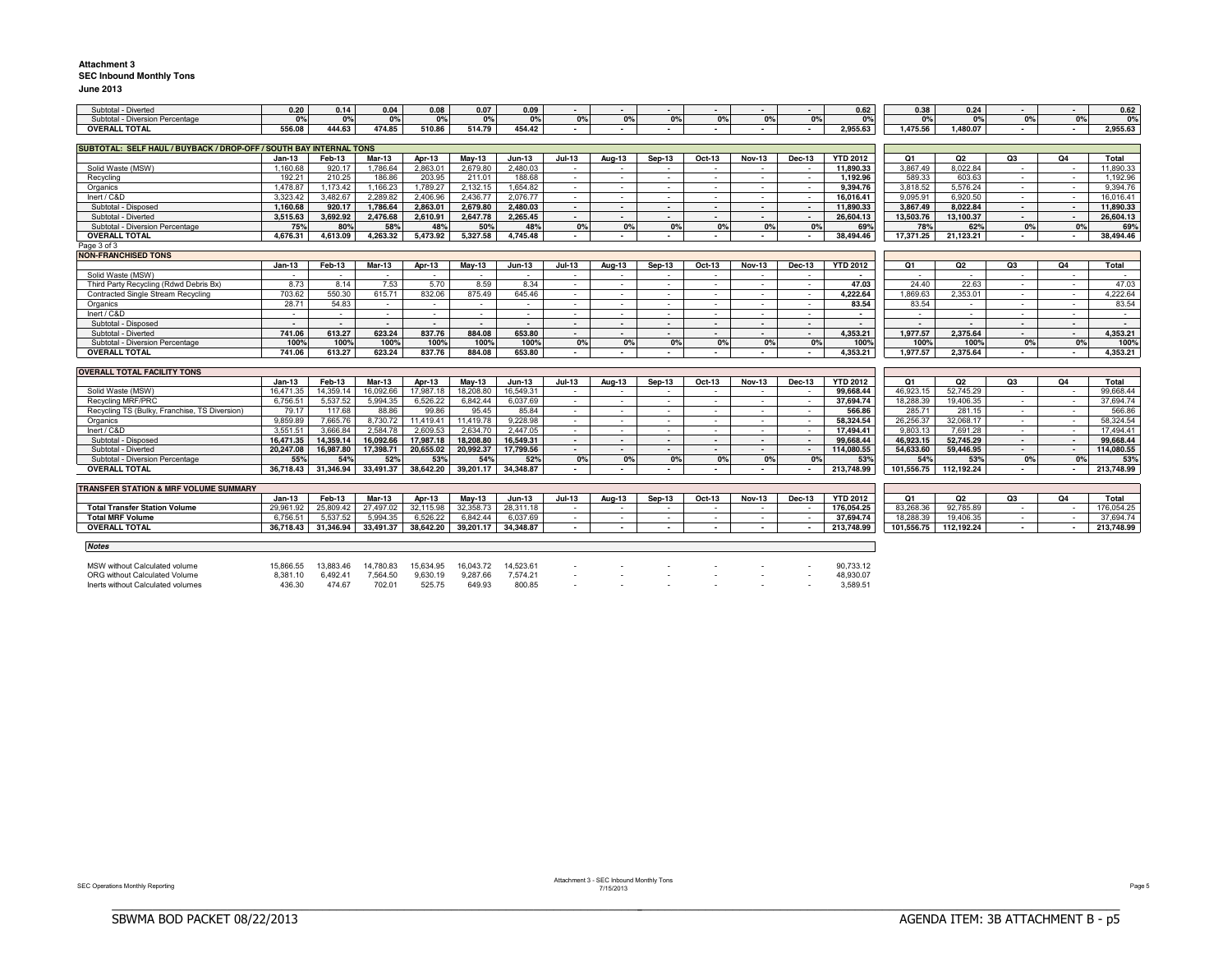**Attachment 3**
**SEC Inbound Monthly Tons**
**June 2013**

| | Jan-13 | Feb-13 | Mar-13 | Apr-13 | May-13 | Jun-13 | Jul-13 | Aug-13 | Sep-13 | Oct-13 | Nov-13 | Dec-13 | YTD 2012 | Q1 | Q2 | Q3 | Q4 | Total |
|---|---|---|---|---|---|---|---|---|---|---|---|---|---|---|---|---|---|---|
| Subtotal - Diverted | 0.20 | 0.14 | 0.04 | 0.08 | 0.07 | 0.09 | - | - | - | - | - | - | 0.62 | 0.38 | 0.24 | - | - | 0.62 |
| Subtotal - Diversion Percentage | 0% | 0% | 0% | 0% | 0% | 0% | 0% | 0% | 0% | 0% | 0% | 0% | 0% | 0% | 0% | 0% | 0% | 0% |
| **OVERALL TOTAL** | 556.08 | 444.63 | 474.85 | 510.86 | 514.79 | 454.42 | - | - | - | - | - | - | 2,955.63 | 1,475.56 | 1,480.07 | - | - | 2,955.63 |

**SUBTOTAL: SELF HAUL / BUYBACK / DROP-OFF / SOUTH BAY INTERNAL TONS**

| | Jan-13 | Feb-13 | Mar-13 | Apr-13 | May-13 | Jun-13 | Jul-13 | Aug-13 | Sep-13 | Oct-13 | Nov-13 | Dec-13 | YTD 2012 | Q1 | Q2 | Q3 | Q4 | Total |
|---|---|---|---|---|---|---|---|---|---|---|---|---|---|---|---|---|---|---|
| Solid Waste (MSW) | 1,160.68 | 920.17 | 1,786.64 | 2,863.01 | 2,679.80 | 2,480.03 | - | - | - | - | - | - | 11,890.33 | 3,867.49 | 8,022.84 | - | - | 11,890.33 |
| Recycling | 192.21 | 210.25 | 186.86 | 203.95 | 211.01 | 188.68 | - | - | - | - | - | - | 1,192.96 | 589.33 | 603.63 | - | - | 1,192.96 |
| Organics | 1,478.87 | 1,173.42 | 1,166.23 | 1,789.27 | 2,132.15 | 1,654.82 | - | - | - | - | - | - | 9,394.76 | 3,818.52 | 5,576.24 | - | - | 9,394.76 |
| Inert / C&D | 3,323.42 | 3,482.67 | 2,289.82 | 2,406.96 | 2,436.77 | 2,076.77 | - | - | - | - | - | - | 16,016.41 | 9,095.91 | 6,920.50 | - | - | 16,016.41 |
| Subtotal - Disposed | 1,160.68 | 920.17 | 1,786.64 | 2,863.01 | 2,679.80 | 2,480.03 | - | - | - | - | - | - | 11,890.33 | 3,867.49 | 8,022.84 | - | - | 11,890.33 |
| Subtotal - Diverted | 3,515.63 | 3,692.92 | 2,476.68 | 2,610.91 | 2,647.78 | 2,265.45 | - | - | - | - | - | - | 26,604.13 | 13,503.76 | 13,100.37 | - | - | 26,604.13 |
| Subtotal - Diversion Percentage | 75% | 80% | 58% | 48% | 50% | 48% | 0% | 0% | 0% | 0% | 0% | 0% | 69% | 78% | 62% | 0% | 0% | 69% |
| **OVERALL TOTAL** | 4,676.31 | 4,613.09 | 4,263.32 | 5,473.92 | 5,327.58 | 4,745.48 | - | - | - | - | - | - | 38,494.46 | 17,371.25 | 21,123.21 | - | - | 38,494.46 |

Page 3 of 3

**NON-FRANCHISED TONS**

| | Jan-13 | Feb-13 | Mar-13 | Apr-13 | May-13 | Jun-13 | Jul-13 | Aug-13 | Sep-13 | Oct-13 | Nov-13 | Dec-13 | YTD 2012 | Q1 | Q2 | Q3 | Q4 | Total |
|---|---|---|---|---|---|---|---|---|---|---|---|---|---|---|---|---|---|---|
| Solid Waste (MSW) | - | - | - | - | - | - | - | - | - | - | - | - | - | - | - | - | - | - |
| Third Party Recycling (Rdwd Debris Bx) | 8.73 | 8.14 | 7.53 | 5.70 | 8.59 | 8.34 | - | - | - | - | - | - | 47.03 | 24.40 | 22.63 | - | - | 47.03 |
| Contracted Single Stream Recycling | 703.62 | 550.30 | 615.71 | 832.06 | 875.49 | 645.46 | - | - | - | - | - | - | 4,222.64 | 1,869.63 | 2,353.01 | - | - | 4,222.64 |
| Organics | 28.71 | 54.83 | - | - | - | - | - | - | - | - | - | - | 83.54 | 83.54 | - | - | - | 83.54 |
| Inert / C&D | - | - | - | - | - | - | - | - | - | - | - | - | - | - | - | - | - | - |
| Subtotal - Disposed | - | - | - | - | - | - | - | - | - | - | - | - | - | - | - | - | - | - |
| Subtotal - Diverted | 741.06 | 613.27 | 623.24 | 837.76 | 884.08 | 653.80 | - | - | - | - | - | - | 4,353.21 | 1,977.57 | 2,375.64 | - | - | 4,353.21 |
| Subtotal - Diversion Percentage | 100% | 100% | 100% | 100% | 100% | 100% | 0% | 0% | 0% | 0% | 0% | 0% | 100% | 100% | 100% | 0% | 0% | 100% |
| **OVERALL TOTAL** | 741.06 | 613.27 | 623.24 | 837.76 | 884.08 | 653.80 | - | - | - | - | - | - | 4,353.21 | 1,977.57 | 2,375.64 | - | - | 4,353.21 |

**OVERALL TOTAL FACILITY TONS**

| | Jan-13 | Feb-13 | Mar-13 | Apr-13 | May-13 | Jun-13 | Jul-13 | Aug-13 | Sep-13 | Oct-13 | Nov-13 | Dec-13 | YTD 2012 | Q1 | Q2 | Q3 | Q4 | Total |
|---|---|---|---|---|---|---|---|---|---|---|---|---|---|---|---|---|---|---|
| Solid Waste (MSW) | 16,471.35 | 14,359.14 | 16,092.66 | 17,987.18 | 18,208.80 | 16,549.31 | - | - | - | - | - | - | 99,668.44 | 46,923.15 | 52,745.29 | - | - | 99,668.44 |
| Recycling MRF/PRC | 6,756.51 | 5,537.52 | 5,994.35 | 6,526.22 | 6,842.44 | 6,037.69 | - | - | - | - | - | - | 37,694.74 | 18,288.39 | 19,406.35 | - | - | 37,694.74 |
| Recycling TS (Bulky, Franchise, TS Diversion) | 79.17 | 117.68 | 88.86 | 99.86 | 95.45 | 85.84 | - | - | - | - | - | - | 566.86 | 285.71 | 281.15 | - | - | 566.86 |
| Organics | 9,859.89 | 7,665.76 | 8,730.72 | 11,419.41 | 11,419.78 | 9,228.98 | - | - | - | - | - | - | 58,324.54 | 26,256.37 | 32,068.17 | - | - | 58,324.54 |
| Inert / C&D | 3,551.51 | 3,666.84 | 2,584.78 | 2,609.53 | 2,634.70 | 2,447.05 | - | - | - | - | - | - | 17,494.41 | 9,803.13 | 7,691.28 | - | - | 17,494.41 |
| Subtotal - Disposed | 16,471.35 | 14,359.14 | 16,092.66 | 17,987.18 | 18,208.80 | 16,549.31 | - | - | - | - | - | - | 99,668.44 | 46,923.15 | 52,745.29 | - | - | 99,668.44 |
| Subtotal - Diverted | 20,247.08 | 16,987.80 | 17,398.71 | 20,655.02 | 20,992.37 | 17,799.56 | - | - | - | - | - | - | 114,080.55 | 54,633.60 | 59,446.95 | - | - | 114,080.55 |
| Subtotal - Diversion Percentage | 55% | 54% | 52% | 53% | 54% | 52% | 0% | 0% | 0% | 0% | 0% | 0% | 53% | 54% | 53% | 0% | 0% | 53% |
| **OVERALL TOTAL** | 36,718.43 | 31,346.94 | 33,491.37 | 38,642.20 | 39,201.17 | 34,348.87 | - | - | - | - | - | - | 213,748.99 | 101,556.75 | 112,192.24 | - | - | 213,748.99 |

**TRANSFER STATION & MRF VOLUME SUMMARY**

| | Jan-13 | Feb-13 | Mar-13 | Apr-13 | May-13 | Jun-13 | Jul-13 | Aug-13 | Sep-13 | Oct-13 | Nov-13 | Dec-13 | YTD 2012 | Q1 | Q2 | Q3 | Q4 | Total |
|---|---|---|---|---|---|---|---|---|---|---|---|---|---|---|---|---|---|---|
| **Total Transfer Station Volume** | 29,961.92 | 25,809.42 | 27,497.02 | 32,115.98 | 32,358.73 | 28,311.18 | - | - | - | - | - | - | 176,054.25 | 83,268.36 | 92,785.89 | - | - | 176,054.25 |
| **Total MRF Volume** | 6,756.51 | 5,537.52 | 5,994.35 | 6,526.22 | 6,842.44 | 6,037.69 | - | - | - | - | - | - | 37,694.74 | 18,288.39 | 19,406.35 | - | - | 37,694.74 |
| **OVERALL TOTAL** | 36,718.43 | 31,346.94 | 33,491.37 | 38,642.20 | 39,201.17 | 34,348.87 | - | - | - | - | - | - | 213,748.99 | 101,556.75 | 112,192.24 | - | - | 213,748.99 |

***Notes***

| | Jan-13 | Feb-13 | Mar-13 | Apr-13 | May-13 | Jun-13 | Jul-13 | Aug-13 | Sep-13 | Oct-13 | Nov-13 | Dec-13 | YTD 2012 |
|---|---|---|---|---|---|---|---|---|---|---|---|---|---|
| MSW without Calculated volume | 15,866.55 | 13,883.46 | 14,780.83 | 15,634.95 | 16,043.72 | 14,523.61 | - | - | - | - | - | - | 90,733.12 |
| ORG without Calculated Volume | 8,381.10 | 6,492.41 | 7,564.50 | 9,630.19 | 9,287.66 | 7,574.21 | - | - | - | - | - | - | 48,930.07 |
| Inerts without Calculated volumes | 436.30 | 474.67 | 702.01 | 525.75 | 649.93 | 800.85 | - | - | - | - | - | - | 3,589.51 |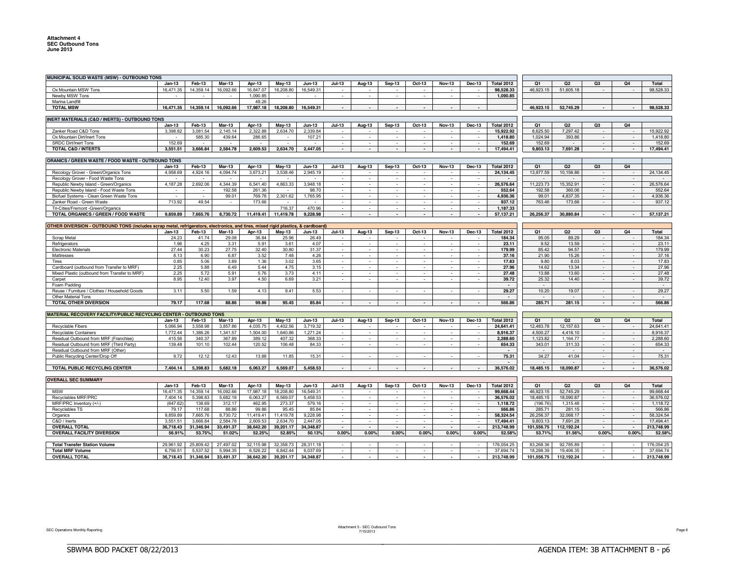**Attachment 4**
**SEC Outbound Tons**
**June 2013**

| MUNICIPAL SOLID WASTE (MSW) - OUTBOUND TONS | Jan-13 | Feb-13 | Mar-13 | Apr-13 | May-13 | Jun-13 | Jul-13 | Aug-13 | Sep-13 | Oct-13 | Nov-13 | Dec-13 | Total 2012 | Q1 | Q2 | Q3 | Q4 | Total |
|---|---|---|---|---|---|---|---|---|---|---|---|---|---|---|---|---|---|---|
| Ox Mountain MSW Tons | 16,471.35 | 14,359.14 | 16,092.66 | 16,847.07 | 18,208.80 | 16,549.31 | - | - | - | - | - | - | 98,528.33 | 46,923.15 | 51,605.18 | - | - | 98,528.33 |
| Newby MSW Tons | - | - | - | 1,090.85 | | | | | | | | | 1,090.85 | | | | | |
| Marina Landfill | | | | 49.26 | | | | | | | | | | | | | | |
| **TOTAL MSW** | **16,471.35** | **14,359.14** | **16,092.66** | **17,987.18** | **18,208.80** | **16,549.31** | **-** | **-** | **-** | **-** | **-** | **-** | | **46,923.15** | **52,745.29** | **-** | **-** | **98,528.33** |

| INERT MATERIALS (C&D / INERTS) - OUTBOUND TONS | Jan-13 | Feb-13 | Mar-13 | Apr-13 | May-13 | Jun-13 | Jul-13 | Aug-13 | Sep-13 | Oct-13 | Nov-13 | Dec-13 | Total 2012 | Q1 | Q2 | Q3 | Q4 | |
|---|---|---|---|---|---|---|---|---|---|---|---|---|---|---|---|---|---|---|
| Zanker Road C&D Tons | 3,398.82 | 3,081.54 | 2,145.14 | 2,322.88 | 2,634.70 | 2,339.84 | - | - | - | - | - | - | 15,922.92 | 8,625.50 | 7,297.42 | - | - | 15,922.92 |
| Ox Mountain Dirt/Inert Tons | - | 585.30 | 439.64 | 286.65 | - | 107.21 | - | - | - | - | - | - | 1,418.80 | 1,024.94 | 393.86 | - | - | 1,418.80 |
| SRDC Dirt/Inert Tons | 152.69 | - | - | - | - | - | - | - | - | - | - | - | 152.69 | 152.69 | - | - | - | 152.69 |
| **TOTAL C&D / INTERTS** | **3,551.51** | **3,666.84** | **2,584.78** | **2,609.53** | **2,634.70** | **2,447.05** | **-** | **-** | **-** | **-** | **-** | **-** | **17,494.41** | **9,803.13** | **7,691.28** | **-** | **-** | **17,494.41** |

| ORANICS / GREEN WASTE / FOOD WASTE - OUTBOUND TONS | Jan-13 | Feb-13 | Mar-13 | Apr-13 | May-13 | Jun-13 | Jul-13 | Aug-13 | Sep-13 | Oct-13 | Nov-13 | Dec-13 | Total 2012 | Q1 | Q2 | Q3 | Q4 | |
|---|---|---|---|---|---|---|---|---|---|---|---|---|---|---|---|---|---|---|
| Recology Grover - Green/Organics Tons | 4,958.69 | 4,924.16 | 4,094.74 | 3,673.21 | 3,538.46 | 2,945.19 | - | - | - | - | - | - | 24,134.45 | 13,977.59 | 10,156.86 | - | - | 24,134.45 |
| Recology Grover - Food Waste Tons | - | - | - | - | - | - | - | - | - | - | - | - | - | - | - | - | - | - |
| Republic Newby Island - Green/Organics | 4,187.28 | 2,692.06 | 4,344.39 | 6,541.40 | 4,863.33 | 3,948.18 | - | - | - | - | - | - | 26,576.64 | 11,223.73 | 15,352.91 | - | - | 26,576.64 |
| Republic Newby Island - Food Waste Tons | - | - | 192.58 | 261.36 | - | 98.70 | - | - | - | - | - | - | 552.64 | 192.58 | 360.06 | - | - | 552.64 |
| Biofuel Systems - Clean Green Waste Tons | - | - | 99.01 | 769.78 | 2,301.62 | 1,765.95 | - | - | - | - | - | - | 4,936.36 | 99.01 | 4,837.35 | - | - | 4,936.36 |
| Zanker Road - Green Waste | 713.92 | 49.54 | - | 173.66 | - | - | - | - | - | - | - | - | 937.12 | 763.46 | 173.66 | - | - | 937.12 |
| Tri-Cities/Fremont -Green/Organics | | | | | 716.37 | 470.96 | - | - | - | - | - | - | 1,187.33 | | | | | |
| **TOTAL ORGANICS / GREEN / FOOD WASTE** | **9,859.89** | **7,665.76** | **8,730.72** | **11,419.41** | **11,419.78** | **9,228.98** | **-** | **-** | **-** | **-** | **-** | **-** | **57,137.21** | **26,256.37** | **30,880.84** | **-** | **-** | **57,137.21** |

| OTHER DIVERSION - OUTBOUND TONS (includes scrap metal, refrigerators, electronics, and tires, mixed rigid plastics, & cardboard) | Jan-13 | Feb-13 | Mar-13 | Apr-13 | May-13 | Jun-13 | Jul-13 | Aug-13 | Sep-13 | Oct-13 | Nov-13 | Dec-13 | Total 2012 | Q1 | Q2 | Q3 | Q4 | Total |
|---|---|---|---|---|---|---|---|---|---|---|---|---|---|---|---|---|---|---|
| Scrap Metal | 24.23 | 41.74 | 29.08 | 36.84 | 25.96 | 26.49 | - | - | - | - | - | - | 184.34 | 95.05 | 89.29 | - | - | 184.34 |
| Refrigerators | 1.96 | 4.25 | 3.31 | 5.91 | 3.61 | 4.07 | - | - | - | - | - | - | 23.11 | 9.52 | 13.59 | - | - | 23.11 |
| Electronic Materials | 27.44 | 30.23 | 27.75 | 32.40 | 30.80 | 31.37 | - | - | - | - | - | - | 179.99 | 85.42 | 94.57 | - | - | 179.99 |
| Mattresses | 8.13 | 6.90 | 6.87 | 3.52 | 7.48 | 4.26 | - | - | - | - | - | - | 37.16 | 21.90 | 15.26 | - | - | 37.16 |
| Tires | 0.85 | 5.06 | 3.89 | 1.36 | 3.02 | 3.65 | - | - | - | - | - | - | 17.83 | 9.80 | 8.03 | - | - | 17.83 |
| Cardboard (outbound from Transfer to MRF) | 2.25 | 5.88 | 6.49 | 5.44 | 4.75 | 3.15 | - | - | - | - | - | - | 27.96 | 14.62 | 13.34 | - | - | 27.96 |
| Mixed Plastic (outbound from Transfer to MRF) | 2.25 | 5.72 | 5.91 | 5.76 | 3.73 | 4.11 | - | - | - | - | - | - | 27.48 | 13.88 | 13.60 | - | - | 27.48 |
| Carpet | 8.95 | 12.40 | 3.97 | 4.50 | 6.69 | 3.21 | - | - | - | - | - | - | 39.72 | 25.32 | 14.40 | - | - | 39.72 |
| Foam Padding | | | | | | | | | | | | | - | - | | | | - |
| Reuse / Furniture / Clothes / Household Goods | 3.11 | 5.50 | 1.59 | 4.13 | 9.41 | 5.53 | - | - | - | - | - | - | 29.27 | 10.20 | 19.07 | - | - | 29.27 |
| Other Material Tons | | | | | | | | | | | | | - | - | - | - | - | - |
| **TOTAL OTHER DIVERSION** | **79.17** | **117.68** | **88.86** | **99.86** | **95.45** | **85.84** | **-** | **-** | **-** | **-** | **-** | **-** | **566.86** | **285.71** | **281.15** | **-** | **-** | **566.86** |

| MATERIAL RECOVERY FACILITY/PUBLIC RECYCLING CENTER - OUTBOUND TONS | Jan-13 | Feb-13 | Mar-13 | Apr-13 | May-13 | Jun-13 | Jul-13 | Aug-13 | Sep-13 | Oct-13 | Nov-13 | Dec-13 | Total 2012 | Q1 | Q2 | Q3 | Q4 | Total |
|---|---|---|---|---|---|---|---|---|---|---|---|---|---|---|---|---|---|---|
| Recyclable Fibers | 5,066.94 | 3,558.98 | 3,857.86 | 4,035.75 | 4,402.56 | 3,719.32 | - | - | - | - | - | - | 24,641.41 | 12,483.78 | 12,157.63 | - | - | 24,641.41 |
| Recyclable Containers | 1,772.44 | 1,386.26 | 1,341.57 | 1,504.00 | 1,640.86 | 1,271.24 | - | - | - | - | - | - | 8,916.37 | 4,500.27 | 4,416.10 | - | - | 8,916.37 |
| Residual Outbound from MRF (Franchise) | 415.56 | 340.37 | 367.89 | 389.12 | 407.32 | 368.33 | - | - | - | - | - | - | 2,288.60 | 1,123.82 | 1,164.77 | - | - | 2,288.60 |
| Residual Outbound from MRF (Third Party) | 139.48 | 101.10 | 102.44 | 120.52 | 106.48 | 84.33 | - | - | - | - | - | - | 654.33 | 343.01 | 311.33 | - | - | 654.33 |
| Residual Outbound from MRF (Other) | | | | | | | | | | | | | - | - | - | - | - | - |
| Public Recycling Center/Drop Off | 9.72 | 12.12 | 12.43 | 13.88 | 11.85 | 15.31 | - | - | - | - | - | - | 75.31 | 34.27 | 41.04 | - | - | 75.31 |
| | | | | | | | | | | | | | - | - | - | - | - | - |
| **TOTAL PUBLIC RECYCLING CENTER** | **7,404.14** | **5,398.83** | **5,682.18** | **6,063.27** | **6,569.07** | **5,458.53** | **-** | **-** | **-** | **-** | **-** | **-** | **36,576.02** | **18,485.15** | **18,090.87** | **-** | **-** | **36,576.02** |

| OVERALL SEC SUMMARY | Jan-13 | Feb-13 | Mar-13 | Apr-13 | May-13 | Jun-13 | Jul-13 | Aug-13 | Sep-13 | Oct-13 | Nov-13 | Dec-13 | Total 2012 | Q1 | Q2 | Q3 | Q4 | Total |
|---|---|---|---|---|---|---|---|---|---|---|---|---|---|---|---|---|---|---|
| MSW | 16,471.35 | 14,359.14 | 16,092.66 | 17,987.18 | 18,208.80 | 16,549.31 | - | - | - | - | - | - | 99,668.44 | 46,923.15 | 52,745.29 | - | - | 99,668.44 |
| Recyclables MRF/PRC | 7,404.14 | 5,398.83 | 5,682.18 | 6,063.27 | 6,569.07 | 5,458.53 | - | - | - | - | - | - | 36,576.02 | 18,485.15 | 18,090.87 | - | - | 36,576.02 |
| MRF/PRC Inventory (+/-) | (647.62) | 138.69 | 312.17 | 462.95 | 273.37 | 579.16 | - | - | - | - | - | - | 1,118.72 | (196.76) | 1,315.48 | - | - | 1,118.72 |
| Recyclables TS | 79.17 | 117.68 | 88.86 | 99.86 | 95.45 | 85.84 | - | - | - | - | - | - | 566.86 | 285.71 | 281.15 | - | - | 566.86 |
| Organics | 9,859.89 | 7,665.76 | 8,730.72 | 11,419.41 | 11,419.78 | 9,228.98 | - | - | - | - | - | - | 58,324.54 | 26,256.37 | 32,068.17 | - | - | 58,324.54 |
| C&D / Inerts | 3,551.51 | 3,666.84 | 2,584.78 | 2,609.53 | 2,634.70 | 2,447.05 | - | - | - | - | - | - | 17,494.41 | 9,803.13 | 7,691.28 | - | - | 17,494.41 |
| **OVERALL TOTAL** | **36,718.43** | **31,346.94** | **33,491.37** | **38,642.20** | **39,201.17** | **34,348.87** | **-** | **-** | **-** | **-** | **-** | **-** | **213,748.99** | **101,556.75** | **112,192.24** | **-** | **-** | **213,748.99** |
| **OVERALL FACILITY DIVERSION** | **56.91%** | **53.75%** | **51.02%** | **52.25%** | **52.85%** | **50.13%** | **0.00%** | **0.00%** | **0.00%** | **0.00%** | **0.00%** | **0.00%** | **52.58%** | **53.71%** | **51.56%** | **0.00%** | **0.00%** | **52.58%** |
| | | | | | | | | | | | | | | | | | | |
| **Total Transfer Station Volume** | 29,961.92 | 25,809.42 | 27,497.02 | 32,115.98 | 32,358.73 | 28,311.18 | - | - | - | - | - | - | 176,054.25 | 83,268.36 | 92,785.89 | - | - | 176,054.25 |
| **Total MRF Volume** | 6,756.51 | 5,537.52 | 5,994.35 | 6,526.22 | 6,842.44 | 6,037.69 | - | - | - | - | - | - | 37,694.74 | 18,288.39 | 19,406.35 | - | - | 37,694.74 |
| **OVERALL TOTAL** | **36,718.43** | **31,346.94** | **33,491.37** | **38,642.20** | **39,201.17** | **34,348.87** | **-** | **-** | **-** | **-** | **-** | **-** | **213,748.99** | **101,556.75** | **112,192.24** | **-** | **-** | **213,748.99** |

SEC Operations Monthly Reporting

Attachment 5 - SEC Outbound Tons
7/15/2013

SBWMA BOD PACKET 08/22/2013

AGENDA ITEM: 3B ATTACHMENT B - p6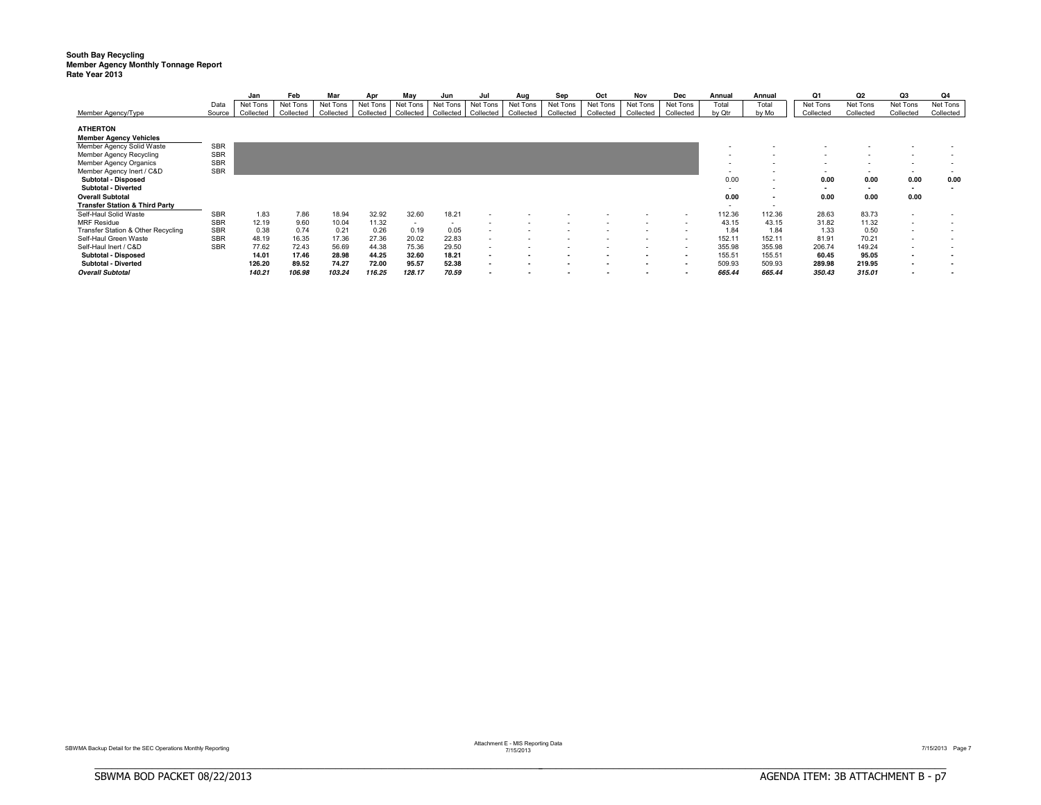**South Bay Recycling**
**Member Agency Monthly Tonnage Report**
**Rate Year 2013**

| Member Agency/Type | Data Source | Jan Net Tons Collected | Feb Net Tons Collected | Mar Net Tons Collected | Apr Net Tons Collected | May Net Tons Collected | Jun Net Tons Collected | Jul Net Tons Collected | Aug Net Tons Collected | Sep Net Tons Collected | Oct Net Tons Collected | Nov Net Tons Collected | Dec Net Tons Collected | Annual Total by Qtr | Annual Total by Mo | Q1 Net Tons Collected | Q2 Net Tons Collected | Q3 Net Tons Collected | Q4 Net Tons Collected |
|---|---|---|---|---|---|---|---|---|---|---|---|---|---|---|---|---|---|---|---|
| **ATHERTON** | | | | | | | | | | | | | | | | | | | |
| **Member Agency Vehicles** | | | | | | | | | | | | | | | | | | | |
| Member Agency Solid Waste | SBR | | | | | | | | | | | | | - | - | - | - | - | - |
| Member Agency Recycling | SBR | | | | | | | | | | | | | - | - | - | - | - | - |
| Member Agency Organics | SBR | | | | | | | | | | | | | - | - | - | - | - | - |
| Member Agency Inert / C&D | SBR | | | | | | | | | | | | | - | - | - | - | - | - |
| **Subtotal - Disposed** | | | | | | | | | | | | | | 0.00 | - | **0.00** | **0.00** | **0.00** | **0.00** |
| **Subtotal - Diverted** | | | | | | | | | | | | | | - | - | **-** | **-** | **-** | **-** |
| **Overall Subtotal** | | | | | | | | | | | | | | **0.00** | **-** | **0.00** | **0.00** | **0.00** | |
| **Transfer Station & Third Party** | | | | | | | | | | | | | | - | - | | | | |
| Self-Haul Solid Waste | SBR | 1.83 | 7.86 | 18.94 | 32.92 | 32.60 | 18.21 | - | - | - | - | - | - | 112.36 | 112.36 | 28.63 | 83.73 | - | - |
| MRF Residue | SBR | 12.19 | 9.60 | 10.04 | 11.32 | - | - | - | - | - | - | - | - | 43.15 | 43.15 | 31.82 | 11.32 | - | - |
| Transfer Station & Other Recycling | SBR | 0.38 | 0.74 | 0.21 | 0.26 | 0.19 | 0.05 | - | - | - | - | - | - | 1.84 | 1.84 | 1.33 | 0.50 | - | - |
| Self-Haul Green Waste | SBR | 48.19 | 16.35 | 17.36 | 27.36 | 20.02 | 22.83 | - | - | - | - | - | - | 152.11 | 152.11 | 81.91 | 70.21 | - | - |
| Self-Haul Inert / C&D | SBR | 77.62 | 72.43 | 56.69 | 44.38 | 75.36 | 29.50 | - | - | - | - | - | - | 355.98 | 355.98 | 206.74 | 149.24 | - | - |
| **Subtotal - Disposed** | | **14.01** | **17.46** | **28.98** | **44.25** | **32.60** | **18.21** | **-** | **-** | **-** | **-** | **-** | **-** | 155.51 | 155.51 | **60.45** | **95.05** | **-** | **-** |
| **Subtotal - Diverted** | | **126.20** | **89.52** | **74.27** | **72.00** | **95.57** | **52.38** | **-** | **-** | **-** | **-** | **-** | **-** | 509.93 | 509.93 | **289.98** | **219.95** | **-** | **-** |
| ***Overall Subtotal*** | | ***140.21*** | ***106.98*** | ***103.24*** | ***116.25*** | ***128.17*** | ***70.59*** | ***-*** | ***-*** | ***-*** | ***-*** | ***-*** | ***-*** | ***665.44*** | ***665.44*** | ***350.43*** | ***315.01*** | ***-*** | ***-*** |

SBWMA Backup Detail for the SEC Operations Monthly Reporting

Attachment E - MIS Reporting Data
7/15/2013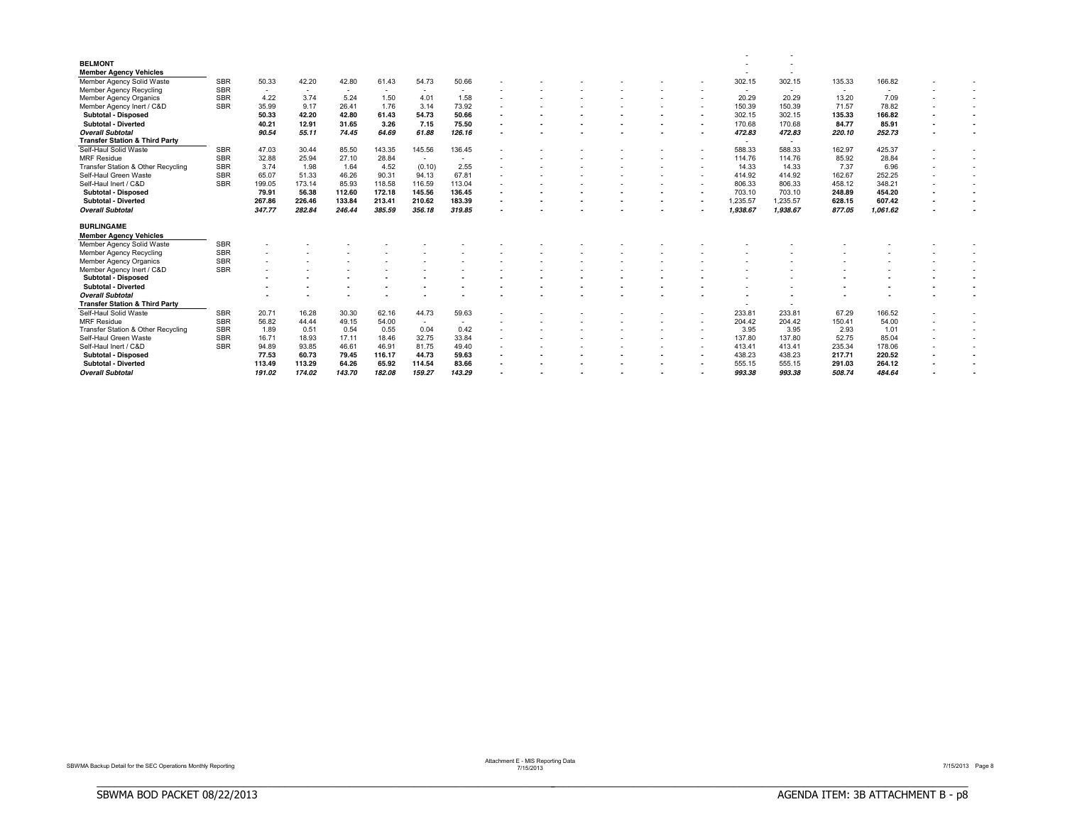| | | | | | | | | | | | | | | | | | | | | | |
|---|---|---|---|---|---|---|---|---|---|---|---|---|---|---|---|---|---|---|---|---|---|
| **BELMONT** | | | | | | | | | | | | | | | | - | - | | | | |
| **Member Agency Vehicles** | | | | | | | | | | | | | | | | - | - | | | | |
| Member Agency Solid Waste | SBR | 50.33 | 42.20 | 42.80 | 61.43 | 54.73 | 50.66 | - | - | - | - | - | - | 302.15 | 302.15 | 135.33 | 166.82 | - | - | | | | |
| Member Agency Recycling | SBR | - | - | - | - | - | - | - | - | - | - | - | - | - | - | - | - | - | - | | | | |
| Member Agency Organics | SBR | 4.22 | 3.74 | 5.24 | 1.50 | 4.01 | 1.58 | - | - | - | - | - | - | 20.29 | 20.29 | 13.20 | 7.09 | - | - | | | | |
| Member Agency Inert / C&D | SBR | 35.99 | 9.17 | 26.41 | 1.76 | 3.14 | 73.92 | - | - | - | - | - | - | 150.39 | 150.39 | 71.57 | 78.82 | - | - | | | | |
| **Subtotal - Disposed** | | **50.33** | **42.20** | **42.80** | **61.43** | **54.73** | **50.66** | - | - | - | - | - | - | 302.15 | 302.15 | **135.33** | **166.82** | - | - | | | | |
| **Subtotal - Diverted** | | **40.21** | **12.91** | **31.65** | **3.26** | **7.15** | **75.50** | - | - | - | - | - | - | 170.68 | 170.68 | **84.77** | **85.91** | - | - | | | | |
| ***Overall Subtotal*** | | ***90.54*** | ***55.11*** | ***74.45*** | ***64.69*** | ***61.88*** | ***126.16*** | - | - | - | - | - | - | ***472.83*** | ***472.83*** | ***220.10*** | ***252.73*** | - | - | | | | |
| **Transfer Station & Third Party** | | | | | | | | | | | | | | - | - | | | | | | | | |
| Self-Haul Solid Waste | SBR | 47.03 | 30.44 | 85.50 | 143.35 | 145.56 | 136.45 | - | - | - | - | - | - | 588.33 | 588.33 | 162.97 | 425.37 | - | - | | | | |
| MRF Residue | SBR | 32.88 | 25.94 | 27.10 | 28.84 | - | - | - | - | - | - | - | - | 114.76 | 114.76 | 85.92 | 28.84 | - | - | | | | |
| Transfer Station & Other Recycling | SBR | 3.74 | 1.98 | 1.64 | 4.52 | (0.10) | 2.55 | - | - | - | - | - | - | 14.33 | 14.33 | 7.37 | 6.96 | - | - | | | | |
| Self-Haul Green Waste | SBR | 65.07 | 51.33 | 46.26 | 90.31 | 94.13 | 67.81 | - | - | - | - | - | - | 414.92 | 414.92 | 162.67 | 252.25 | - | - | | | | |
| Self-Haul Inert / C&D | SBR | 199.05 | 173.14 | 85.93 | 118.58 | 116.59 | 113.04 | - | - | - | - | - | - | 806.33 | 806.33 | 458.12 | 348.21 | - | - | | | | |
| **Subtotal - Disposed** | | **79.91** | **56.38** | **112.60** | **172.18** | **145.56** | **136.45** | - | - | - | - | - | - | 703.10 | 703.10 | **248.89** | **454.20** | - | - | | | | |
| **Subtotal - Diverted** | | **267.86** | **226.46** | **133.84** | **213.41** | **210.62** | **183.39** | - | - | - | - | - | - | 1,235.57 | 1,235.57 | **628.15** | **607.42** | - | - | | | | |
| ***Overall Subtotal*** | | ***347.77*** | ***282.84*** | ***246.44*** | ***385.59*** | ***356.18*** | ***319.85*** | - | - | - | - | - | - | ***1,938.67*** | ***1,938.67*** | ***877.05*** | ***1,061.62*** | - | - | | | | |
| | | | | | | | | | | | | | | | | | | | | | |
| **BURLINGAME** | | | | | | | | | | | | | | | | | | | | | |
| **Member Agency Vehicles** | | | | | | | | | | | | | | | | | | | | | |
| Member Agency Solid Waste | SBR | - | - | - | - | - | - | - | - | - | - | - | - | - | - | - | - | - | - | | | | |
| Member Agency Recycling | SBR | - | - | - | - | - | - | - | - | - | - | - | - | - | - | - | - | - | - | | | | |
| Member Agency Organics | SBR | - | - | - | - | - | - | - | - | - | - | - | - | - | - | - | - | - | - | | | | |
| Member Agency Inert / C&D | SBR | - | - | - | - | - | - | - | - | - | - | - | - | - | - | - | - | - | - | | | | |
| **Subtotal - Disposed** | | - | - | - | - | - | - | - | - | - | - | - | - | - | - | - | - | - | - | | | | |
| **Subtotal - Diverted** | | - | - | - | - | - | - | - | - | - | - | - | - | - | - | - | - | - | - | | | | |
| ***Overall Subtotal*** | | - | - | - | - | - | - | - | - | - | - | - | - | - | - | - | - | - | - | | | | |
| **Transfer Station & Third Party** | | | | | | | | | | | | | | - | - | | | | | | | | |
| Self-Haul Solid Waste | SBR | 20.71 | 16.28 | 30.30 | 62.16 | 44.73 | 59.63 | - | - | - | - | - | - | 233.81 | 233.81 | 67.29 | 166.52 | - | - | | | | |
| MRF Residue | SBR | 56.82 | 44.44 | 49.15 | 54.00 | - | - | - | - | - | - | - | - | 204.42 | 204.42 | 150.41 | 54.00 | - | - | | | | |
| Transfer Station & Other Recycling | SBR | 1.89 | 0.51 | 0.54 | 0.55 | 0.04 | 0.42 | - | - | - | - | - | - | 3.95 | 3.95 | 2.93 | 1.01 | - | - | | | | |
| Self-Haul Green Waste | SBR | 16.71 | 18.93 | 17.11 | 18.46 | 32.75 | 33.84 | - | - | - | - | - | - | 137.80 | 137.80 | 52.75 | 85.04 | - | - | | | | |
| Self-Haul Inert / C&D | SBR | 94.89 | 93.85 | 46.61 | 46.91 | 81.75 | 49.40 | - | - | - | - | - | - | 413.41 | 413.41 | 235.34 | 178.06 | - | - | | | | |
| **Subtotal - Disposed** | | **77.53** | **60.73** | **79.45** | **116.17** | **44.73** | **59.63** | - | - | - | - | - | - | 438.23 | 438.23 | **217.71** | **220.52** | - | - | | | | |
| **Subtotal - Diverted** | | **113.49** | **113.29** | **64.26** | **65.92** | **114.54** | **83.66** | - | - | - | - | - | - | 555.15 | 555.15 | **291.03** | **264.12** | - | - | | | | |
| ***Overall Subtotal*** | | ***191.02*** | ***174.02*** | ***143.70*** | ***182.08*** | ***159.27*** | ***143.29*** | - | - | - | - | - | - | ***993.38*** | ***993.38*** | ***508.74*** | ***484.64*** | - | - | | | | |

SBWMA Backup Detail for the SEC Operations Monthly Reporting

Attachment E - MIS Reporting Data
7/15/2013

7/15/2013 Page 8

SBWMA BOD PACKET 08/22/2013

AGENDA ITEM: 3B ATTACHMENT B - p8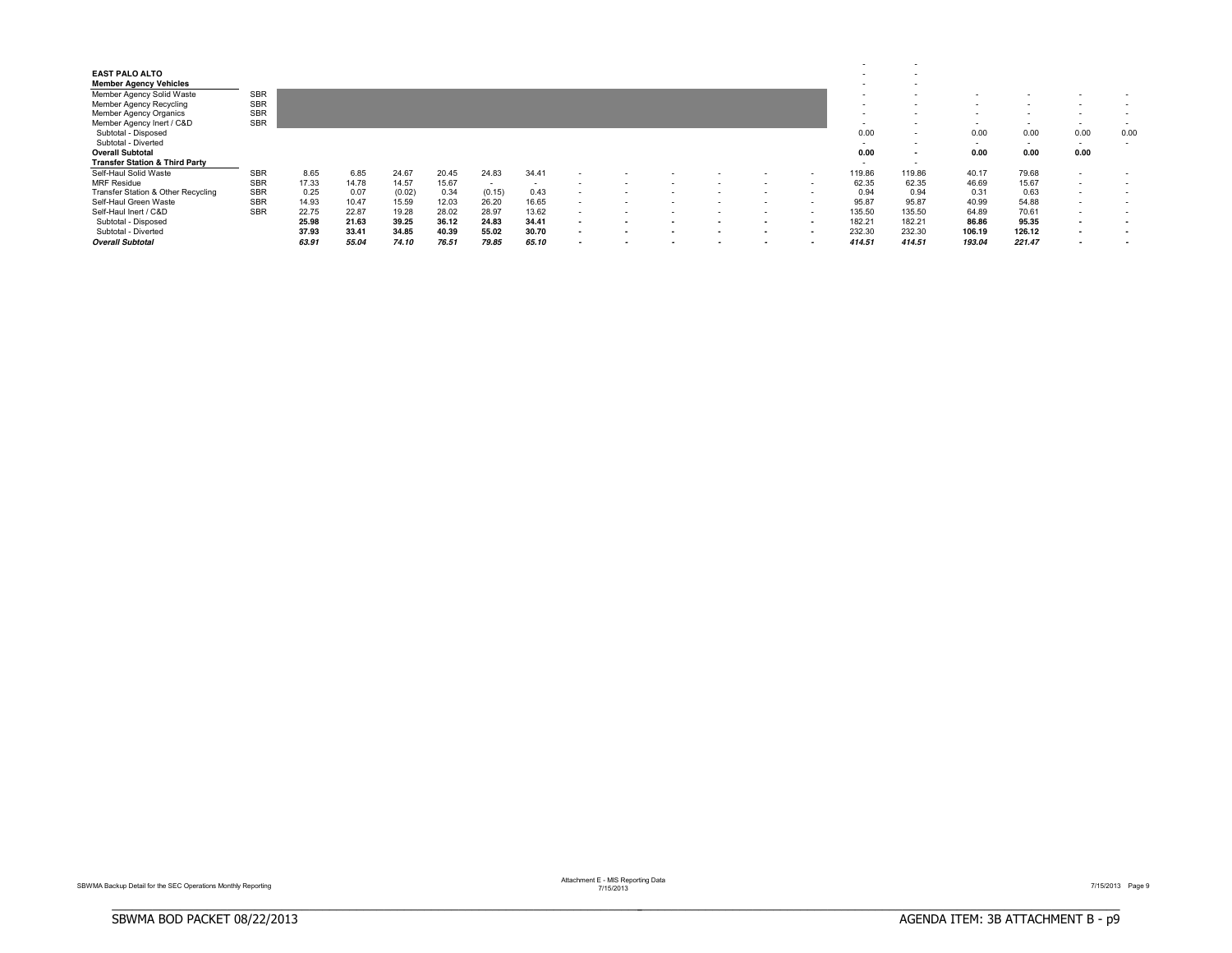| EAST PALO ALTO | | | | | | | | | | | | | | | | | | | | |
|---|---|---|---|---|---|---|---|---|---|---|---|---|---|---|---|---|---|---|---|---|
| | | | | | | | | | | | | | | - | - | | | | | |
| **Member Agency Vehicles** | | | | | | | | | | | | | | - | - | | | | | |
| Member Agency Solid Waste | SBR | | | | | | | | | | | | | - | - | - | - | - | - |
| Member Agency Recycling | SBR | | | | | | | | | | | | | - | - | - | - | - | - |
| Member Agency Organics | SBR | | | | | | | | | | | | | - | - | - | - | - | - |
| Member Agency Inert / C&D | SBR | | | | | | | | | | | | | - | - | - | - | - | - |
| Subtotal - Disposed | | | | | | | | | | | | | | 0.00 | - | 0.00 | 0.00 | 0.00 | 0.00 |
| Subtotal - Diverted | | | | | | | | | | | | | | - | - | - | - | - | - |
| **Overall Subtotal** | | | | | | | | | | | | | | **0.00** | **-** | **0.00** | **0.00** | **0.00** | |
| **Transfer Station & Third Party** | | | | | | | | | | | | | | - | - | | | | |
| Self-Haul Solid Waste | SBR | 8.65 | 6.85 | 24.67 | 20.45 | 24.83 | 34.41 | - | - | - | - | - | - | 119.86 | 119.86 | 40.17 | 79.68 | - | - |
| MRF Residue | SBR | 17.33 | 14.78 | 14.57 | 15.67 | - | - | - | - | - | - | - | - | 62.35 | 62.35 | 46.69 | 15.67 | - | - |
| Transfer Station & Other Recycling | SBR | 0.25 | 0.07 | (0.02) | 0.34 | (0.15) | 0.43 | - | - | - | - | - | - | 0.94 | 0.94 | 0.31 | 0.63 | - | - |
| Self-Haul Green Waste | SBR | 14.93 | 10.47 | 15.59 | 12.03 | 26.20 | 16.65 | - | - | - | - | - | - | 95.87 | 95.87 | 40.99 | 54.88 | - | - |
| Self-Haul Inert / C&D | SBR | 22.75 | 22.87 | 19.28 | 28.02 | 28.97 | 13.62 | - | - | - | - | - | - | 135.50 | 135.50 | 64.89 | 70.61 | - | - |
| Subtotal - Disposed | | **25.98** | **21.63** | **39.25** | **36.12** | **24.83** | **34.41** | **-** | **-** | **-** | **-** | **-** | **-** | 182.21 | 182.21 | **86.86** | **95.35** | **-** | **-** |
| Subtotal - Diverted | | **37.93** | **33.41** | **34.85** | **40.39** | **55.02** | **30.70** | **-** | **-** | **-** | **-** | **-** | **-** | 232.30 | 232.30 | **106.19** | **126.12** | **-** | **-** |
| ***Overall Subtotal*** | | ***63.91*** | ***55.04*** | ***74.10*** | ***76.51*** | ***79.85*** | ***65.10*** | **-** | **-** | **-** | **-** | **-** | **-** | ***414.51*** | ***414.51*** | ***193.04*** | ***221.47*** | **-** | **-** |

SBWMA Backup Detail for the SEC Operations Monthly Reporting

Attachment E - MIS Reporting Data
7/15/2013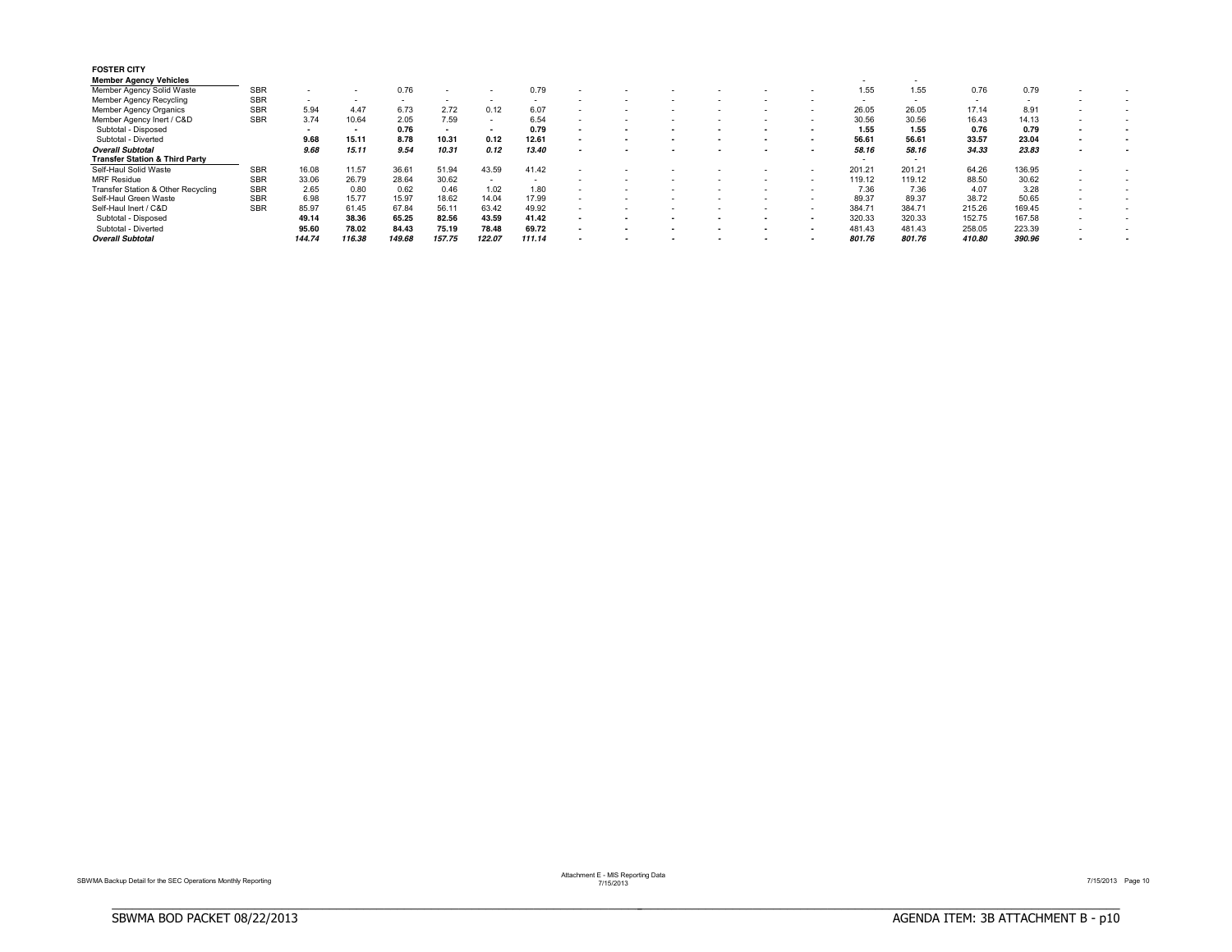**FOSTER CITY**

| | | | | | | | | | | | | | | | | | | | |
|---|---|---|---|---|---|---|---|---|---|---|---|---|---|---|---|---|---|---|---|
| **Member Agency Vehicles** | | | | | | | | | | | | | | - | - | | | | |
| Member Agency Solid Waste | SBR | - | - | 0.76 | - | - | 0.79 | - | - | - | - | - | - | 1.55 | 1.55 | 0.76 | 0.79 | - | - |
| Member Agency Recycling | SBR | - | - | - | - | - | - | - | - | - | - | - | - | - | - | - | - | - | - |
| Member Agency Organics | SBR | 5.94 | 4.47 | 6.73 | 2.72 | 0.12 | 6.07 | - | - | - | - | - | - | 26.05 | 26.05 | 17.14 | 8.91 | - | - |
| Member Agency Inert / C&D | SBR | 3.74 | 10.64 | 2.05 | 7.59 | - | 6.54 | - | - | - | - | - | - | 30.56 | 30.56 | 16.43 | 14.13 | - | - |
| Subtotal - Disposed | | **-** | **-** | **0.76** | **-** | **-** | **0.79** | **-** | **-** | **-** | **-** | **-** | **-** | **1.55** | **1.55** | **0.76** | **0.79** | **-** | **-** |
| Subtotal - Diverted | | **9.68** | **15.11** | **8.78** | **10.31** | **0.12** | **12.61** | **-** | **-** | **-** | **-** | **-** | **-** | **56.61** | **56.61** | **33.57** | **23.04** | **-** | **-** |
| ***Overall Subtotal*** | | ***9.68*** | ***15.11*** | ***9.54*** | ***10.31*** | ***0.12*** | ***13.40*** | **-** | **-** | **-** | **-** | **-** | **-** | ***58.16*** | ***58.16*** | ***34.33*** | ***23.83*** | **-** | **-** |
| **Transfer Station & Third Party** | | | | | | | | | | | | | | - | - | | | | |
| Self-Haul Solid Waste | SBR | 16.08 | 11.57 | 36.61 | 51.94 | 43.59 | 41.42 | - | - | - | - | - | - | 201.21 | 201.21 | 64.26 | 136.95 | - | - |
| MRF Residue | SBR | 33.06 | 26.79 | 28.64 | 30.62 | - | - | - | - | - | - | - | - | 119.12 | 119.12 | 88.50 | 30.62 | - | - |
| Transfer Station & Other Recycling | SBR | 2.65 | 0.80 | 0.62 | 0.46 | 1.02 | 1.80 | - | - | - | - | - | - | 7.36 | 7.36 | 4.07 | 3.28 | - | - |
| Self-Haul Green Waste | SBR | 6.98 | 15.77 | 15.97 | 18.62 | 14.04 | 17.99 | - | - | - | - | - | - | 89.37 | 89.37 | 38.72 | 50.65 | - | - |
| Self-Haul Inert / C&D | SBR | 85.97 | 61.45 | 67.84 | 56.11 | 63.42 | 49.92 | - | - | - | - | - | - | 384.71 | 384.71 | 215.26 | 169.45 | - | - |
| Subtotal - Disposed | | **49.14** | **38.36** | **65.25** | **82.56** | **43.59** | **41.42** | **-** | **-** | **-** | **-** | **-** | **-** | 320.33 | 320.33 | 152.75 | 167.58 | - | - |
| Subtotal - Diverted | | **95.60** | **78.02** | **84.43** | **75.19** | **78.48** | **69.72** | **-** | **-** | **-** | **-** | **-** | **-** | 481.43 | 481.43 | 258.05 | 223.39 | - | - |
| ***Overall Subtotal*** | | ***144.74*** | ***116.38*** | ***149.68*** | ***157.75*** | ***122.07*** | ***111.14*** | **-** | **-** | **-** | **-** | **-** | **-** | ***801.76*** | ***801.76*** | ***410.80*** | ***390.96*** | **-** | **-** |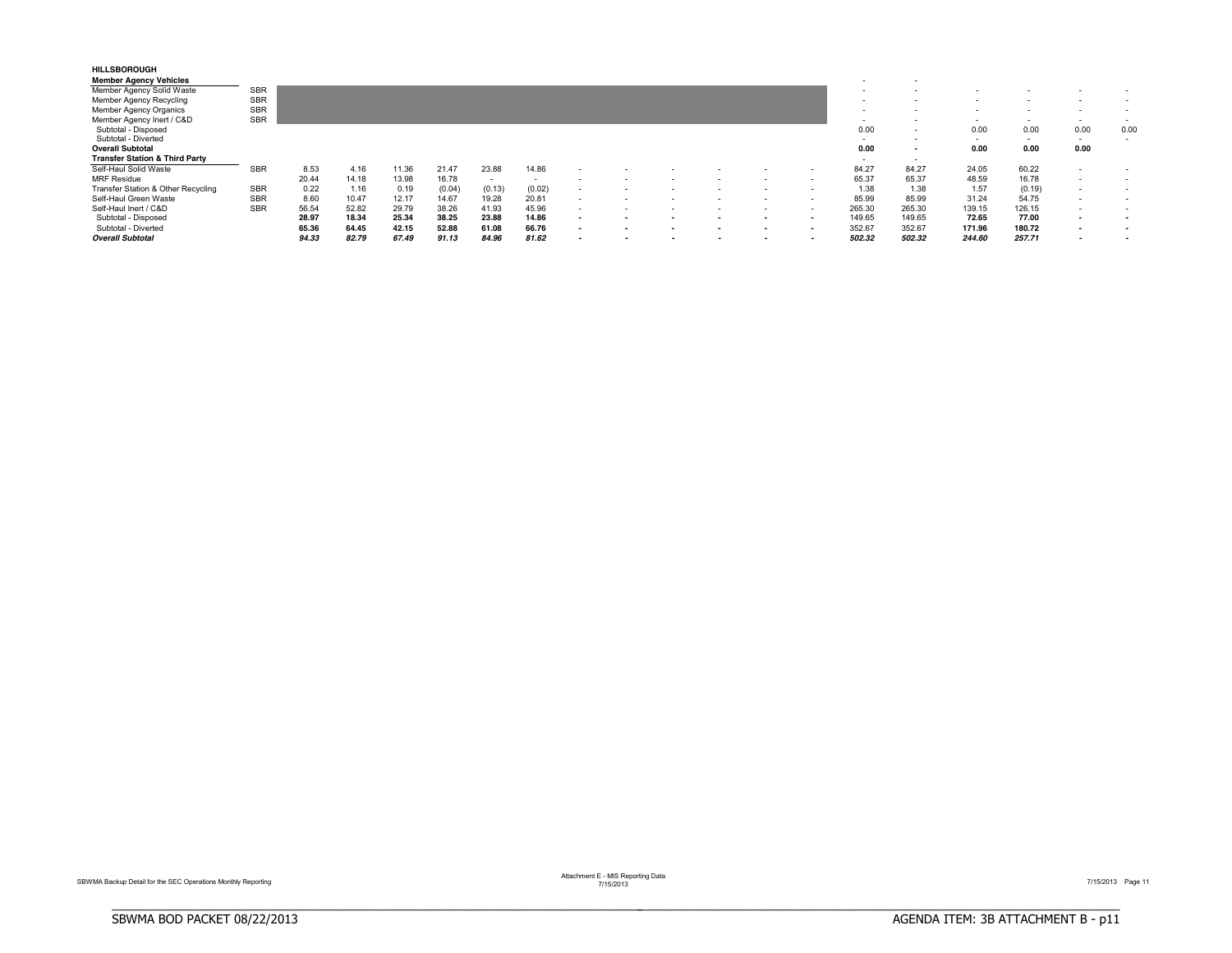| HILLSBOROUGH | | | | | | | | | | | | | | | | | | | |
|---|---|---|---|---|---|---|---|---|---|---|---|---|---|---|---|---|---|---|---|
| **Member Agency Vehicles** | | | | | | | | | | | | | | - | - | | | | |
| Member Agency Solid Waste | SBR | | | | | | | | | | | | | - | - | - | - | - | - |
| Member Agency Recycling | SBR | | | | | | | | | | | | | - | - | - | - | - | - |
| Member Agency Organics | SBR | | | | | | | | | | | | | - | - | - | - | - | - |
| Member Agency Inert / C&D | SBR | | | | | | | | | | | | | - | - | - | - | - | - |
| Subtotal - Disposed | | | | | | | | | | | | | | 0.00 | - | 0.00 | 0.00 | 0.00 | 0.00 |
| Subtotal - Diverted | | | | | | | | | | | | | | - | - | - | - | - | - |
| **Overall Subtotal** | | | | | | | | | | | | | | **0.00** | **-** | **0.00** | **0.00** | **0.00** | |
| **Transfer Station & Third Party** | | | | | | | | | | | | | | - | - | | | | |
| Self-Haul Solid Waste | SBR | 8.53 | 4.16 | 11.36 | 21.47 | 23.88 | 14.86 | - | - | - | - | - | - | 84.27 | 84.27 | 24.05 | 60.22 | - | - |
| MRF Residue | | 20.44 | 14.18 | 13.98 | 16.78 | - | - | - | - | - | - | - | - | 65.37 | 65.37 | 48.59 | 16.78 | - | - |
| Transfer Station & Other Recycling | SBR | 0.22 | 1.16 | 0.19 | (0.04) | (0.13) | (0.02) | - | - | - | - | - | - | 1.38 | 1.38 | 1.57 | (0.19) | - | - |
| Self-Haul Green Waste | SBR | 8.60 | 10.47 | 12.17 | 14.67 | 19.28 | 20.81 | - | - | - | - | - | - | 85.99 | 85.99 | 31.24 | 54.75 | - | - |
| Self-Haul Inert / C&D | SBR | 56.54 | 52.82 | 29.79 | 38.26 | 41.93 | 45.96 | - | - | - | - | - | - | 265.30 | 265.30 | 139.15 | 126.15 | - | - |
| Subtotal - Disposed | | **28.97** | **18.34** | **25.34** | **38.25** | **23.88** | **14.86** | **-** | **-** | **-** | **-** | **-** | **-** | 149.65 | 149.65 | **72.65** | **77.00** | **-** | **-** |
| Subtotal - Diverted | | **65.36** | **64.45** | **42.15** | **52.88** | **61.08** | **66.76** | **-** | **-** | **-** | **-** | **-** | **-** | 352.67 | 352.67 | **171.96** | **180.72** | **-** | **-** |
| ***Overall Subtotal*** | | ***94.33*** | ***82.79*** | ***67.49*** | ***91.13*** | ***84.96*** | ***81.62*** | **-** | **-** | **-** | **-** | **-** | **-** | ***502.32*** | ***502.32*** | ***244.60*** | ***257.71*** | **-** | **-** |

SBWMA Backup Detail for the SEC Operations Monthly Reporting

Attachment E - MIS Reporting Data
7/15/2013

SBWMA BOD PACKET 08/22/2013

AGENDA ITEM: 3B ATTACHMENT B - p11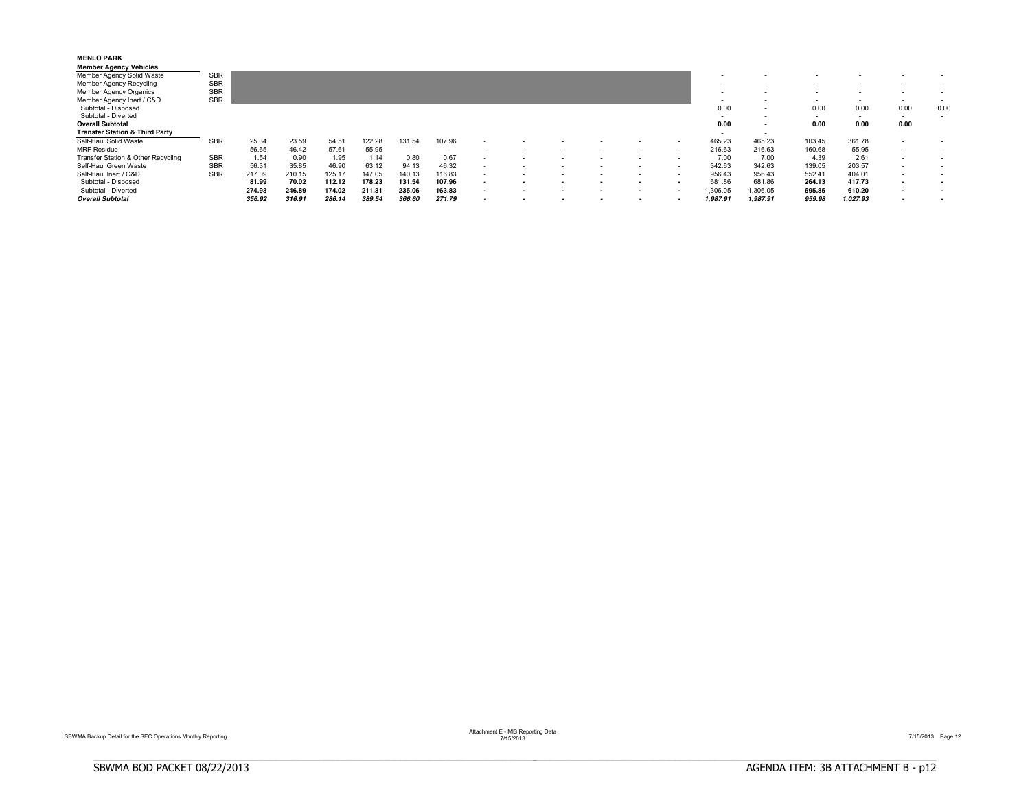**MENLO PARK**

| | | | | | | | | | | | | | | | | | | | |
|---|---|---|---|---|---|---|---|---|---|---|---|---|---|---|---|---|---|---|---|
| **Member Agency Vehicles** | | | | | | | | | | | | | | | | | | | |
| Member Agency Solid Waste | SBR | | | | | | | | | | | | | - | - | - | - | - | - |
| Member Agency Recycling | SBR | | | | | | | | | | | | | - | - | - | - | - | - |
| Member Agency Organics | SBR | | | | | | | | | | | | | - | - | - | - | - | - |
| Member Agency Inert / C&D | SBR | | | | | | | | | | | | | - | - | - | - | - | - |
| Subtotal - Disposed | | | | | | | | | | | | | | 0.00 | - | 0.00 | 0.00 | 0.00 | 0.00 |
| Subtotal - Diverted | | | | | | | | | | | | | | - | - | - | - | - | - |
| **Overall Subtotal** | | | | | | | | | | | | | | **0.00** | **-** | **0.00** | **0.00** | **0.00** | |
| **Transfer Station & Third Party** | | | | | | | | | | | | | | - | - | | | | |
| Self-Haul Solid Waste | SBR | 25.34 | 23.59 | 54.51 | 122.28 | 131.54 | 107.96 | - | - | - | - | - | - | 465.23 | 465.23 | 103.45 | 361.78 | - | - |
| MRF Residue | | 56.65 | 46.42 | 57.61 | 55.95 | - | - | - | - | - | - | - | - | 216.63 | 216.63 | 160.68 | 55.95 | - | - |
| Transfer Station & Other Recycling | SBR | 1.54 | 0.90 | 1.95 | 1.14 | 0.80 | 0.67 | - | - | - | - | - | - | 7.00 | 7.00 | 4.39 | 2.61 | - | - |
| Self-Haul Green Waste | SBR | 56.31 | 35.85 | 46.90 | 63.12 | 94.13 | 46.32 | - | - | - | - | - | - | 342.63 | 342.63 | 139.05 | 203.57 | - | - |
| Self-Haul Inert / C&D | SBR | 217.09 | 210.15 | 125.17 | 147.05 | 140.13 | 116.83 | - | - | - | - | - | - | 956.43 | 956.43 | 552.41 | 404.01 | - | - |
| Subtotal - Disposed | | **81.99** | **70.02** | **112.12** | **178.23** | **131.54** | **107.96** | **-** | **-** | **-** | **-** | **-** | **-** | 681.86 | 681.86 | **264.13** | **417.73** | **-** | **-** |
| Subtotal - Diverted | | **274.93** | **246.89** | **174.02** | **211.31** | **235.06** | **163.83** | **-** | **-** | **-** | **-** | **-** | **-** | 1,306.05 | 1,306.05 | **695.85** | **610.20** | **-** | **-** |
| ***Overall Subtotal*** | | ***356.92*** | ***316.91*** | ***286.14*** | ***389.54*** | ***366.60*** | ***271.79*** | **-** | **-** | **-** | **-** | **-** | **-** | ***1,987.91*** | ***1,987.91*** | ***959.98*** | ***1,027.93*** | **-** | **-** |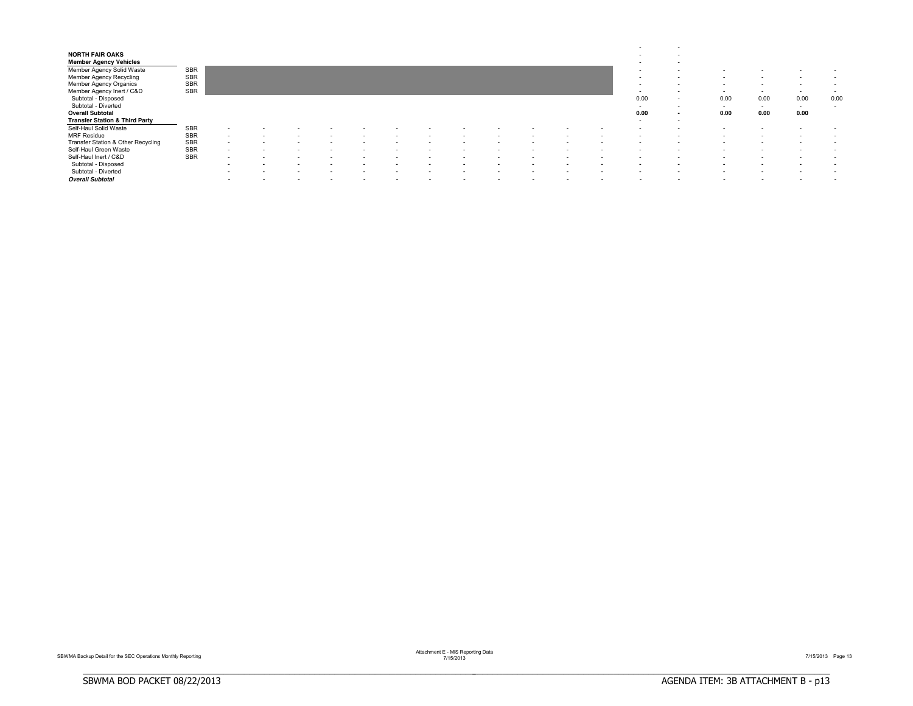| | | | | | | | | | | | | | | | | | | | |
|---|---|---|---|---|---|---|---|---|---|---|---|---|---|---|---|---|---|---|---|
| | | | | | | | | | | | | | | | - | - | | | | |
| **NORTH FAIR OAKS** | | | | | | | | | | | | | | | - | - | | | | |
| **Member Agency Vehicles** | | | | | | | | | | | | | | | - | - | | | | |
| Member Agency Solid Waste | SBR | | | | | | | | | | | | | | - | - | - | - | - | - |
| Member Agency Recycling | SBR | | | | | | | | | | | | | | - | - | - | - | - | - |
| Member Agency Organics | SBR | | | | | | | | | | | | | | - | - | - | - | - | - |
| Member Agency Inert / C&D | SBR | | | | | | | | | | | | | | - | - | - | - | - | - |
| Subtotal - Disposed | | | | | | | | | | | | | | | 0.00 | - | 0.00 | 0.00 | 0.00 | 0.00 |
| Subtotal - Diverted | | | | | | | | | | | | | | | - | - | - | - | - | - |
| **Overall Subtotal** | | | | | | | | | | | | | | | **0.00** | **-** | **0.00** | **0.00** | **0.00** | |
| **Transfer Station & Third Party** | | | | | | | | | | | | | | | - | - | | | | |
| Self-Haul Solid Waste | SBR | - | - | - | - | - | - | - | - | - | - | - | - | | - | - | - | - | - | - |
| MRF Residue | SBR | - | - | - | - | - | - | - | - | - | - | - | - | | - | - | - | - | - | - |
| Transfer Station & Other Recycling | SBR | - | - | - | - | - | - | - | - | - | - | - | - | | - | - | - | - | - | - |
| Self-Haul Green Waste | SBR | - | - | - | - | - | - | - | - | - | - | - | - | | - | - | - | - | - | - |
| Self-Haul Inert / C&D | SBR | - | - | - | - | - | - | - | - | - | - | - | - | | - | - | - | - | - | - |
| Subtotal - Disposed | | - | - | - | - | - | - | - | - | - | - | - | - | | - | - | - | - | - | - |
| Subtotal - Diverted | | - | - | - | - | - | - | - | - | - | - | - | - | | - | - | - | - | - | - |
| ***Overall Subtotal*** | | - | - | - | - | - | - | - | - | - | - | - | - | | - | - | - | - | - | - |

SBWMA Backup Detail for the SEC Operations Monthly Reporting

Attachment E - MIS Reporting Data
7/15/2013

7/15/2013 Page 13

SBWMA BOD PACKET 08/22/2013

AGENDA ITEM: 3B ATTACHMENT B - p13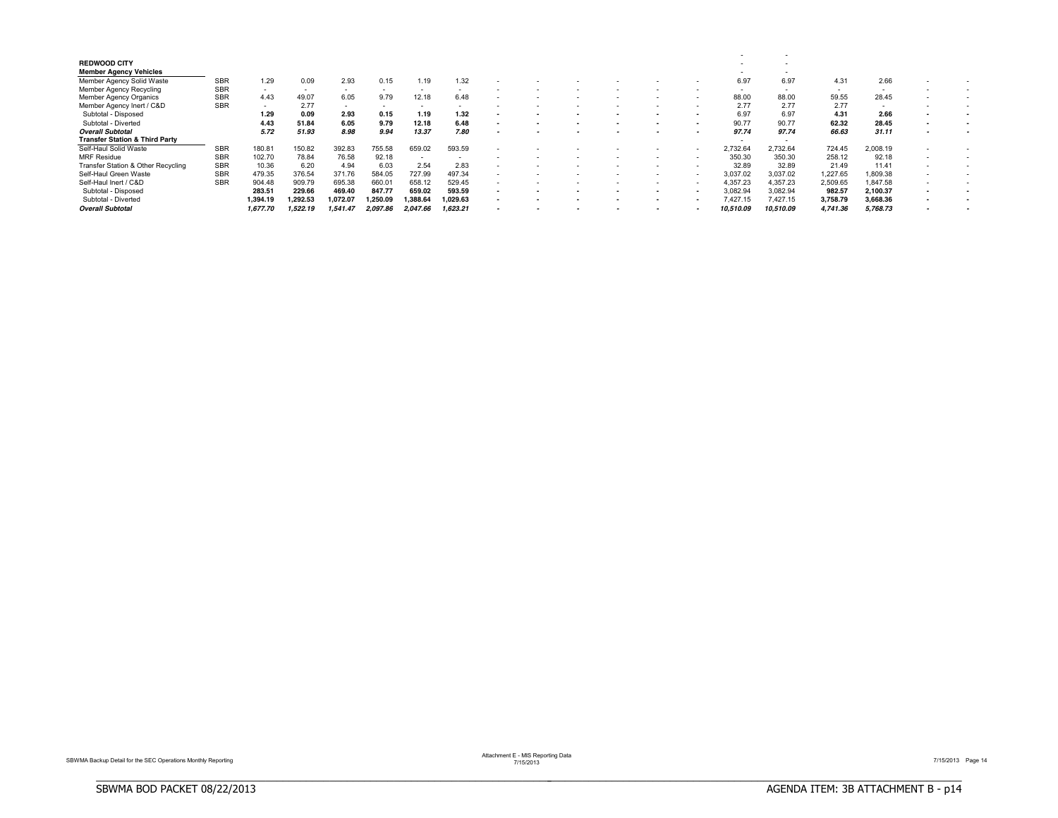| REDWOOD CITY | | | | | | | | | | | | | | | | | | | | |
|---|---|---|---|---|---|---|---|---|---|---|---|---|---|---|---|---|---|---|---|---|
| **Member Agency Vehicles** | | | | | | | | | | | | | | | - | - | | | | |
| Member Agency Solid Waste | SBR | 1.29 | 0.09 | 2.93 | 0.15 | 1.19 | 1.32 | - | - | - | - | - | - | 6.97 | 6.97 | 4.31 | 2.66 | - | - |
| Member Agency Recycling | SBR | - | - | - | - | - | - | - | - | - | - | - | - | - | - | - | - | - | - |
| Member Agency Organics | SBR | 4.43 | 49.07 | 6.05 | 9.79 | 12.18 | 6.48 | - | - | - | - | - | - | 88.00 | 88.00 | 59.55 | 28.45 | - | - |
| Member Agency Inert / C&D | SBR | - | 2.77 | - | - | - | - | - | - | - | - | - | - | 2.77 | 2.77 | 2.77 | - | - | - |
| Subtotal - Disposed | | **1.29** | **0.09** | **2.93** | **0.15** | **1.19** | **1.32** | - | - | - | - | - | - | 6.97 | 6.97 | **4.31** | **2.66** | - | - |
| Subtotal - Diverted | | **4.43** | **51.84** | **6.05** | **9.79** | **12.18** | **6.48** | - | - | - | - | - | - | 90.77 | 90.77 | **62.32** | **28.45** | - | - |
| ***Overall Subtotal*** | | ***5.72*** | ***51.93*** | ***8.98*** | ***9.94*** | ***13.37*** | ***7.80*** | - | - | - | - | - | - | ***97.74*** | ***97.74*** | ***66.63*** | ***31.11*** | - | - |
| **Transfer Station & Third Party** | | | | | | | | | | | | | | - | - | | | | |
| Self-Haul Solid Waste | SBR | 180.81 | 150.82 | 392.83 | 755.58 | 659.02 | 593.59 | - | - | - | - | - | - | 2,732.64 | 2,732.64 | 724.45 | 2,008.19 | - | - |
| MRF Residue | SBR | 102.70 | 78.84 | 76.58 | 92.18 | - | - | - | - | - | - | - | - | 350.30 | 350.30 | 258.12 | 92.18 | - | - |
| Transfer Station & Other Recycling | SBR | 10.36 | 6.20 | 4.94 | 6.03 | 2.54 | 2.83 | - | - | - | - | - | - | 32.89 | 32.89 | 21.49 | 11.41 | - | - |
| Self-Haul Green Waste | SBR | 479.35 | 376.54 | 371.76 | 584.05 | 727.99 | 497.34 | - | - | - | - | - | - | 3,037.02 | 3,037.02 | 1,227.65 | 1,809.38 | - | - |
| Self-Haul Inert / C&D | SBR | 904.48 | 909.79 | 695.38 | 660.01 | 658.12 | 529.45 | - | - | - | - | - | - | 4,357.23 | 4,357.23 | 2,509.65 | 1,847.58 | - | - |
| Subtotal - Disposed | | **283.51** | **229.66** | **469.40** | **847.77** | **659.02** | **593.59** | - | - | - | - | - | - | 3,082.94 | 3,082.94 | **982.57** | **2,100.37** | - | - |
| Subtotal - Diverted | | **1,394.19** | **1,292.53** | **1,072.07** | **1,250.09** | **1,388.64** | **1,029.63** | - | - | - | - | - | - | 7,427.15 | 7,427.15 | **3,758.79** | **3,668.36** | - | - |
| ***Overall Subtotal*** | | ***1,677.70*** | ***1,522.19*** | ***1,541.47*** | ***2,097.86*** | ***2,047.66*** | ***1,623.21*** | - | - | - | - | - | - | ***10,510.09*** | ***10,510.09*** | ***4,741.36*** | ***5,768.73*** | - | - |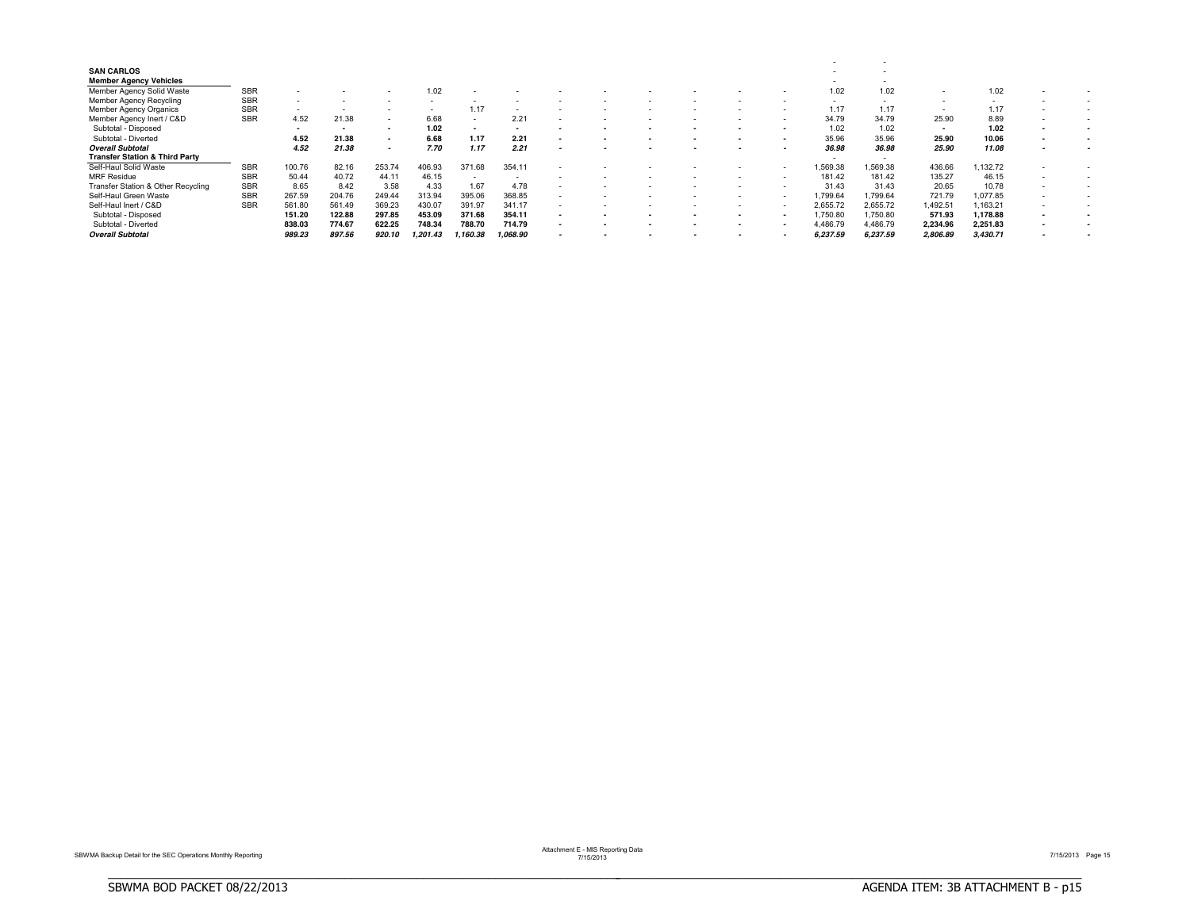| SAN CARLOS | | | | | | | | | | | | | | | | | | | | |
|---|---|---|---|---|---|---|---|---|---|---|---|---|---|---|---|---|---|---|---|---|
| **Member Agency Vehicles** | | | | | | | | | | | | | | | | | | | | |
| Member Agency Solid Waste | SBR | - | - | - | 1.02 | - | - | - | - | - | - | - | - | 1.02 | 1.02 | - | 1.02 | - | - |
| Member Agency Recycling | SBR | - | - | - | - | - | - | - | - | - | - | - | - | - | - | - | - | - | - |
| Member Agency Organics | SBR | - | - | - | - | 1.17 | - | - | - | - | - | - | - | 1.17 | 1.17 | - | 1.17 | - | - |
| Member Agency Inert / C&D | SBR | 4.52 | 21.38 | - | 6.68 | - | 2.21 | - | - | - | - | - | - | 34.79 | 34.79 | 25.90 | 8.89 | - | - |
| Subtotal - Disposed | | - | - | - | 1.02 | - | - | - | - | - | - | - | - | 1.02 | 1.02 | - | 1.02 | - | - |
| Subtotal - Diverted | | 4.52 | 21.38 | - | 6.68 | 1.17 | 2.21 | - | - | - | - | - | - | 35.96 | 35.96 | 25.90 | 10.06 | - | - |
| ***Overall Subtotal*** | | *4.52* | *21.38* | - | *7.70* | *1.17* | *2.21* | - | - | - | - | - | - | *36.98* | *36.98* | *25.90* | *11.08* | - | - |
| **Transfer Station & Third Party** | | | | | | | | | | | | | | - | - | | | | |
| Self-Haul Solid Waste | SBR | 100.76 | 82.16 | 253.74 | 406.93 | 371.68 | 354.11 | - | - | - | - | - | - | 1,569.38 | 1,569.38 | 436.66 | 1,132.72 | - | - |
| MRF Residue | SBR | 50.44 | 40.72 | 44.11 | 46.15 | - | - | - | - | - | - | - | - | 181.42 | 181.42 | 135.27 | 46.15 | - | - |
| Transfer Station & Other Recycling | SBR | 8.65 | 8.42 | 3.58 | 4.33 | 1.67 | 4.78 | - | - | - | - | - | - | 31.43 | 31.43 | 20.65 | 10.78 | - | - |
| Self-Haul Green Waste | SBR | 267.59 | 204.76 | 249.44 | 313.94 | 395.06 | 368.85 | - | - | - | - | - | - | 1,799.64 | 1,799.64 | 721.79 | 1,077.85 | - | - |
| Self-Haul Inert / C&D | SBR | 561.80 | 561.49 | 369.23 | 430.07 | 391.97 | 341.17 | - | - | - | - | - | - | 2,655.72 | 2,655.72 | 1,492.51 | 1,163.21 | - | - |
| Subtotal - Disposed | | 151.20 | 122.88 | 297.85 | 453.09 | 371.68 | 354.11 | - | - | - | - | - | - | 1,750.80 | 1,750.80 | 571.93 | 1,178.88 | - | - |
| Subtotal - Diverted | | 838.03 | 774.67 | 622.25 | 748.34 | 788.70 | 714.79 | - | - | - | - | - | - | 4,486.79 | 4,486.79 | 2,234.96 | 2,251.83 | - | - |
| ***Overall Subtotal*** | | *989.23* | *897.56* | *920.10* | *1,201.43* | *1,160.38* | *1,068.90* | - | - | - | - | - | - | *6,237.59* | *6,237.59* | *2,806.89* | *3,430.71* | - | - |

SBWMA Backup Detail for the SEC Operations Monthly Reporting

Attachment E - MIS Reporting Data
7/15/2013

7/15/2013

SBWMA BOD PACKET 08/22/2013

AGENDA ITEM: 3B ATTACHMENT B - p15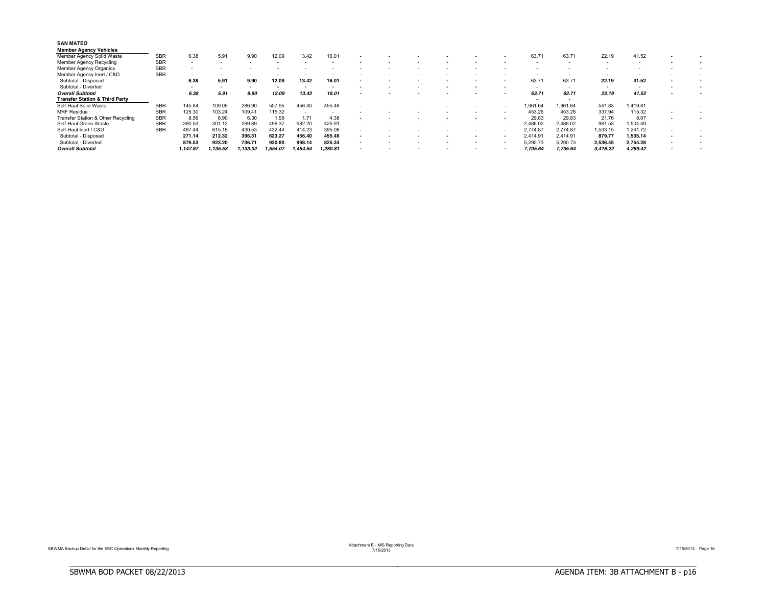**SAN MATEO**

| Member Agency Vehicles | | | | | | | | | | | | | | | | | | | |
|---|---|---|---|---|---|---|---|---|---|---|---|---|---|---|---|---|---|---|---|
| Member Agency Solid Waste | SBR | 6.38 | 5.91 | 9.90 | 12.09 | 13.42 | 16.01 | - | - | - | - | - | - | 63.71 | 63.71 | 22.19 | 41.52 | - | - |
| Member Agency Recycling | SBR | - | - | - | - | - | - | - | - | - | - | - | - | - | - | - | - | - | - |
| Member Agency Organics | SBR | - | - | - | - | - | - | - | - | - | - | - | - | - | - | - | - | - | - |
| Member Agency Inert / C&D | SBR | - | - | - | - | - | - | - | - | - | - | - | - | - | - | - | - | - | - |
| Subtotal - Disposed | | **6.38** | **5.91** | **9.90** | **12.09** | **13.42** | **16.01** | - | - | - | - | - | - | 63.71 | 63.71 | **22.19** | **41.52** | - | - |
| Subtotal - Diverted | | - | - | - | - | - | - | - | - | - | - | - | - | - | - | - | - | - | - |
| ***Overall Subtotal*** | | ***6.38*** | ***5.91*** | ***9.90*** | ***12.09*** | ***13.42*** | ***16.01*** | - | - | - | - | - | - | ***63.71*** | ***63.71*** | ***22.19*** | ***41.52*** | - | - |
| **Transfer Station & Third Party** | | | | | | | | | | | | | | - | - | | | | |
| Self-Haul Solid Waste | SBR | 145.84 | 109.09 | 286.90 | 507.95 | 456.40 | 455.46 | - | - | - | - | - | - | 1,961.64 | 1,961.64 | 541.83 | 1,419.81 | - | - |
| MRF Residue | SBR | 125.30 | 103.24 | 109.41 | 115.32 | - | - | - | - | - | - | - | - | 453.26 | 453.26 | 337.94 | 115.32 | - | - |
| Transfer Station & Other Recycling | SBR | 8.56 | 6.90 | 6.30 | 1.99 | 1.71 | 4.38 | - | - | - | - | - | - | 29.83 | 29.83 | 21.76 | 8.07 | - | - |
| Self-Haul Green Waste | SBR | 380.53 | 301.12 | 299.89 | 496.37 | 582.20 | 425.91 | - | - | - | - | - | - | 2,486.02 | 2,486.02 | 981.53 | 1,504.49 | - | - |
| Self-Haul Inert / C&D | SBR | 487.44 | 615.18 | 430.53 | 432.44 | 414.23 | 395.06 | - | - | - | - | - | - | 2,774.87 | 2,774.87 | 1,533.15 | 1,241.72 | - | - |
| Subtotal - Disposed | | **271.14** | **212.32** | **396.31** | **623.27** | **456.40** | **455.46** | - | - | - | - | - | - | 2,414.91 | 2,414.91 | **879.77** | **1,535.14** | - | - |
| Subtotal - Diverted | | **876.53** | **923.20** | **736.71** | **930.80** | **998.14** | **825.34** | - | - | - | - | - | - | 5,290.73 | 5,290.73 | **2,536.45** | **2,754.28** | - | - |
| ***Overall Subtotal*** | | ***1,147.67*** | ***1,135.53*** | ***1,133.02*** | ***1,554.07*** | ***1,454.54*** | ***1,280.81*** | - | - | - | - | - | - | ***7,705.64*** | ***7,705.64*** | ***3,416.22*** | ***4,289.42*** | - | - |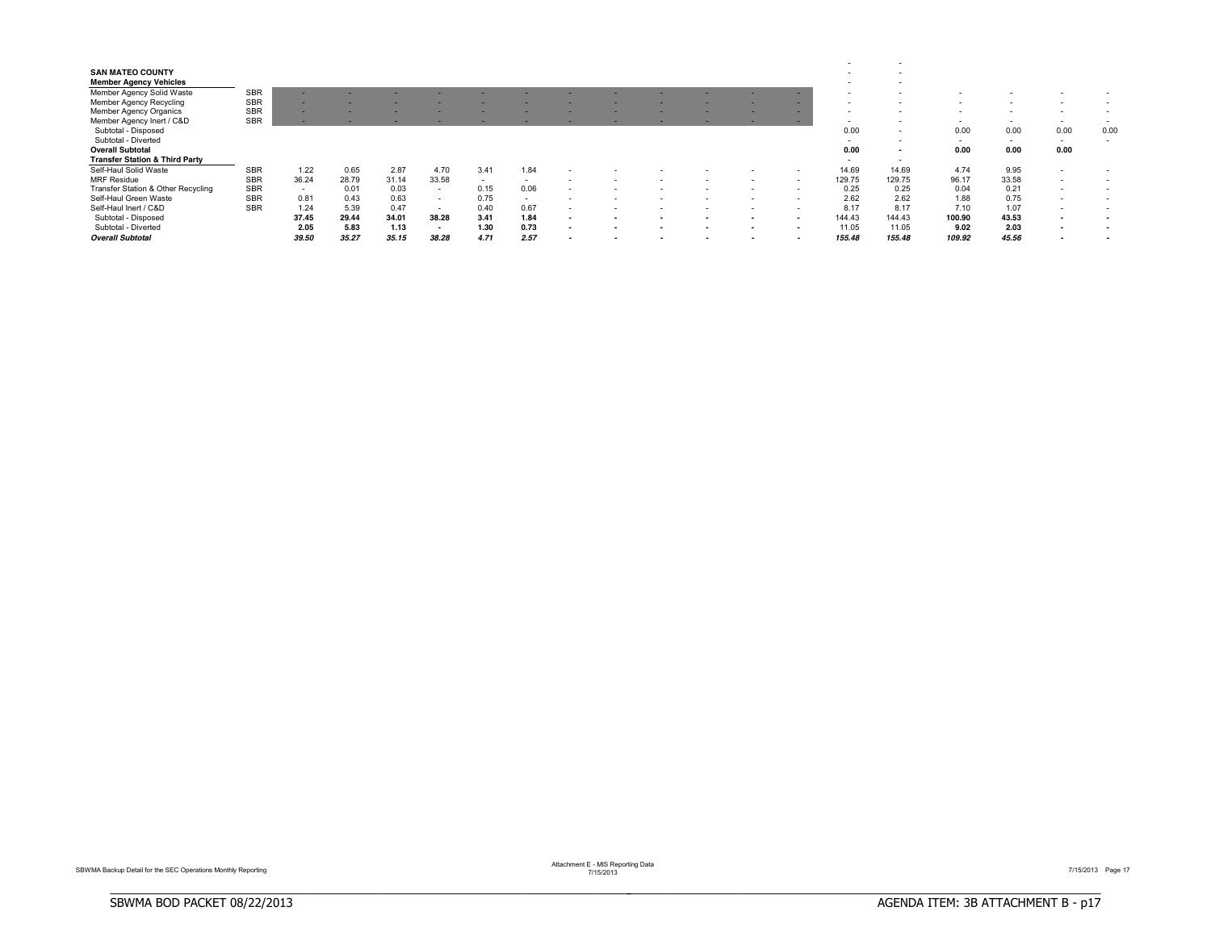| | | | | | | | | | | | | | | | | | | | |
|---|---|---|---|---|---|---|---|---|---|---|---|---|---|---|---|---|---|---|---|
| | | | | | | | | | | | | | | - | - | | | | |
| **SAN MATEO COUNTY** | | | | | | | | | | | | | | - | - | | | | |
| **Member Agency Vehicles** | | | | | | | | | | | | | | - | - | | | | |
| Member Agency Solid Waste | SBR | - | - | - | - | - | - | - | - | - | - | - | - | - | - | - | - | - | - |
| Member Agency Recycling | SBR | - | - | - | - | - | - | - | - | - | - | - | - | - | - | - | - | - | - |
| Member Agency Organics | SBR | - | - | - | - | - | - | - | - | - | - | - | - | - | - | - | - | - | - |
| Member Agency Inert / C&D | SBR | - | - | - | - | - | - | - | - | - | - | - | - | - | - | - | - | - | - |
| Subtotal - Disposed | | | | | | | | | | | | | | 0.00 | - | 0.00 | 0.00 | 0.00 | 0.00 |
| Subtotal - Diverted | | | | | | | | | | | | | | - | - | - | - | - | - |
| **Overall Subtotal** | | | | | | | | | | | | | | **0.00** | **-** | **0.00** | **0.00** | **0.00** | |
| **Transfer Station & Third Party** | | | | | | | | | | | | | | - | - | | | | |
| Self-Haul Solid Waste | SBR | 1.22 | 0.65 | 2.87 | 4.70 | 3.41 | 1.84 | - | - | - | - | - | - | 14.69 | 14.69 | 4.74 | 9.95 | - | - |
| MRF Residue | SBR | 36.24 | 28.79 | 31.14 | 33.58 | - | - | - | - | - | - | - | - | 129.75 | 129.75 | 96.17 | 33.58 | - | - |
| Transfer Station & Other Recycling | SBR | - | 0.01 | 0.03 | - | 0.15 | 0.06 | - | - | - | - | - | - | 0.25 | 0.25 | 0.04 | 0.21 | - | - |
| Self-Haul Green Waste | SBR | 0.81 | 0.43 | 0.63 | - | 0.75 | - | - | - | - | - | - | - | 2.62 | 2.62 | 1.88 | 0.75 | - | - |
| Self-Haul Inert / C&D | SBR | 1.24 | 5.39 | 0.47 | - | 0.40 | 0.67 | - | - | - | - | - | - | 8.17 | 8.17 | 7.10 | 1.07 | - | - |
| Subtotal - Disposed | | **37.45** | **29.44** | **34.01** | **38.28** | **3.41** | **1.84** | **-** | **-** | **-** | **-** | **-** | **-** | 144.43 | 144.43 | **100.90** | **43.53** | **-** | **-** |
| Subtotal - Diverted | | **2.05** | **5.83** | **1.13** | **-** | **1.30** | **0.73** | **-** | **-** | **-** | **-** | **-** | **-** | 11.05 | 11.05 | **9.02** | **2.03** | **-** | **-** |
| ***Overall Subtotal*** | | ***39.50*** | ***35.27*** | ***35.15*** | ***38.28*** | ***4.71*** | ***2.57*** | **-** | **-** | **-** | **-** | **-** | **-** | ***155.48*** | ***155.48*** | ***109.92*** | ***45.56*** | **-** | **-** |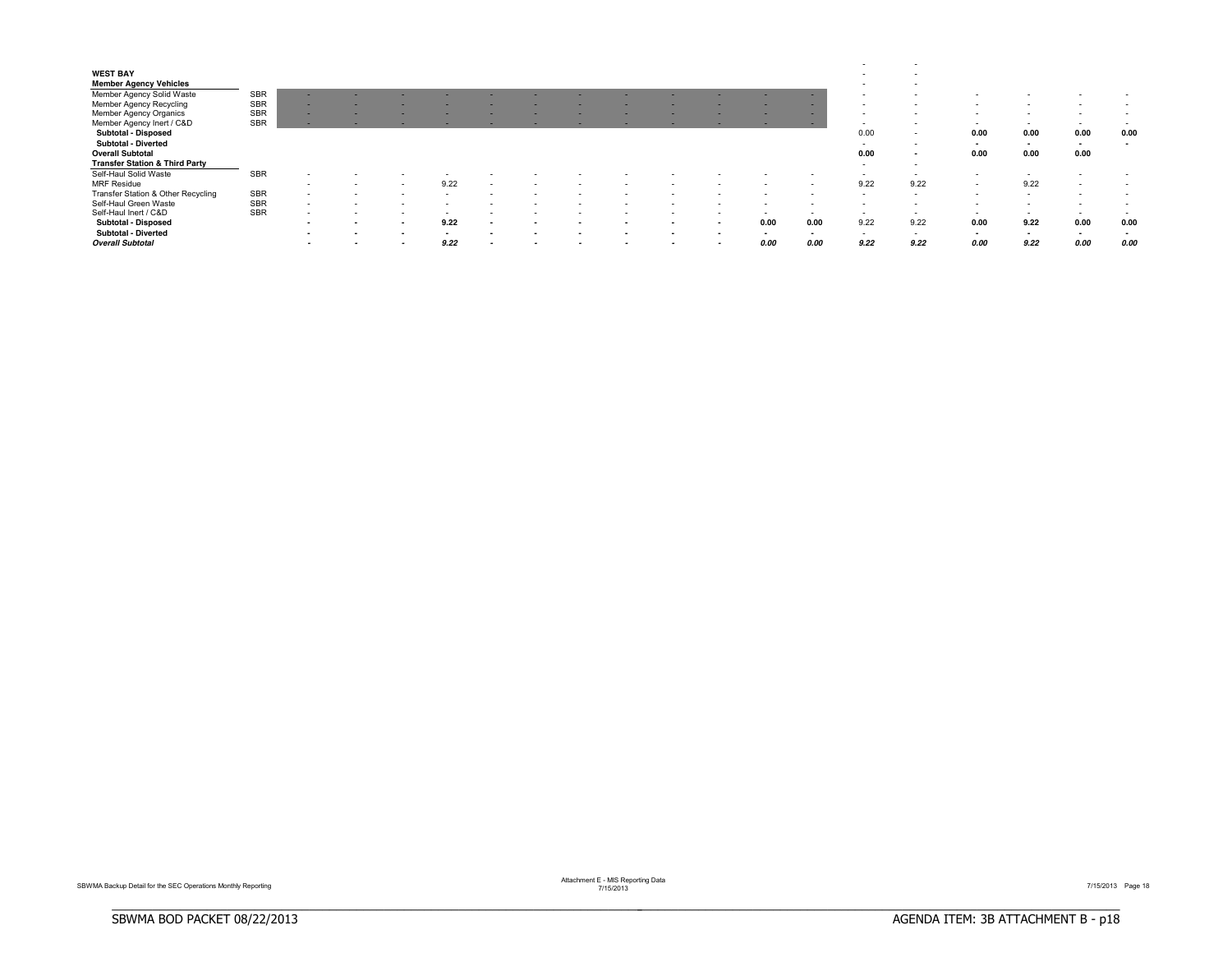| | | | | | | | | | | | | | | | | | | | |
|---|---|---|---|---|---|---|---|---|---|---|---|---|---|---|---|---|---|---|---|
| | | | | | | | | | | | | | | - | - | | | | |
| **WEST BAY** | | | | | | | | | | | | | | - | - | | | | |
| **Member Agency Vehicles** | | | | | | | | | | | | | | - | - | | | | |
| Member Agency Solid Waste | SBR | - | - | - | - | - | - | - | - | - | - | - | - | - | - | - | - | - | - |
| Member Agency Recycling | SBR | - | - | - | - | - | - | - | - | - | - | - | - | - | - | - | - | - | - |
| Member Agency Organics | SBR | - | - | - | - | - | - | - | - | - | - | - | - | - | - | - | - | - | - |
| Member Agency Inert / C&D | SBR | - | - | - | - | - | - | - | - | - | - | - | - | - | - | - | - | - | - |
| **Subtotal - Disposed** | | | | | | | | | | | | | | 0.00 | - | **0.00** | **0.00** | **0.00** | **0.00** |
| **Subtotal - Diverted** | | | | | | | | | | | | | | - | - | **-** | **-** | **-** | **-** |
| **Overall Subtotal** | | | | | | | | | | | | | | **0.00** | **-** | **0.00** | **0.00** | **0.00** | |
| **Transfer Station & Third Party** | | | | | | | | | | | | | | - | - | | | | |
| Self-Haul Solid Waste | SBR | - | - | - | - | - | - | - | - | - | - | - | - | - | - | - | - | - | - |
| MRF Residue | | - | - | - | 9.22 | - | - | - | - | - | - | - | - | 9.22 | 9.22 | - | 9.22 | - | - |
| Transfer Station & Other Recycling | SBR | - | - | - | - | - | - | - | - | - | - | - | - | - | - | - | - | - | - |
| Self-Haul Green Waste | SBR | - | - | - | - | - | - | - | - | - | - | - | - | - | - | - | - | - | - |
| Self-Haul Inert / C&D | SBR | - | - | - | - | - | - | - | - | - | - | - | - | - | - | - | - | - | - |
| **Subtotal - Disposed** | | **-** | **-** | **-** | **9.22** | **-** | **-** | **-** | **-** | **-** | **-** | **0.00** | **0.00** | 9.22 | 9.22 | **0.00** | **9.22** | **0.00** | **0.00** |
| **Subtotal - Diverted** | | **-** | **-** | **-** | **-** | **-** | **-** | **-** | **-** | **-** | **-** | **-** | **-** | - | - | **-** | **-** | **-** | **-** |
| ***Overall Subtotal*** | | ***-*** | ***-*** | ***-*** | ***9.22*** | ***-*** | ***-*** | ***-*** | ***-*** | ***-*** | ***-*** | ***0.00*** | ***0.00*** | ***9.22*** | ***9.22*** | ***0.00*** | ***9.22*** | ***0.00*** | ***0.00*** |

SBWMA Backup Detail for the SEC Operations Monthly Reporting

Attachment E - MIS Reporting Data
7/15/2013

7/15/2013

SBWMA BOD PACKET 08/22/2013

AGENDA ITEM: 3B ATTACHMENT B - p18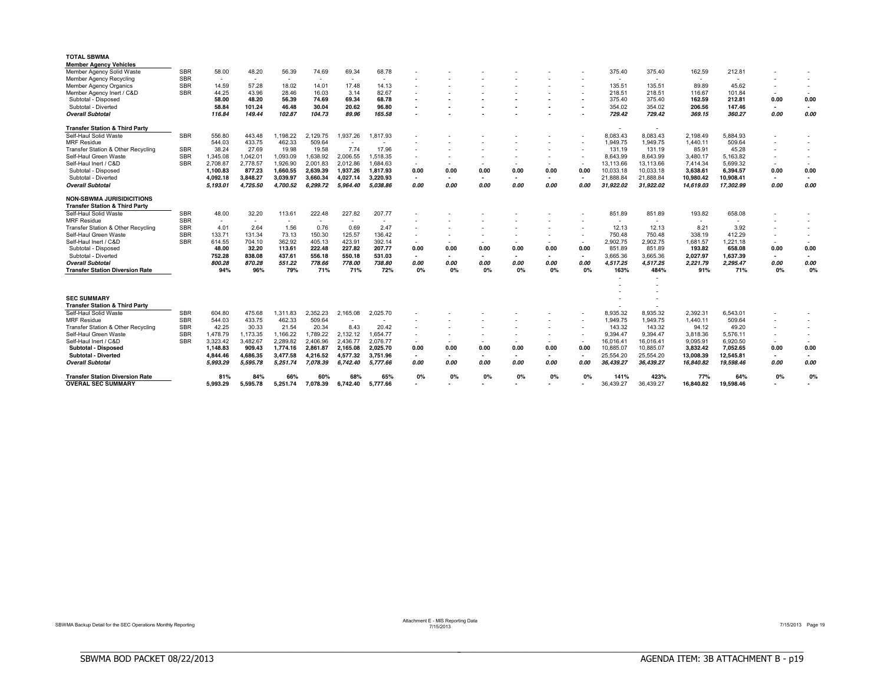| TOTAL SBWMA | | | | | | | | | | | | | | | | | | | | |
|---|---|---|---|---|---|---|---|---|---|---|---|---|---|---|---|---|---|---|---|---|
| **Member Agency Vehicles** | | | | | | | | | | | | | | | | | | | | |
| Member Agency Solid Waste | SBR | 58.00 | 48.20 | 56.39 | 74.69 | 69.34 | 68.78 | - | - | - | - | - | - | 375.40 | 375.40 | 162.59 | 212.81 | - | - |
| Member Agency Recycling | SBR | - | - | - | - | - | - | - | - | - | - | - | - | - | - | - | - | - | - |
| Member Agency Organics | SBR | 14.59 | 57.28 | 18.02 | 14.01 | 17.48 | 14.13 | - | - | - | - | - | - | 135.51 | 135.51 | 89.89 | 45.62 | - | - |
| Member Agency Inert / C&D | SBR | 44.25 | 43.96 | 28.46 | 16.03 | 3.14 | 82.67 | - | - | - | - | - | - | 218.51 | 218.51 | 116.67 | 101.84 | - | - |
| Subtotal - Disposed | | **58.00** | **48.20** | **56.39** | **74.69** | **69.34** | **68.78** | - | - | - | - | - | - | 375.40 | 375.40 | **162.59** | **212.81** | **0.00** | **0.00** |
| Subtotal - Diverted | | **58.84** | **101.24** | **46.48** | **30.04** | **20.62** | **96.80** | - | - | - | - | - | - | 354.02 | 354.02 | **206.56** | **147.46** | - | - |
| ***Overall Subtotal*** | | ***116.84*** | ***149.44*** | ***102.87*** | ***104.73*** | ***89.96*** | ***165.58*** | - | - | - | - | - | - | ***729.42*** | ***729.42*** | ***369.15*** | ***360.27*** | ***0.00*** | ***0.00*** |
| **Transfer Station & Third Party** | | | | | | | | | | | | | | - | - | | | | |
| Self-Haul Solid Waste | SBR | 556.80 | 443.48 | 1,198.22 | 2,129.75 | 1,937.26 | 1,817.93 | - | - | - | - | - | - | 8,083.43 | 8,083.43 | 2,198.49 | 5,884.93 | - | - |
| MRF Residue | | 544.03 | 433.75 | 462.33 | 509.64 | - | - | - | - | - | - | - | - | 1,949.75 | 1,949.75 | 1,440.11 | 509.64 | - | - |
| Transfer Station & Other Recycling | SBR | 38.24 | 27.69 | 19.98 | 19.58 | 7.74 | 17.96 | - | - | - | - | - | - | 131.19 | 131.19 | 85.91 | 45.28 | - | - |
| Self-Haul Green Waste | SBR | 1,345.08 | 1,042.01 | 1,093.09 | 1,638.92 | 2,006.55 | 1,518.35 | - | - | - | - | - | - | 8,643.99 | 8,643.99 | 3,480.17 | 5,163.82 | - | - |
| Self-Haul Inert / C&D | SBR | 2,708.87 | 2,778.57 | 1,926.90 | 2,001.83 | 2,012.86 | 1,684.63 | - | - | - | - | - | - | 13,113.66 | 13,113.66 | 7,414.34 | 5,699.32 | - | - |
| Subtotal - Disposed | | **1,100.83** | **877.23** | **1,660.55** | **2,639.39** | **1,937.26** | **1,817.93** | **0.00** | **0.00** | **0.00** | **0.00** | **0.00** | **0.00** | 10,033.18 | 10,033.18 | **3,638.61** | **6,394.57** | **0.00** | **0.00** |
| Subtotal - Diverted | | **4,092.18** | **3,848.27** | **3,039.97** | **3,660.34** | **4,027.14** | **3,220.93** | - | - | - | - | - | - | 21,888.84 | 21,888.84 | **10,980.42** | **10,908.41** | - | - |
| ***Overall Subtotal*** | | ***5,193.01*** | ***4,725.50*** | ***4,700.52*** | ***6,299.72*** | ***5,964.40*** | ***5,038.86*** | ***0.00*** | ***0.00*** | ***0.00*** | ***0.00*** | ***0.00*** | ***0.00*** | ***31,922.02*** | ***31,922.02*** | ***14,619.03*** | ***17,302.99*** | ***0.00*** | ***0.00*** |
| **NON-SBWMA JURISIDICITIONS** | | | | | | | | | | | | | | | | | | | |
| **Transfer Station & Third Party** | | | | | | | | | | | | | | | | | | | |
| Self-Haul Solid Waste | SBR | 48.00 | 32.20 | 113.61 | 222.48 | 227.82 | 207.77 | - | - | - | - | - | - | 851.89 | 851.89 | 193.82 | 658.08 | - | - |
| MRF Residue | SBR | - | - | - | - | - | - | - | - | - | - | - | - | - | - | - | - | - | - |
| Transfer Station & Other Recycling | SBR | 4.01 | 2.64 | 1.56 | 0.76 | 0.69 | 2.47 | - | - | - | - | - | - | 12.13 | 12.13 | 8.21 | 3.92 | - | - |
| Self-Haul Green Waste | SBR | 133.71 | 131.34 | 73.13 | 150.30 | 125.57 | 136.42 | - | - | - | - | - | - | 750.48 | 750.48 | 338.19 | 412.29 | - | - |
| Self-Haul Inert / C&D | SBR | 614.55 | 704.10 | 362.92 | 405.13 | 423.91 | 392.14 | - | - | - | - | - | - | 2,902.75 | 2,902.75 | 1,681.57 | 1,221.18 | - | - |
| Subtotal - Disposed | | **48.00** | **32.20** | **113.61** | **222.48** | **227.82** | **207.77** | **0.00** | **0.00** | **0.00** | **0.00** | **0.00** | **0.00** | 851.89 | 851.89 | **193.82** | **658.08** | **0.00** | **0.00** |
| Subtotal - Diverted | | **752.28** | **838.08** | **437.61** | **556.18** | **550.18** | **531.03** | - | - | - | - | - | - | 3,665.36 | 3,665.36 | **2,027.97** | **1,637.39** | - | - |
| ***Overall Subtotal*** | | ***800.28*** | ***870.28*** | ***551.22*** | ***778.66*** | ***778.00*** | ***738.80*** | ***0.00*** | ***0.00*** | ***0.00*** | ***0.00*** | ***0.00*** | ***0.00*** | ***4,517.25*** | ***4,517.25*** | ***2,221.79*** | ***2,295.47*** | ***0.00*** | ***0.00*** |
| **Transfer Station Diversion Rate** | | **94%** | **96%** | **79%** | **71%** | **71%** | **72%** | **0%** | **0%** | **0%** | **0%** | **0%** | **0%** | **163%** | **484%** | **91%** | **71%** | **0%** | **0%** |
| **SEC SUMMARY** | | | | | | | | | | | | | | | | | | | |
| **Transfer Station & Third Party** | | | | | | | | | | | | | | | | | | | |
| Self-Haul Solid Waste | SBR | 604.80 | 475.68 | 1,311.83 | 2,352.23 | 2,165.08 | 2,025.70 | - | - | - | - | - | - | 8,935.32 | 8,935.32 | 2,392.31 | 6,543.01 | - | - |
| MRF Residue | SBR | 544.03 | 433.75 | 462.33 | 509.64 | - | - | - | - | - | - | - | - | 1,949.75 | 1,949.75 | 1,440.11 | 509.64 | - | - |
| Transfer Station & Other Recycling | SBR | 42.25 | 30.33 | 21.54 | 20.34 | 8.43 | 20.42 | - | - | - | - | - | - | 143.32 | 143.32 | 94.12 | 49.20 | - | - |
| Self-Haul Green Waste | SBR | 1,478.79 | 1,173.35 | 1,166.22 | 1,789.22 | 2,132.12 | 1,654.77 | - | - | - | - | - | - | 9,394.47 | 9,394.47 | 3,818.36 | 5,576.11 | - | - |
| Self-Haul Inert / C&D | SBR | 3,323.42 | 3,482.67 | 2,289.82 | 2,406.96 | 2,436.77 | 2,076.77 | - | - | - | - | - | - | 16,016.41 | 16,016.41 | 9,095.91 | 6,920.50 | - | - |
| **Subtotal - Disposed** | | **1,148.83** | **909.43** | **1,774.16** | **2,861.87** | **2,165.08** | **2,025.70** | **0.00** | **0.00** | **0.00** | **0.00** | **0.00** | **0.00** | 10,885.07 | 10,885.07 | **3,832.42** | **7,052.65** | **0.00** | **0.00** |
| **Subtotal - Diverted** | | **4,844.46** | **4,686.35** | **3,477.58** | **4,216.52** | **4,577.32** | **3,751.96** | - | - | - | - | - | - | 25,554.20 | 25,554.20 | **13,008.39** | **12,545.81** | - | - |
| ***Overall Subtotal*** | | ***5,993.29*** | ***5,595.78*** | ***5,251.74*** | ***7,078.39*** | ***6,742.40*** | ***5,777.66*** | ***0.00*** | ***0.00*** | ***0.00*** | ***0.00*** | ***0.00*** | ***0.00*** | ***36,439.27*** | ***36,439.27*** | ***16,840.82*** | ***19,598.46*** | ***0.00*** | ***0.00*** |
| **Transfer Station Diversion Rate** | | **81%** | **84%** | **66%** | **60%** | **68%** | **65%** | **0%** | **0%** | **0%** | **0%** | **0%** | **0%** | **141%** | **423%** | **77%** | **64%** | **0%** | **0%** |
| **OVERAL SEC SUMMARY** | | **5,993.29** | **5,595.78** | **5,251.74** | **7,078.39** | **6,742.40** | **5,777.66** | - | - | - | - | - | - | 36,439.27 | 36,439.27 | **16,840.82** | **19,598.46** | - | - |

SBWMA Backup Detail for the SEC Operations Monthly Reporting

Attachment E - MIS Reporting Data
7/15/2013

SBWMA BOD PACKET 08/22/2013

AGENDA ITEM: 3B ATTACHMENT B - p19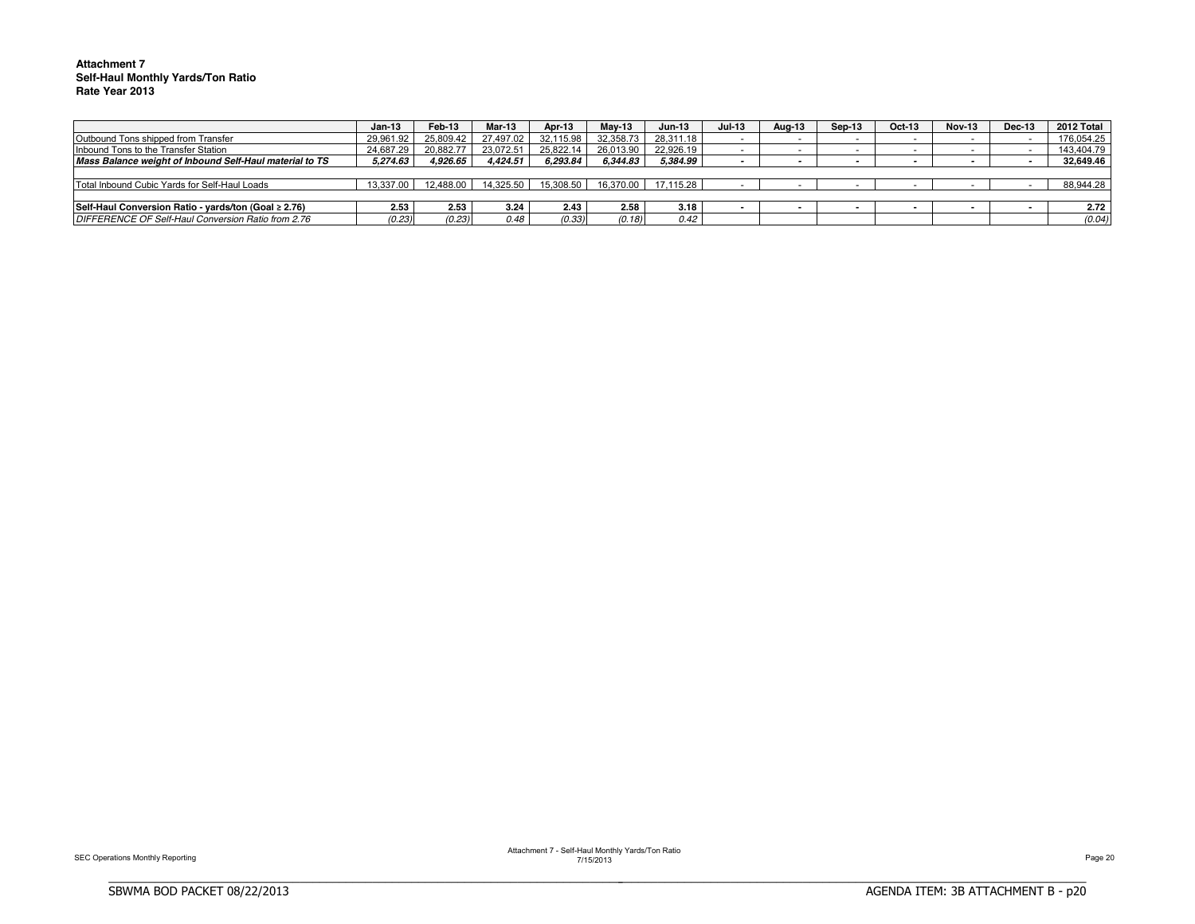**Attachment 7**
**Self-Haul Monthly Yards/Ton Ratio**
**Rate Year 2013**

| | Jan-13 | Feb-13 | Mar-13 | Apr-13 | May-13 | Jun-13 | Jul-13 | Aug-13 | Sep-13 | Oct-13 | Nov-13 | Dec-13 | 2012 Total |
|---|---|---|---|---|---|---|---|---|---|---|---|---|---|
| Outbound Tons shipped from Transfer | 29,961.92 | 25,809.42 | 27,497.02 | 32,115.98 | 32,358.73 | 28,311.18 | - | - | - | - | - | - | 176,054.25 |
| Inbound Tons to the Transfer Station | 24,687.29 | 20,882.77 | 23,072.51 | 25,822.14 | 26,013.90 | 22,926.19 | - | - | - | - | - | - | 143,404.79 |
| ***Mass Balance weight of Inbound Self-Haul material to TS*** | ***5,274.63*** | ***4,926.65*** | ***4,424.51*** | ***6,293.84*** | ***6,344.83*** | ***5,384.99*** | **-** | **-** | **-** | **-** | **-** | **-** | **32,649.46** |
| | | | | | | | | | | | | | |
| Total Inbound Cubic Yards for Self-Haul Loads | 13,337.00 | 12,488.00 | 14,325.50 | 15,308.50 | 16,370.00 | 17,115.28 | - | - | - | - | - | - | 88,944.28 |
| | | | | | | | | | | | | | |
| **Self-Haul Conversion Ratio - yards/ton (Goal ≥ 2.76)** | **2.53** | **2.53** | **3.24** | **2.43** | **2.58** | **3.18** | **-** | **-** | **-** | **-** | **-** | **-** | **2.72** |
| *DIFFERENCE OF Self-Haul Conversion Ratio from 2.76* | *(0.23)* | *(0.23)* | *0.48* | *(0.33)* | *(0.18)* | *0.42* | | | | | | | *(0.04)* |

SEC Operations Monthly Reporting

Attachment 7 - Self-Haul Monthly Yards/Ton Ratio
7/15/2013

SBWMA BOD PACKET 08/22/2013

AGENDA ITEM: 3B ATTACHMENT B - p20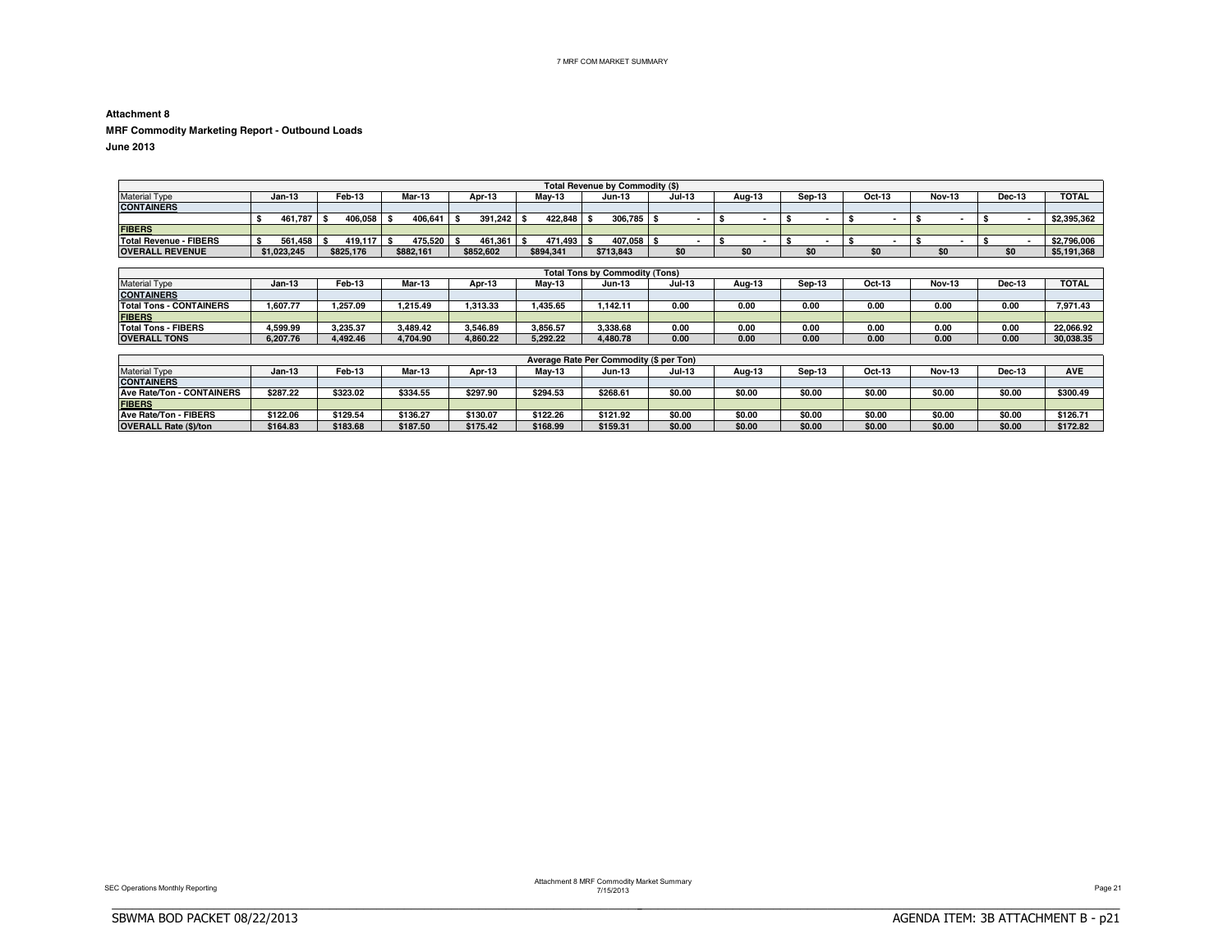**Attachment 8**

**MRF Commodity Marketing Report - Outbound Loads**

**June 2013**

| Total Revenue by Commodity ($) | | | | | | | | | | | | | |
|---|---|---|---|---|---|---|---|---|---|---|---|---|---|
| Material Type | Jan-13 | Feb-13 | Mar-13 | Apr-13 | May-13 | Jun-13 | Jul-13 | Aug-13 | Sep-13 | Oct-13 | Nov-13 | Dec-13 | TOTAL |
| **CONTAINERS** | | | | | | | | | | | | | |
| | $ 461,787 | $ 406,058 | $ 406,641 | $ 391,242 | $ 422,848 | $ 306,785 | $ - | $ - | $ - | $ - | $ - | $ - | $2,395,362 |
| **FIBERS** | | | | | | | | | | | | | |
| **Total Revenue - FIBERS** | $ 561,458 | $ 419,117 | $ 475,520 | $ 461,361 | $ 471,493 | $ 407,058 | $ - | $ - | $ - | $ - | $ - | $ - | $2,796,006 |
| **OVERALL REVENUE** | $1,023,245 | $825,176 | $882,161 | $852,602 | $894,341 | $713,843 | $0 | $0 | $0 | $0 | $0 | $0 | $5,191,368 |

| Total Tons by Commodity (Tons) | | | | | | | | | | | | | |
|---|---|---|---|---|---|---|---|---|---|---|---|---|---|
| Material Type | Jan-13 | Feb-13 | Mar-13 | Apr-13 | May-13 | Jun-13 | Jul-13 | Aug-13 | Sep-13 | Oct-13 | Nov-13 | Dec-13 | TOTAL |
| **CONTAINERS** | | | | | | | | | | | | | |
| **Total Tons - CONTAINERS** | 1,607.77 | 1,257.09 | 1,215.49 | 1,313.33 | 1,435.65 | 1,142.11 | 0.00 | 0.00 | 0.00 | 0.00 | 0.00 | 0.00 | 7,971.43 |
| **FIBERS** | | | | | | | | | | | | | |
| **Total Tons - FIBERS** | 4,599.99 | 3,235.37 | 3,489.42 | 3,546.89 | 3,856.57 | 3,338.68 | 0.00 | 0.00 | 0.00 | 0.00 | 0.00 | 0.00 | 22,066.92 |
| **OVERALL TONS** | 6,207.76 | 4,492.46 | 4,704.90 | 4,860.22 | 5,292.22 | 4,480.78 | 0.00 | 0.00 | 0.00 | 0.00 | 0.00 | 0.00 | 30,038.35 |

| Average Rate Per Commodity ($ per Ton) | | | | | | | | | | | | | |
|---|---|---|---|---|---|---|---|---|---|---|---|---|---|
| Material Type | Jan-13 | Feb-13 | Mar-13 | Apr-13 | May-13 | Jun-13 | Jul-13 | Aug-13 | Sep-13 | Oct-13 | Nov-13 | Dec-13 | AVE |
| **CONTAINERS** | | | | | | | | | | | | | |
| **Ave Rate/Ton - CONTAINERS** | $287.22 | $323.02 | $334.55 | $297.90 | $294.53 | $268.61 | $0.00 | $0.00 | $0.00 | $0.00 | $0.00 | $0.00 | $300.49 |
| **FIBERS** | | | | | | | | | | | | | |
| **Ave Rate/Ton - FIBERS** | $122.06 | $129.54 | $136.27 | $130.07 | $122.26 | $121.92 | $0.00 | $0.00 | $0.00 | $0.00 | $0.00 | $0.00 | $126.71 |
| **OVERALL Rate ($)/ton** | $164.83 | $183.68 | $187.50 | $175.42 | $168.99 | $159.31 | $0.00 | $0.00 | $0.00 | $0.00 | $0.00 | $0.00 | $172.82 |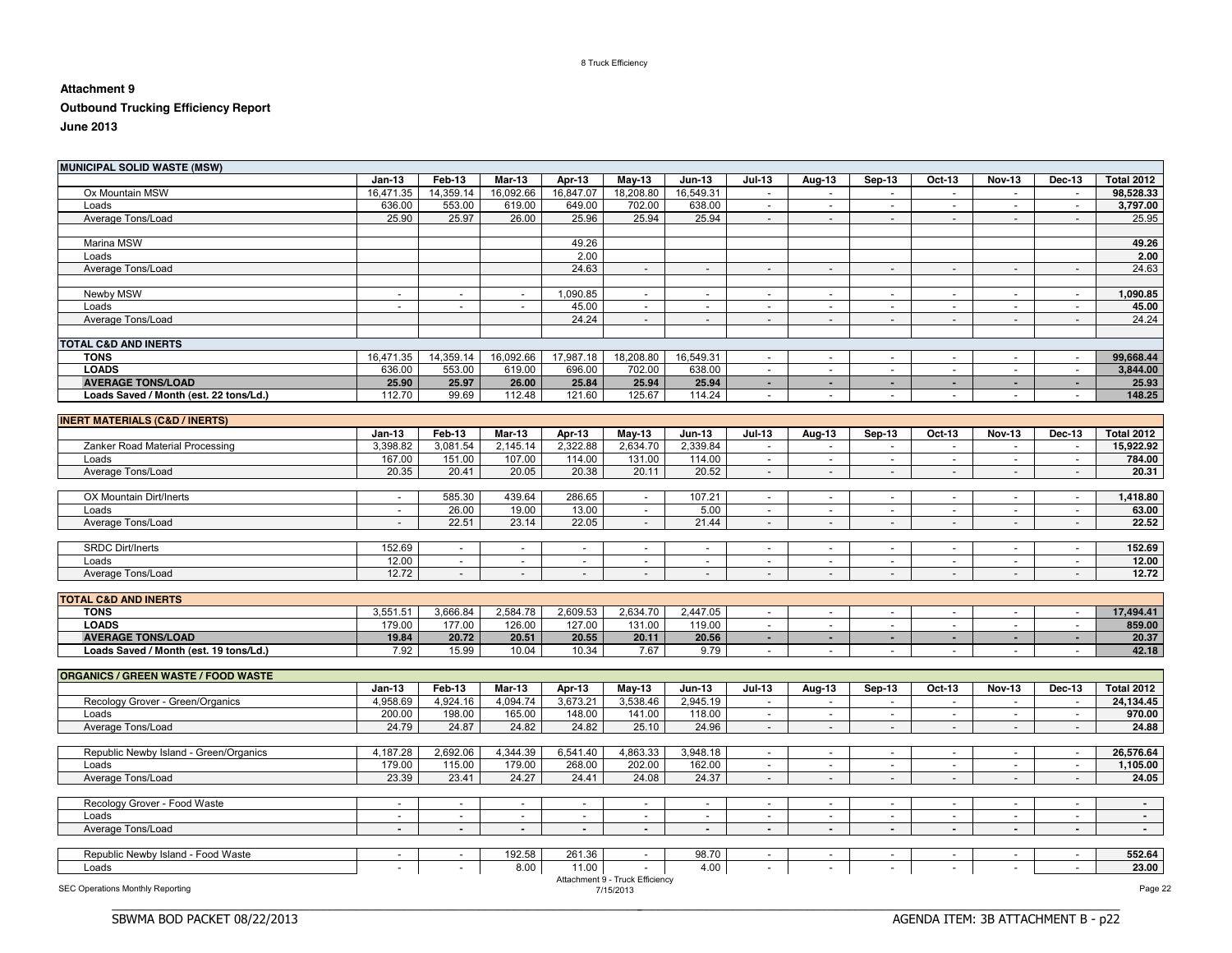**Attachment 9**

**Outbound Trucking Efficiency Report**

**June 2013**

| MUNICIPAL SOLID WASTE (MSW) | | | | | | | | | | | | | |
|---|---|---|---|---|---|---|---|---|---|---|---|---|---|
| | Jan-13 | Feb-13 | Mar-13 | Apr-13 | May-13 | Jun-13 | Jul-13 | Aug-13 | Sep-13 | Oct-13 | Nov-13 | Dec-13 | Total 2012 |
| Ox Mountain MSW | 16,471.35 | 14,359.14 | 16,092.66 | 16,847.07 | 18,208.80 | 16,549.31 | - | - | - | - | - | - | **98,528.33** |
| Loads | 636.00 | 553.00 | 619.00 | 649.00 | 702.00 | 638.00 | - | - | - | - | - | - | **3,797.00** |
| Average Tons/Load | 25.90 | 25.97 | 26.00 | 25.96 | 25.94 | 25.94 | - | - | - | - | - | - | 25.95 |
| | | | | | | | | | | | | | |
| Marina MSW | | | | 49.26 | | | | | | | | | **49.26** |
| Loads | | | | 2.00 | | | | | | | | | **2.00** |
| Average Tons/Load | | | | 24.63 | - | - | - | - | - | - | - | - | 24.63 |
| | | | | | | | | | | | | | |
| Newby MSW | - | - | - | 1,090.85 | - | - | - | - | - | - | - | - | **1,090.85** |
| Loads | - | - | - | 45.00 | - | - | - | - | - | - | - | - | **45.00** |
| Average Tons/Load | | | | 24.24 | - | - | - | - | - | - | - | - | 24.24 |
| | | | | | | | | | | | | | |
| **TOTAL C&D AND INERTS** | | | | | | | | | | | | | |
| **TONS** | 16,471.35 | 14,359.14 | 16,092.66 | 17,987.18 | 18,208.80 | 16,549.31 | - | - | - | - | - | - | **99,668.44** |
| **LOADS** | 636.00 | 553.00 | 619.00 | 696.00 | 702.00 | 638.00 | - | - | - | - | - | - | **3,844.00** |
| **AVERAGE TONS/LOAD** | **25.90** | **25.97** | **26.00** | **25.84** | **25.94** | **25.94** | **-** | **-** | **-** | **-** | **-** | **-** | **25.93** |
| **Loads Saved / Month (est. 22 tons/Ld.)** | 112.70 | 99.69 | 112.48 | 121.60 | 125.67 | 114.24 | - | - | - | - | - | - | **148.25** |

| INERT MATERIALS (C&D / INERTS) | | | | | | | | | | | | | |
|---|---|---|---|---|---|---|---|---|---|---|---|---|---|
| | Jan-13 | Feb-13 | Mar-13 | Apr-13 | May-13 | Jun-13 | Jul-13 | Aug-13 | Sep-13 | Oct-13 | Nov-13 | Dec-13 | Total 2012 |
| Zanker Road Material Processing | 3,398.82 | 3,081.54 | 2,145.14 | 2,322.88 | 2,634.70 | 2,339.84 | - | - | - | - | - | - | **15,922.92** |
| Loads | 167.00 | 151.00 | 107.00 | 114.00 | 131.00 | 114.00 | - | - | - | - | - | - | **784.00** |
| Average Tons/Load | 20.35 | 20.41 | 20.05 | 20.38 | 20.11 | 20.52 | - | - | - | - | - | - | **20.31** |
| | | | | | | | | | | | | | |
| OX Mountain Dirt/Inerts | - | 585.30 | 439.64 | 286.65 | - | 107.21 | - | - | - | - | - | - | **1,418.80** |
| Loads | - | 26.00 | 19.00 | 13.00 | - | 5.00 | - | - | - | - | - | - | **63.00** |
| Average Tons/Load | - | 22.51 | 23.14 | 22.05 | - | 21.44 | - | - | - | - | - | - | **22.52** |
| | | | | | | | | | | | | | |
| SRDC Dirt/Inerts | 152.69 | - | - | - | - | - | - | - | - | - | - | - | **152.69** |
| Loads | 12.00 | - | - | - | - | - | - | - | - | - | - | - | **12.00** |
| Average Tons/Load | 12.72 | - | - | - | - | - | - | - | - | - | - | - | **12.72** |
| | | | | | | | | | | | | | |
| **TOTAL C&D AND INERTS** | | | | | | | | | | | | | |
| **TONS** | 3,551.51 | 3,666.84 | 2,584.78 | 2,609.53 | 2,634.70 | 2,447.05 | - | - | - | - | - | - | **17,494.41** |
| **LOADS** | 179.00 | 177.00 | 126.00 | 127.00 | 131.00 | 119.00 | - | - | - | - | - | - | **859.00** |
| **AVERAGE TONS/LOAD** | **19.84** | **20.72** | **20.51** | **20.55** | **20.11** | **20.56** | **-** | **-** | **-** | **-** | **-** | **-** | **20.37** |
| **Loads Saved / Month (est. 19 tons/Ld.)** | 7.92 | 15.99 | 10.04 | 10.34 | 7.67 | 9.79 | - | - | - | - | - | - | **42.18** |

| ORGANICS / GREEN WASTE / FOOD WASTE | | | | | | | | | | | | | |
|---|---|---|---|---|---|---|---|---|---|---|---|---|---|
| | Jan-13 | Feb-13 | Mar-13 | Apr-13 | May-13 | Jun-13 | Jul-13 | Aug-13 | Sep-13 | Oct-13 | Nov-13 | Dec-13 | Total 2012 |
| Recology Grover - Green/Organics | 4,958.69 | 4,924.16 | 4,094.74 | 3,673.21 | 3,538.46 | 2,945.19 | - | - | - | - | - | - | **24,134.45** |
| Loads | 200.00 | 198.00 | 165.00 | 148.00 | 141.00 | 118.00 | - | - | - | - | - | - | **970.00** |
| Average Tons/Load | 24.79 | 24.87 | 24.82 | 24.82 | 25.10 | 24.96 | - | - | - | - | - | - | **24.88** |
| | | | | | | | | | | | | | |
| Republic Newby Island - Green/Organics | 4,187.28 | 2,692.06 | 4,344.39 | 6,541.40 | 4,863.33 | 3,948.18 | - | - | - | - | - | - | **26,576.64** |
| Loads | 179.00 | 115.00 | 179.00 | 268.00 | 202.00 | 162.00 | - | - | - | - | - | - | **1,105.00** |
| Average Tons/Load | 23.39 | 23.41 | 24.27 | 24.41 | 24.08 | 24.37 | - | - | - | - | - | - | **24.05** |
| | | | | | | | | | | | | | |
| Recology Grover - Food Waste | - | - | - | - | - | - | - | - | - | - | - | - | **-** |
| Loads | - | - | - | - | - | - | - | - | - | - | - | - | **-** |
| Average Tons/Load | - | - | - | - | - | - | - | - | - | - | - | - | **-** |
| | | | | | | | | | | | | | |
| Republic Newby Island - Food Waste | - | - | 192.58 | 261.36 | - | 98.70 | - | - | - | - | - | - | **552.64** |
| Loads | - | - | 8.00 | 11.00 | - | 4.00 | - | - | - | - | - | - | **23.00** |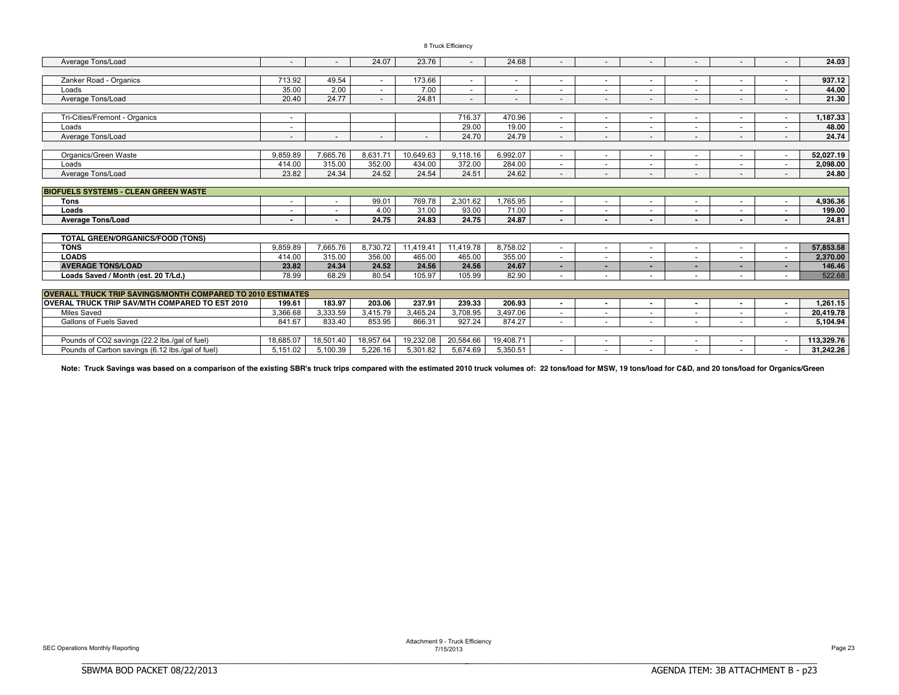8 Truck Efficiency

| | | | | | | | | | | | | | |
|---|---|---|---|---|---|---|---|---|---|---|---|---|---|
| Average Tons/Load | - | - | 24.07 | 23.76 | - | 24.68 | - | - | - | - | - | - | **24.03** |
| | | | | | | | | | | | | | |
| Zanker Road - Organics | 713.92 | 49.54 | - | 173.66 | - | - | - | - | - | - | - | - | **937.12** |
| Loads | 35.00 | 2.00 | - | 7.00 | - | - | - | - | - | - | - | - | **44.00** |
| Average Tons/Load | 20.40 | 24.77 | - | 24.81 | - | - | - | - | - | - | - | - | **21.30** |
| | | | | | | | | | | | | | |
| Tri-Cities/Fremont - Organics | - | | | | 716.37 | 470.96 | - | - | - | - | - | - | **1,187.33** |
| Loads | - | | | | 29.00 | 19.00 | - | - | - | - | - | - | **48.00** |
| Average Tons/Load | - | - | - | - | 24.70 | 24.79 | - | - | - | - | - | - | **24.74** |
| | | | | | | | | | | | | | |
| Organics/Green Waste | 9,859.89 | 7,665.76 | 8,631.71 | 10,649.63 | 9,118.16 | 6,992.07 | - | - | - | - | - | - | **52,027.19** |
| Loads | 414.00 | 315.00 | 352.00 | 434.00 | 372.00 | 284.00 | - | - | - | - | - | - | **2,098.00** |
| Average Tons/Load | 23.82 | 24.34 | 24.52 | 24.54 | 24.51 | 24.62 | - | - | - | - | - | - | **24.80** |
| | | | | | | | | | | | | | |
| **BIOFUELS SYSTEMS - CLEAN GREEN WASTE** | | | | | | | | | | | | | |
| **Tons** | - | - | 99.01 | 769.78 | 2,301.62 | 1,765.95 | - | - | - | - | - | - | **4,936.36** |
| **Loads** | - | - | 4.00 | 31.00 | 93.00 | 71.00 | - | - | - | - | - | - | **199.00** |
| **Average Tons/Load** | - | - | **24.75** | **24.83** | **24.75** | **24.87** | - | - | - | - | - | - | **24.81** |
| | | | | | | | | | | | | | |
| **TOTAL GREEN/ORGANICS/FOOD (TONS)** | | | | | | | | | | | | | |
| **TONS** | 9,859.89 | 7,665.76 | 8,730.72 | 11,419.41 | 11,419.78 | 8,758.02 | - | - | - | - | - | - | **57,853.58** |
| **LOADS** | 414.00 | 315.00 | 356.00 | 465.00 | 465.00 | 355.00 | - | - | - | - | - | - | **2,370.00** |
| **AVERAGE TONS/LOAD** | **23.82** | **24.34** | **24.52** | **24.56** | **24.56** | **24.67** | - | - | - | - | - | - | **146.46** |
| **Loads Saved / Month (est. 20 T/Ld.)** | 78.99 | 68.29 | 80.54 | 105.97 | 105.99 | 82.90 | - | - | - | - | - | - | 522.68 |
| | | | | | | | | | | | | | |
| **OVERALL TRUCK TRIP SAVINGS/MONTH COMPARED TO 2010 ESTIMATES** | | | | | | | | | | | | | |
| **OVERAL TRUCK TRIP SAV/MTH COMPARED TO EST 2010** | **199.61** | **183.97** | **203.06** | **237.91** | **239.33** | **206.93** | - | - | - | - | - | - | **1,261.15** |
| Miles Saved | 3,366.68 | 3,333.59 | 3,415.79 | 3,465.24 | 3,708.95 | 3,497.06 | - | - | - | - | - | - | **20,419.78** |
| Gallons of Fuels Saved | 841.67 | 833.40 | 853.95 | 866.31 | 927.24 | 874.27 | - | - | - | - | - | - | **5,104.94** |
| | | | | | | | | | | | | | |
| Pounds of CO2 savings (22.2 lbs./gal of fuel) | 18,685.07 | 18,501.40 | 18,957.64 | 19,232.08 | 20,584.66 | 19,408.71 | - | - | - | - | - | - | **113,329.76** |
| Pounds of Carbon savings (6.12 lbs./gal of fuel) | 5,151.02 | 5,100.39 | 5,226.16 | 5,301.82 | 5,674.69 | 5,350.51 | - | - | - | - | - | - | **31,242.26** |

**Note: Truck Savings was based on a comparison of the existing SBR's truck trips compared with the estimated 2010 truck volumes of: 22 tons/load for MSW, 19 tons/load for C&D, and 20 tons/load for Organics/Green**

SEC Operations Monthly Reporting

Attachment 9 - Truck Efficiency
7/15/2013

SBWMA BOD PACKET 08/22/2013

AGENDA ITEM: 3B ATTACHMENT B - p23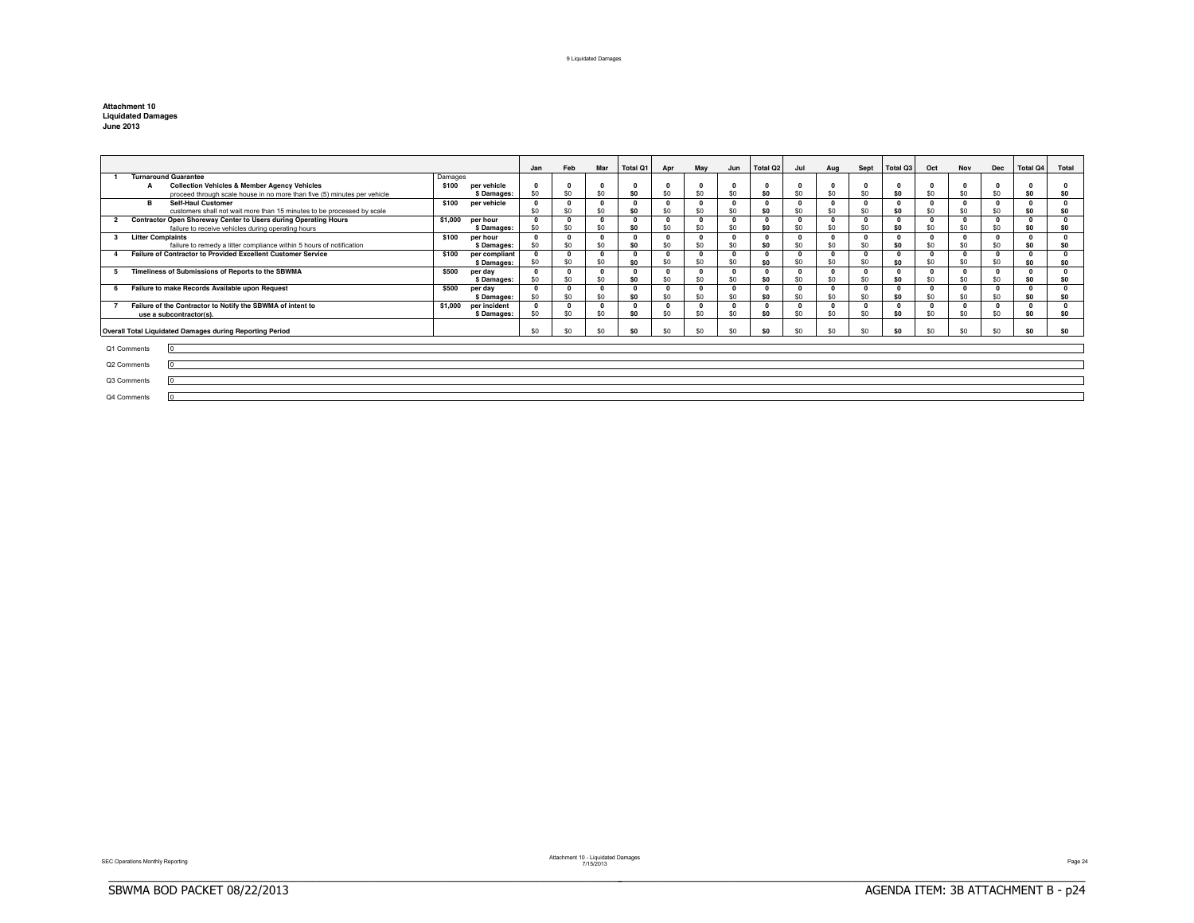**Attachment 10**
**Liquidated Damages**
**June 2013**

| | | | Jan | Feb | Mar | Total Q1 | Apr | May | Jun | Total Q2 | Jul | Aug | Sept | Total Q3 | Oct | Nov | Dec | Total Q4 | Total |
|---|---|---|---|---|---|---|---|---|---|---|---|---|---|---|---|---|---|---|---|
| **1 Turnaround Guarantee** | Damages | | | | | | | | | | | | | | | | | | |
| **A Collection Vehicles & Member Agency Vehicles** | $100 | per vehicle | 0 | 0 | 0 | 0 | 0 | 0 | 0 | 0 | 0 | 0 | 0 | 0 | 0 | 0 | 0 | 0 | 0 |
| proceed through scale house in no more than five (5) minutes per vehicle | | $ Damages: | $0 | $0 | $0 | $0 | $0 | $0 | $0 | $0 | $0 | $0 | $0 | $0 | $0 | $0 | $0 | $0 | $0 |
| **B Self-Haul Customer** | $100 | per vehicle | 0 | 0 | 0 | 0 | 0 | 0 | 0 | 0 | 0 | 0 | 0 | 0 | 0 | 0 | 0 | 0 | 0 |
| customers shall not wait more than 15 minutes to be processed by scale | | | $0 | $0 | $0 | $0 | $0 | $0 | $0 | $0 | $0 | $0 | $0 | $0 | $0 | $0 | $0 | $0 | $0 |
| **2 Contractor Open Shoreway Center to Users during Operating Hours** | $1,000 | per hour | 0 | 0 | 0 | 0 | 0 | 0 | 0 | 0 | 0 | 0 | 0 | 0 | 0 | 0 | 0 | 0 | 0 |
| failure to receive vehicles during operating hours | | $ Damages: | $0 | $0 | $0 | $0 | $0 | $0 | $0 | $0 | $0 | $0 | $0 | $0 | $0 | $0 | $0 | $0 | $0 |
| **3 Litter Complaints** | $100 | per hour | 0 | 0 | 0 | 0 | 0 | 0 | 0 | 0 | 0 | 0 | 0 | 0 | 0 | 0 | 0 | 0 | 0 |
| failure to remedy a litter compliance within 5 hours of notification | | $ Damages: | $0 | $0 | $0 | $0 | $0 | $0 | $0 | $0 | $0 | $0 | $0 | $0 | $0 | $0 | $0 | $0 | $0 |
| **4 Failure of Contractor to Provided Excellent Customer Service** | $100 | per compliant | 0 | 0 | 0 | 0 | 0 | 0 | 0 | 0 | 0 | 0 | 0 | 0 | 0 | 0 | 0 | 0 | 0 |
| | | $ Damages: | $0 | $0 | $0 | $0 | $0 | $0 | $0 | $0 | $0 | $0 | $0 | $0 | $0 | $0 | $0 | $0 | $0 |
| **5 Timeliness of Submissions of Reports to the SBWMA** | $500 | per day | 0 | 0 | 0 | 0 | 0 | 0 | 0 | 0 | 0 | 0 | 0 | 0 | 0 | 0 | 0 | 0 | 0 |
| | | $ Damages: | $0 | $0 | $0 | $0 | $0 | $0 | $0 | $0 | $0 | $0 | $0 | $0 | $0 | $0 | $0 | $0 | $0 |
| **6 Failure to make Records Available upon Request** | $500 | per day | 0 | 0 | 0 | 0 | 0 | 0 | 0 | 0 | 0 | 0 | 0 | 0 | 0 | 0 | 0 | 0 | 0 |
| | | $ Damages: | $0 | $0 | $0 | $0 | $0 | $0 | $0 | $0 | $0 | $0 | $0 | $0 | $0 | $0 | $0 | $0 | $0 |
| **7 Failure of the Contractor to Notify the SBWMA of intent to use a subcontractor(s).** | $1,000 | per incident | 0 | 0 | 0 | 0 | 0 | 0 | 0 | 0 | 0 | 0 | 0 | 0 | 0 | 0 | 0 | 0 | 0 |
| | | $ Damages: | $0 | $0 | $0 | $0 | $0 | $0 | $0 | $0 | $0 | $0 | $0 | $0 | $0 | $0 | $0 | $0 | $0 |
| **Overall Total Liquidated Damages during Reporting Period** | | | $0 | $0 | $0 | $0 | $0 | $0 | $0 | $0 | $0 | $0 | $0 | $0 | $0 | $0 | $0 | $0 | $0 |

Q1 Comments: 0

Q2 Comments: 0

Q3 Comments: 0

Q4 Comments: 0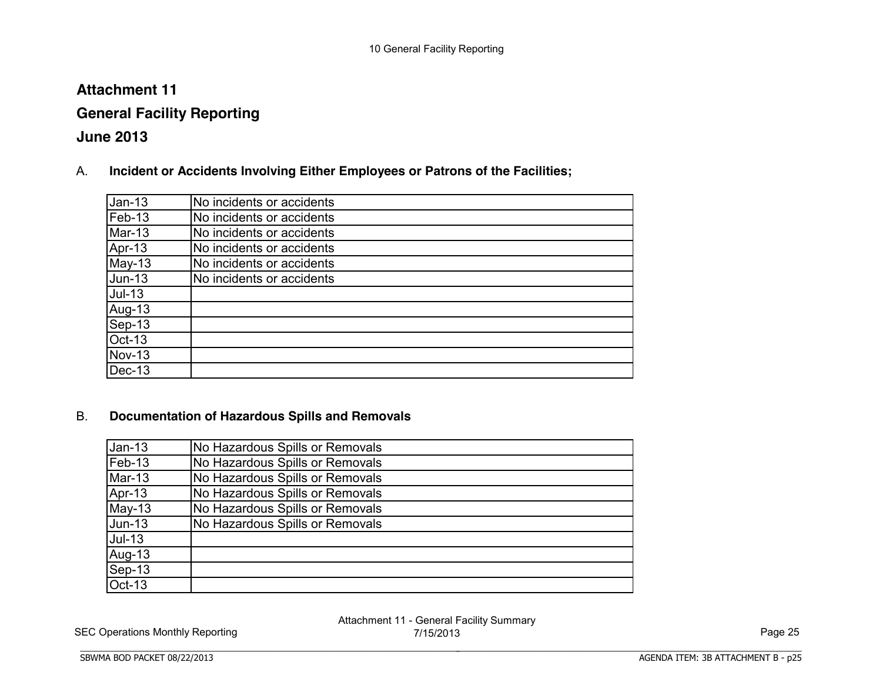# Attachment 11

## General Facility Reporting

## June 2013

A. **Incident or Accidents Involving Either Employees or Patrons of the Facilities;**

| | |
|---|---|
| Jan-13 | No incidents or accidents |
| Feb-13 | No incidents or accidents |
| Mar-13 | No incidents or accidents |
| Apr-13 | No incidents or accidents |
| May-13 | No incidents or accidents |
| Jun-13 | No incidents or accidents |
| Jul-13 | |
| Aug-13 | |
| Sep-13 | |
| Oct-13 | |
| Nov-13 | |
| Dec-13 | |

B. **Documentation of Hazardous Spills and Removals**

| | |
|---|---|
| Jan-13 | No Hazardous Spills or Removals |
| Feb-13 | No Hazardous Spills or Removals |
| Mar-13 | No Hazardous Spills or Removals |
| Apr-13 | No Hazardous Spills or Removals |
| May-13 | No Hazardous Spills or Removals |
| Jun-13 | No Hazardous Spills or Removals |
| Jul-13 | |
| Aug-13 | |
| Sep-13 | |
| Oct-13 | |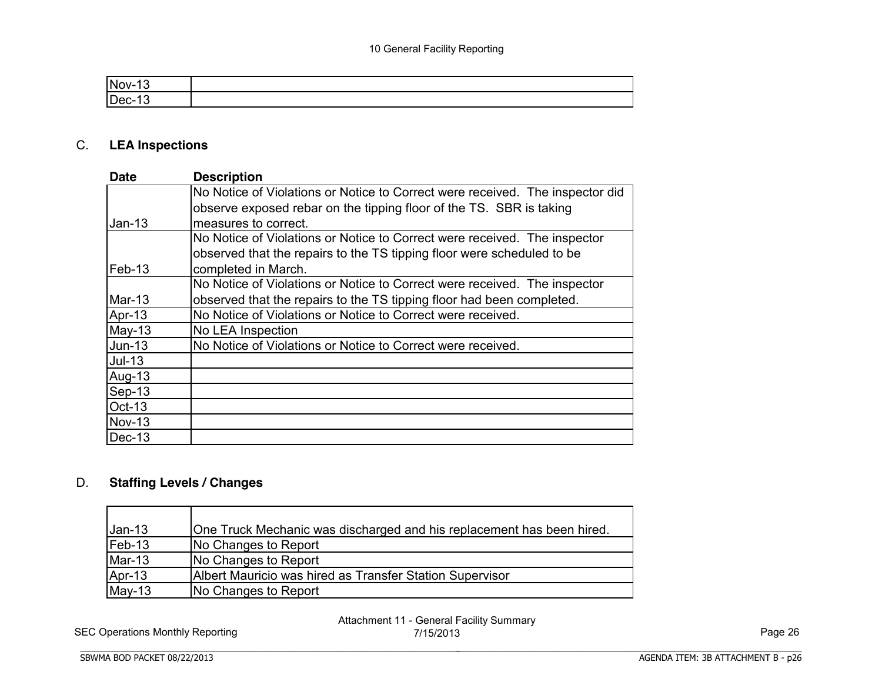| | |
|---|---|
| Nov-13 | |
| Dec-13 | |

## C. LEA Inspections

| Date | Description |
|---|---|
| Jan-13 | No Notice of Violations or Notice to Correct were received. The inspector did observe exposed rebar on the tipping floor of the TS. SBR is taking measures to correct. |
| Feb-13 | No Notice of Violations or Notice to Correct were received. The inspector observed that the repairs to the TS tipping floor were scheduled to be completed in March. |
| Mar-13 | No Notice of Violations or Notice to Correct were received. The inspector observed that the repairs to the TS tipping floor had been completed. |
| Apr-13 | No Notice of Violations or Notice to Correct were received. |
| May-13 | No LEA Inspection |
| Jun-13 | No Notice of Violations or Notice to Correct were received. |
| Jul-13 | |
| Aug-13 | |
| Sep-13 | |
| Oct-13 | |
| Nov-13 | |
| Dec-13 | |

## D. Staffing Levels / Changes

| | |
|---|---|
| Jan-13 | One Truck Mechanic was discharged and his replacement has been hired. |
| Feb-13 | No Changes to Report |
| Mar-13 | No Changes to Report |
| Apr-13 | Albert Mauricio was hired as Transfer Station Supervisor |
| May-13 | No Changes to Report |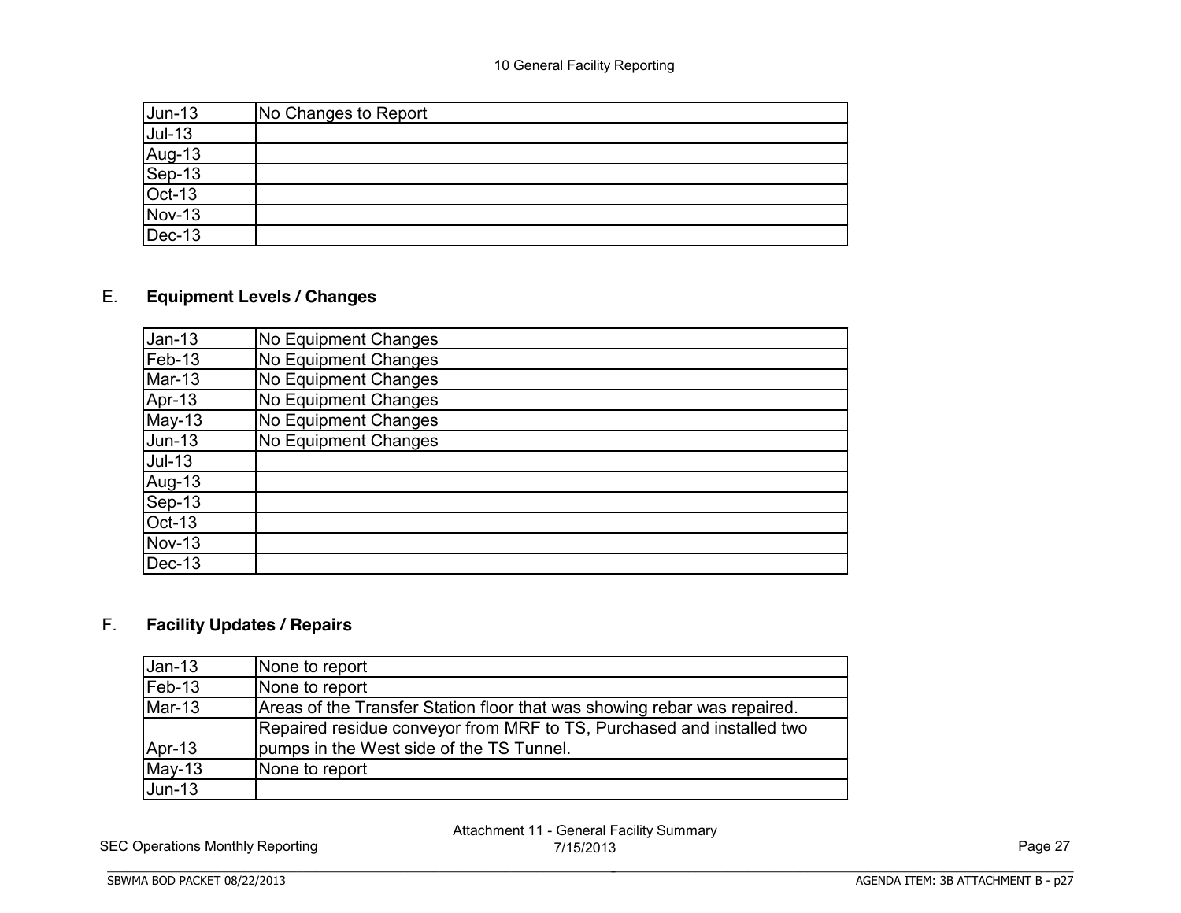| Jun-13 | No Changes to Report |
|---|---|
| Jul-13 | |
| Aug-13 | |
| Sep-13 | |
| Oct-13 | |
| Nov-13 | |
| Dec-13 | |

## E. **Equipment Levels / Changes**

| Jan-13 | No Equipment Changes |
|---|---|
| Feb-13 | No Equipment Changes |
| Mar-13 | No Equipment Changes |
| Apr-13 | No Equipment Changes |
| May-13 | No Equipment Changes |
| Jun-13 | No Equipment Changes |
| Jul-13 | |
| Aug-13 | |
| Sep-13 | |
| Oct-13 | |
| Nov-13 | |
| Dec-13 | |

## F. **Facility Updates / Repairs**

| Jan-13 | None to report |
|---|---|
| Feb-13 | None to report |
| Mar-13 | Areas of the Transfer Station floor that was showing rebar was repaired. |
| Apr-13 | Repaired residue conveyor from MRF to TS, Purchased and installed two pumps in the West side of the TS Tunnel. |
| May-13 | None to report |
| Jun-13 | |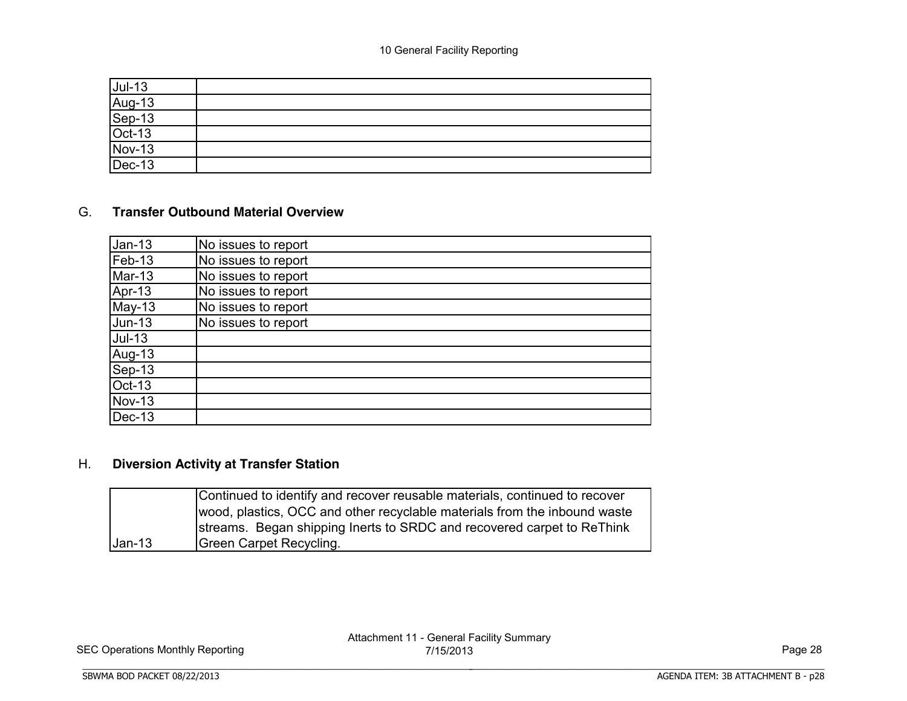| | |
|---|---|
| Jul-13 | |
| Aug-13 | |
| Sep-13 | |
| Oct-13 | |
| Nov-13 | |
| Dec-13 | |

## G. Transfer Outbound Material Overview

| | |
|---|---|
| Jan-13 | No issues to report |
| Feb-13 | No issues to report |
| Mar-13 | No issues to report |
| Apr-13 | No issues to report |
| May-13 | No issues to report |
| Jun-13 | No issues to report |
| Jul-13 | |
| Aug-13 | |
| Sep-13 | |
| Oct-13 | |
| Nov-13 | |
| Dec-13 | |

## H. Diversion Activity at Transfer Station

| | |
|---|---|
| Jan-13 | Continued to identify and recover reusable materials, continued to recover wood, plastics, OCC and other recyclable materials from the inbound waste streams. Began shipping Inerts to SRDC and recovered carpet to ReThink Green Carpet Recycling. |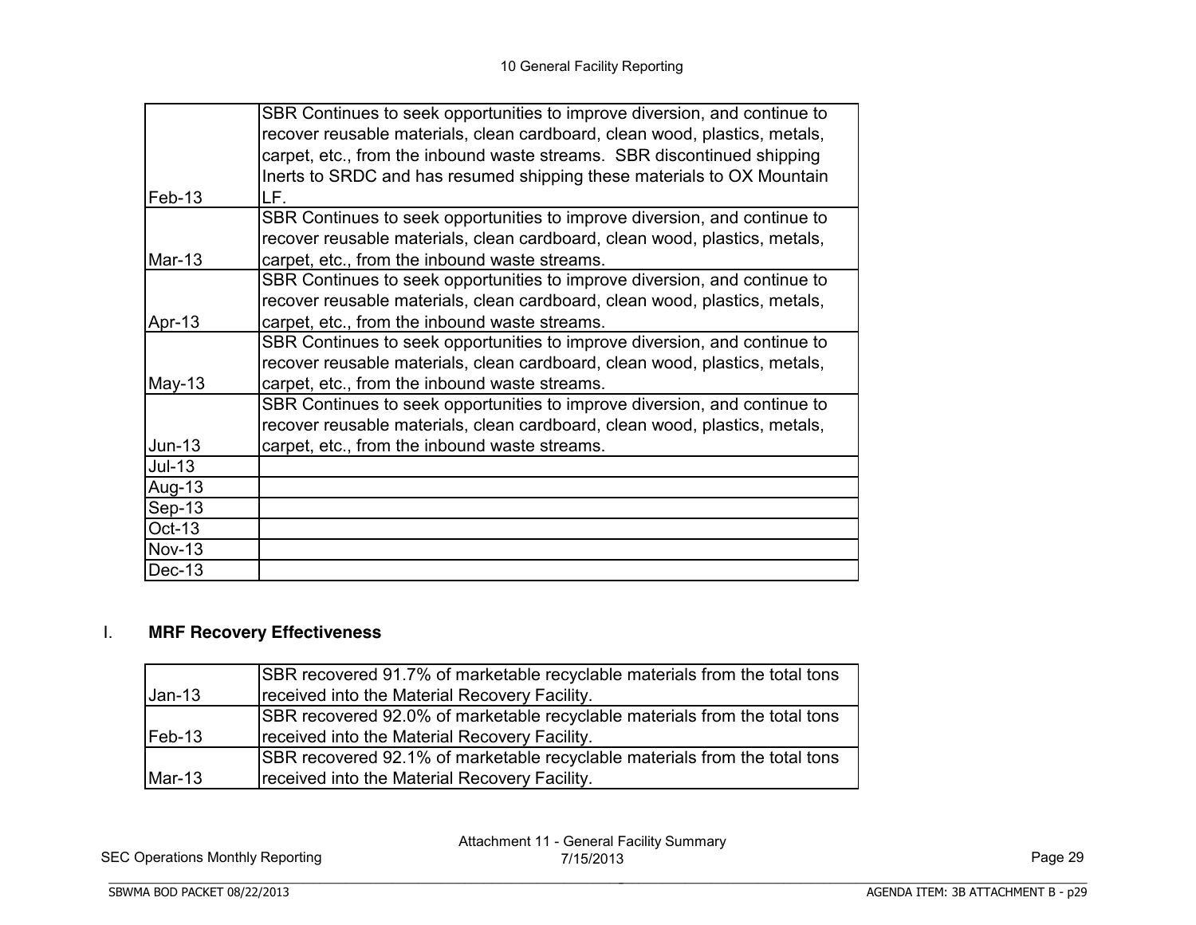10 General Facility Reporting

| | |
|---|---|
| Feb-13 | SBR Continues to seek opportunities to improve diversion, and continue to recover reusable materials, clean cardboard, clean wood, plastics, metals, carpet, etc., from the inbound waste streams. SBR discontinued shipping Inerts to SRDC and has resumed shipping these materials to OX Mountain LF. |
| Mar-13 | SBR Continues to seek opportunities to improve diversion, and continue to recover reusable materials, clean cardboard, clean wood, plastics, metals, carpet, etc., from the inbound waste streams. |
| Apr-13 | SBR Continues to seek opportunities to improve diversion, and continue to recover reusable materials, clean cardboard, clean wood, plastics, metals, carpet, etc., from the inbound waste streams. |
| May-13 | SBR Continues to seek opportunities to improve diversion, and continue to recover reusable materials, clean cardboard, clean wood, plastics, metals, carpet, etc., from the inbound waste streams. |
| Jun-13 | SBR Continues to seek opportunities to improve diversion, and continue to recover reusable materials, clean cardboard, clean wood, plastics, metals, carpet, etc., from the inbound waste streams. |
| Jul-13 | |
| Aug-13 | |
| Sep-13 | |
| Oct-13 | |
| Nov-13 | |
| Dec-13 | |

## I. MRF Recovery Effectiveness

| | |
|---|---|
| Jan-13 | SBR recovered 91.7% of marketable recyclable materials from the total tons received into the Material Recovery Facility. |
| Feb-13 | SBR recovered 92.0% of marketable recyclable materials from the total tons received into the Material Recovery Facility. |
| Mar-13 | SBR recovered 92.1% of marketable recyclable materials from the total tons received into the Material Recovery Facility. |

SEC Operations Monthly Reporting

Attachment 11 - General Facility Summary
7/15/2013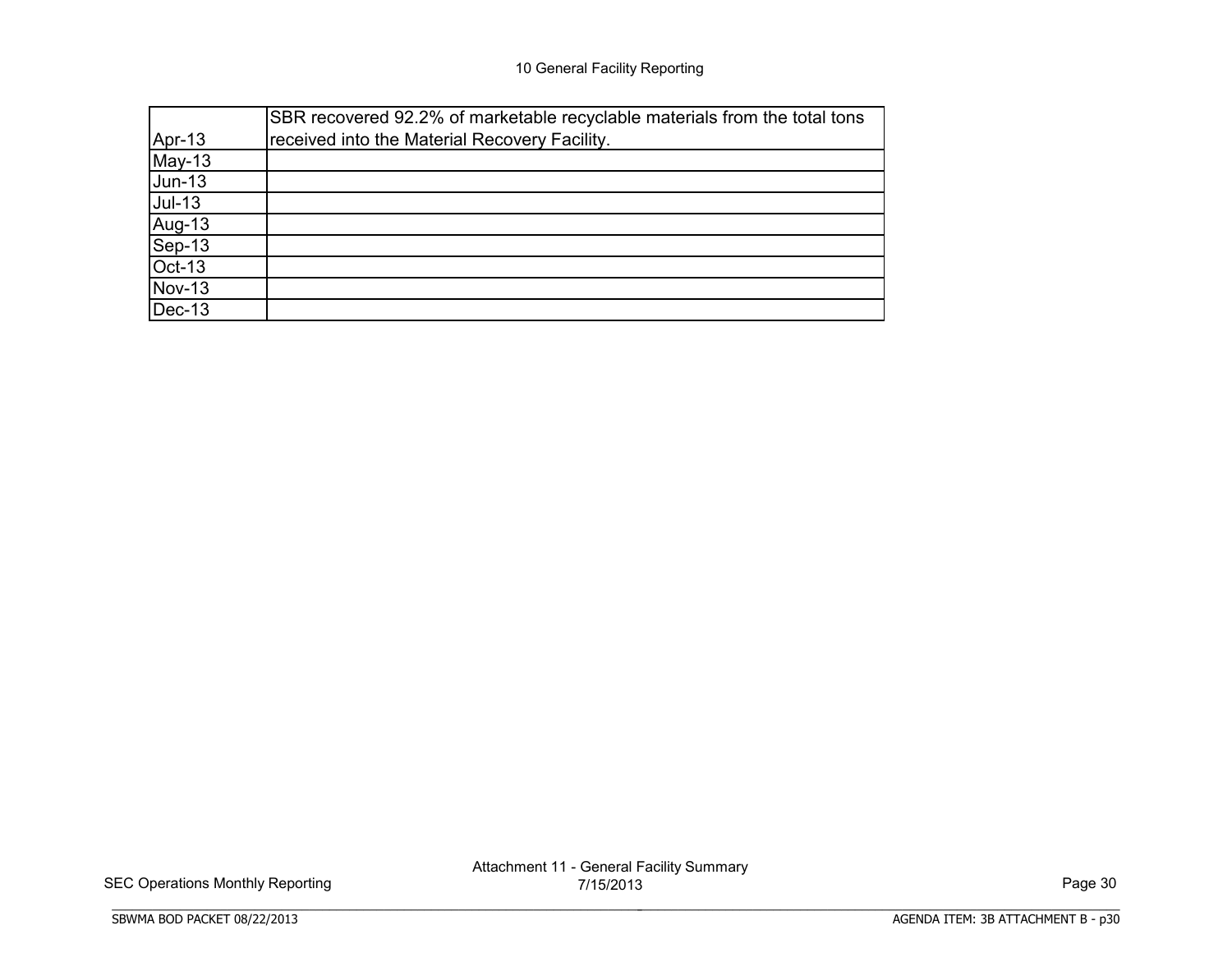10 General Facility Reporting

| | |
|---|---|
| Apr-13 | SBR recovered 92.2% of marketable recyclable materials from the total tons received into the Material Recovery Facility. |
| May-13 | |
| Jun-13 | |
| Jul-13 | |
| Aug-13 | |
| Sep-13 | |
| Oct-13 | |
| Nov-13 | |
| Dec-13 | |

SEC Operations Monthly Reporting

Attachment 11 - General Facility Summary
7/15/2013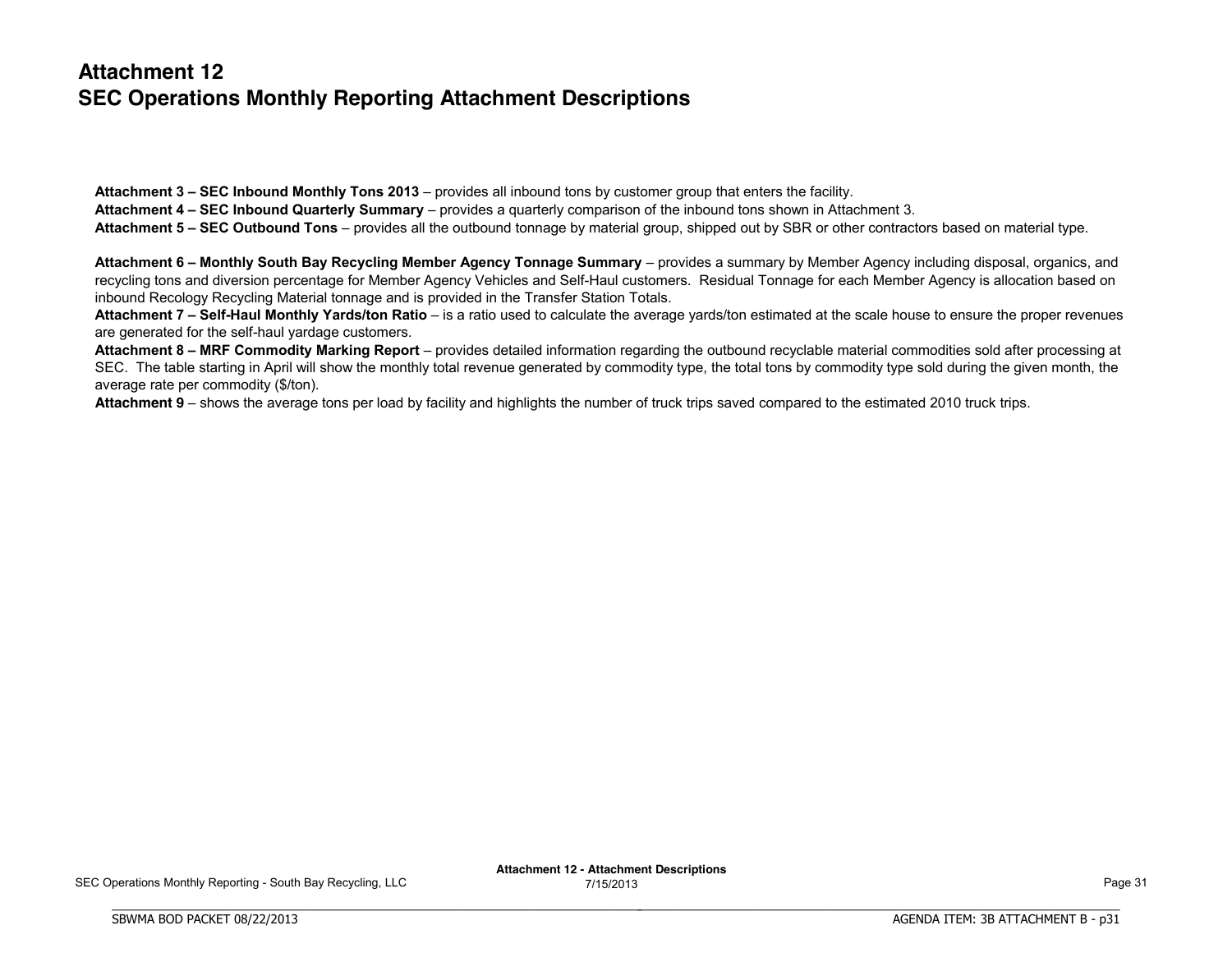# Attachment 12
# SEC Operations Monthly Reporting Attachment Descriptions

**Attachment 3 – SEC Inbound Monthly Tons 2013** – provides all inbound tons by customer group that enters the facility.
**Attachment 4 – SEC Inbound Quarterly Summary** – provides a quarterly comparison of the inbound tons shown in Attachment 3.
**Attachment 5 – SEC Outbound Tons** – provides all the outbound tonnage by material group, shipped out by SBR or other contractors based on material type.

**Attachment 6 – Monthly South Bay Recycling Member Agency Tonnage Summary** – provides a summary by Member Agency including disposal, organics, and recycling tons and diversion percentage for Member Agency Vehicles and Self-Haul customers. Residual Tonnage for each Member Agency is allocation based on inbound Recology Recycling Material tonnage and is provided in the Transfer Station Totals.
**Attachment 7 – Self-Haul Monthly Yards/ton Ratio** – is a ratio used to calculate the average yards/ton estimated at the scale house to ensure the proper revenues are generated for the self-haul yardage customers.
**Attachment 8 – MRF Commodity Marking Report** – provides detailed information regarding the outbound recyclable material commodities sold after processing at SEC. The table starting in April will show the monthly total revenue generated by commodity type, the total tons by commodity type sold during the given month, the average rate per commodity ($/ton).
**Attachment 9** – shows the average tons per load by facility and highlights the number of truck trips saved compared to the estimated 2010 truck trips.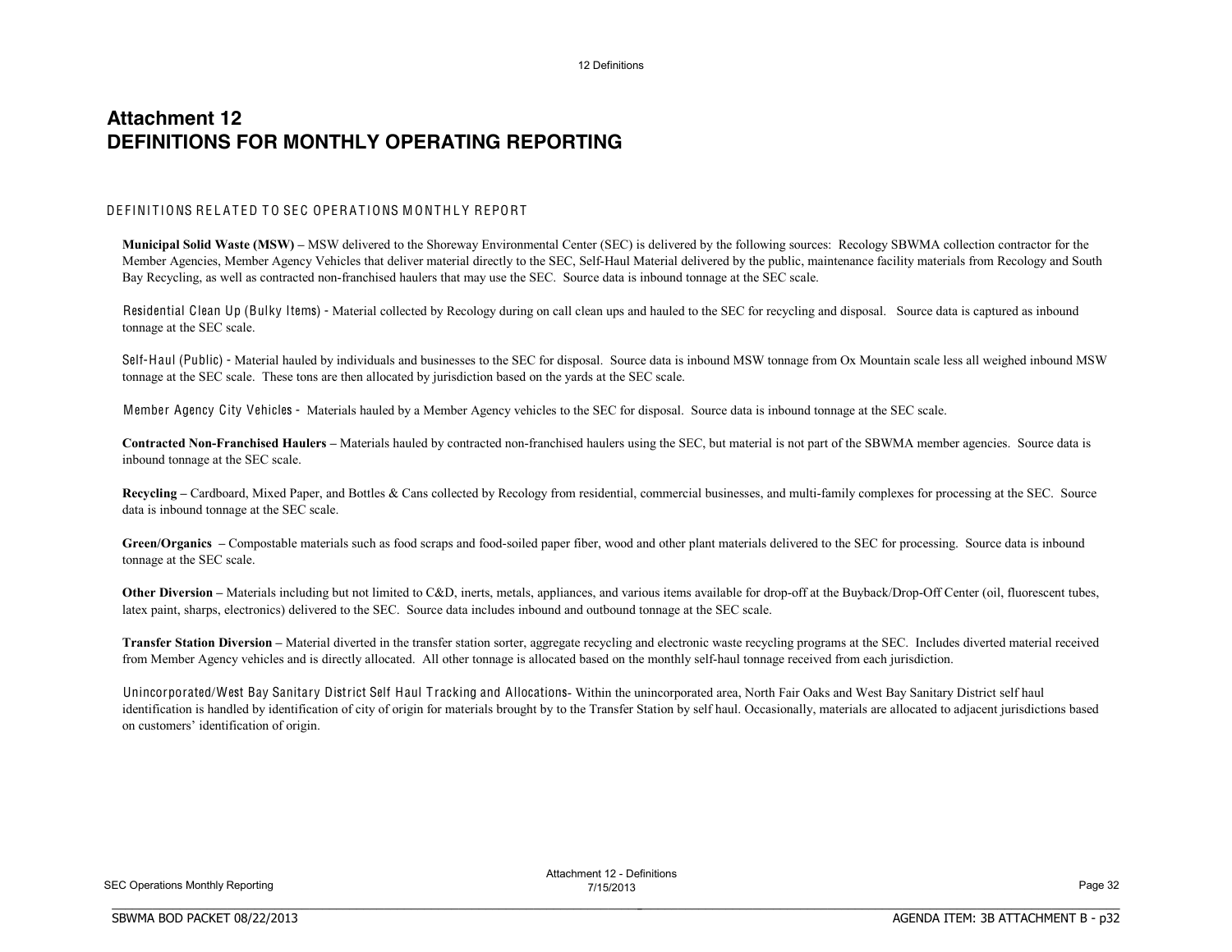# Attachment 12
# DEFINITIONS FOR MONTHLY OPERATING REPORTING

## DEFINITIONS RELATED TO SEC OPERATIONS MONTHLY REPORT

**Municipal Solid Waste (MSW) –** MSW delivered to the Shoreway Environmental Center (SEC) is delivered by the following sources: Recology SBWMA collection contractor for the Member Agencies, Member Agency Vehicles that deliver material directly to the SEC, Self-Haul Material delivered by the public, maintenance facility materials from Recology and South Bay Recycling, as well as contracted non-franchised haulers that may use the SEC. Source data is inbound tonnage at the SEC scale.

Residential Clean Up (Bulky Items) - Material collected by Recology during on call clean ups and hauled to the SEC for recycling and disposal. Source data is captured as inbound tonnage at the SEC scale.

Self-Haul (Public) - Material hauled by individuals and businesses to the SEC for disposal. Source data is inbound MSW tonnage from Ox Mountain scale less all weighed inbound MSW tonnage at the SEC scale. These tons are then allocated by jurisdiction based on the yards at the SEC scale.

Member Agency City Vehicles - Materials hauled by a Member Agency vehicles to the SEC for disposal. Source data is inbound tonnage at the SEC scale.

**Contracted Non-Franchised Haulers –** Materials hauled by contracted non-franchised haulers using the SEC, but material is not part of the SBWMA member agencies. Source data is inbound tonnage at the SEC scale.

**Recycling –** Cardboard, Mixed Paper, and Bottles & Cans collected by Recology from residential, commercial businesses, and multi-family complexes for processing at the SEC. Source data is inbound tonnage at the SEC scale.

**Green/Organics –** Compostable materials such as food scraps and food-soiled paper fiber, wood and other plant materials delivered to the SEC for processing. Source data is inbound tonnage at the SEC scale.

**Other Diversion –** Materials including but not limited to C&D, inerts, metals, appliances, and various items available for drop-off at the Buyback/Drop-Off Center (oil, fluorescent tubes, latex paint, sharps, electronics) delivered to the SEC. Source data includes inbound and outbound tonnage at the SEC scale.

**Transfer Station Diversion –** Material diverted in the transfer station sorter, aggregate recycling and electronic waste recycling programs at the SEC. Includes diverted material received from Member Agency vehicles and is directly allocated. All other tonnage is allocated based on the monthly self-haul tonnage received from each jurisdiction.

Unincorporated/West Bay Sanitary District Self Haul Tracking and Allocations- Within the unincorporated area, North Fair Oaks and West Bay Sanitary District self haul identification is handled by identification of city of origin for materials brought by to the Transfer Station by self haul. Occasionally, materials are allocated to adjacent jurisdictions based on customers' identification of origin.